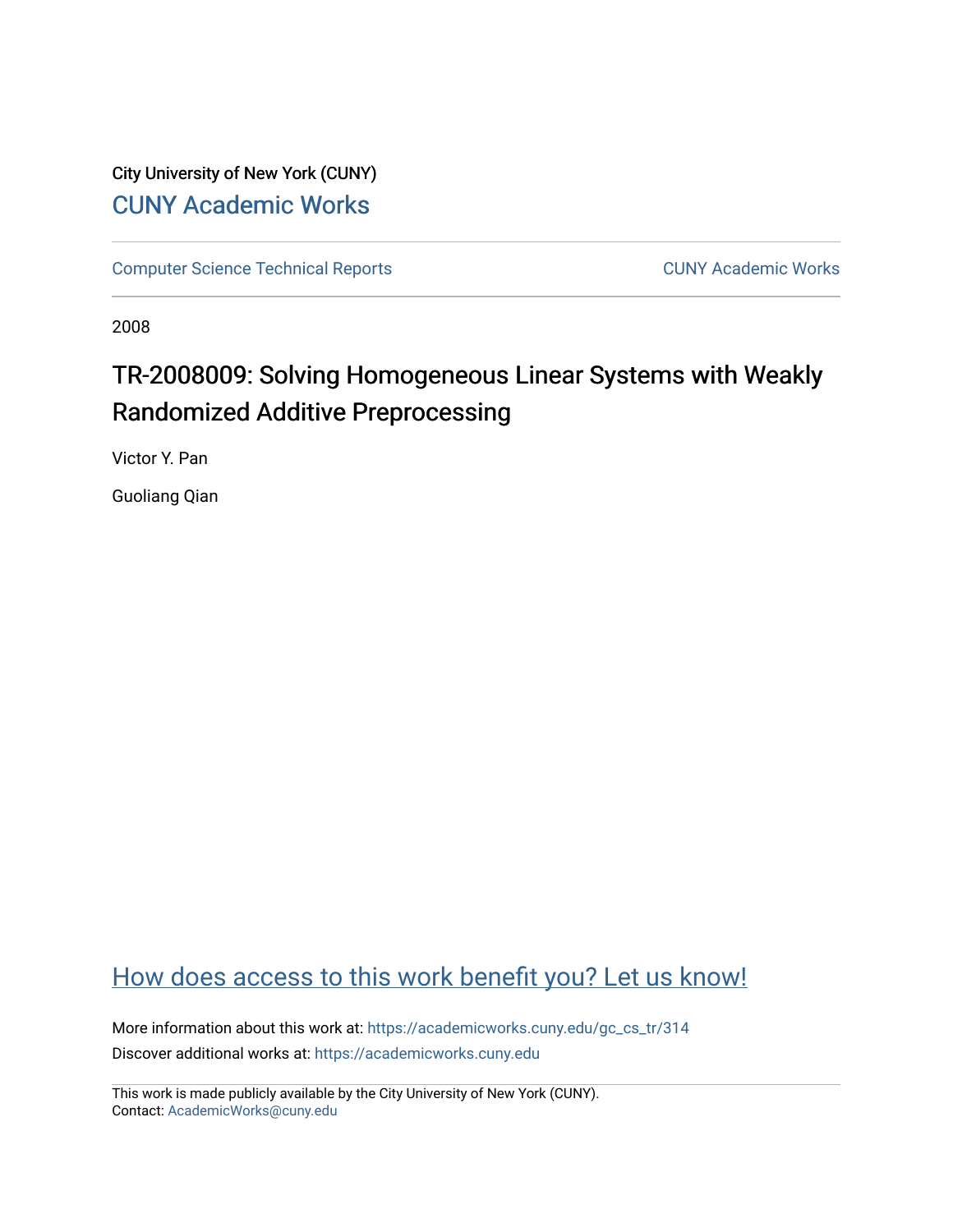City University of New York (CUNY)

CUNY Academic Works

Computer Science Technical Reports

CUNY Academic Works

2008

# TR-2008009: Solving Homogeneous Linear Systems with Weakly Randomized Additive Preprocessing

Victor Y. Pan

Guoliang Qian

How does access to this work benefit you? Let us know!

More information about this work at: https://academicworks.cuny.edu/gc_cs_tr/314

Discover additional works at: https://academicworks.cuny.edu

This work is made publicly available by the City University of New York (CUNY).
Contact: AcademicWorks@cuny.edu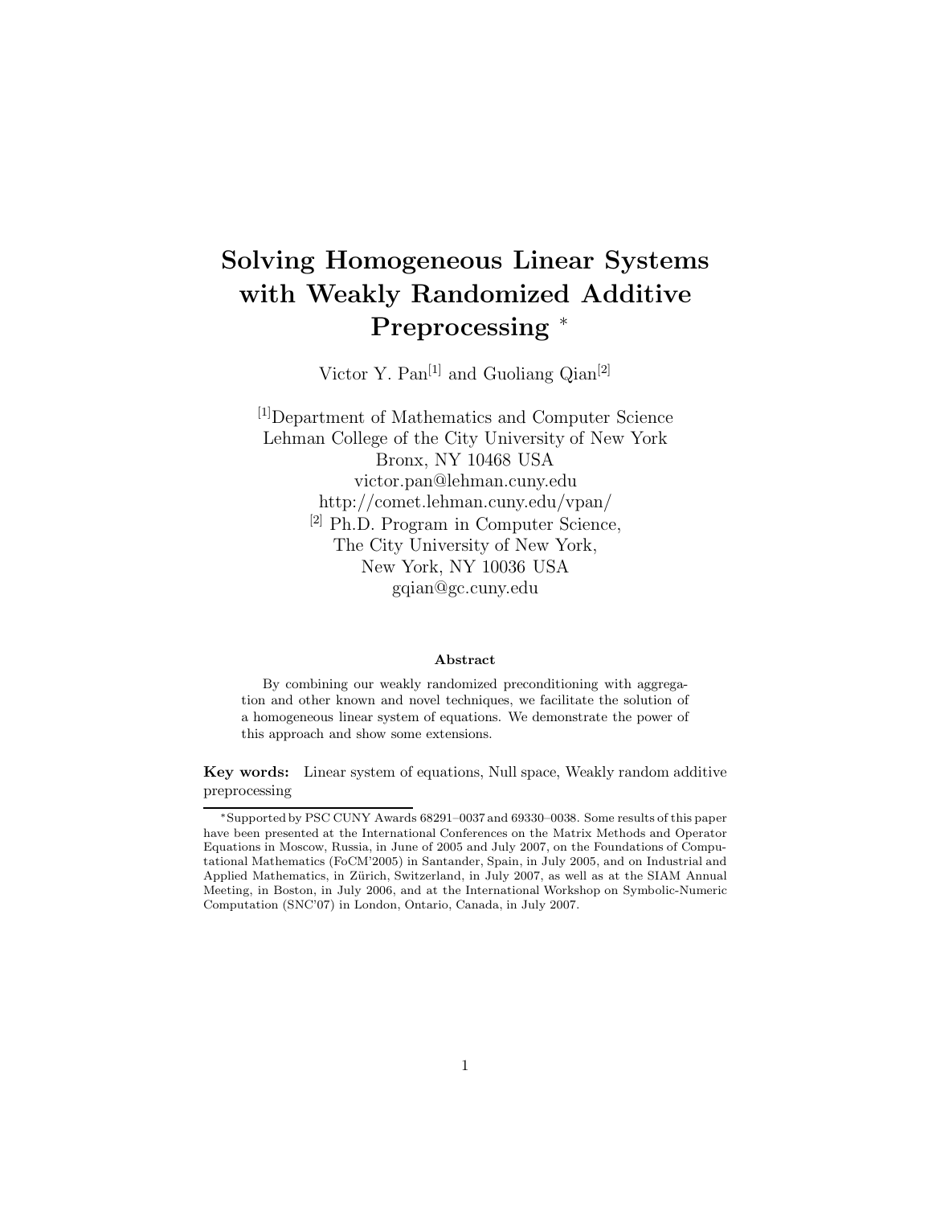# Solving Homogeneous Linear Systems with Weakly Randomized Additive Preprocessing *

Victor Y. Pan[1] and Guoliang Qian[2]

[1]Department of Mathematics and Computer Science
Lehman College of the City University of New York
Bronx, NY 10468 USA
victor.pan@lehman.cuny.edu
http://comet.lehman.cuny.edu/vpan/
[2] Ph.D. Program in Computer Science,
The City University of New York,
New York, NY 10036 USA
gqian@gc.cuny.edu

### Abstract

By combining our weakly randomized preconditioning with aggregation and other known and novel techniques, we facilitate the solution of a homogeneous linear system of equations. We demonstrate the power of this approach and show some extensions.

**Key words:** Linear system of equations, Null space, Weakly random additive preprocessing

---

*Supported by PSC CUNY Awards 68291–0037 and 69330–0038. Some results of this paper have been presented at the International Conferences on the Matrix Methods and Operator Equations in Moscow, Russia, in June of 2005 and July 2007, on the Foundations of Computational Mathematics (FoCM'2005) in Santander, Spain, in July 2005, and on Industrial and Applied Mathematics, in Zürich, Switzerland, in July 2007, as well as at the SIAM Annual Meeting, in Boston, in July 2006, and at the International Workshop on Symbolic-Numeric Computation (SNC'07) in London, Ontario, Canada, in July 2007.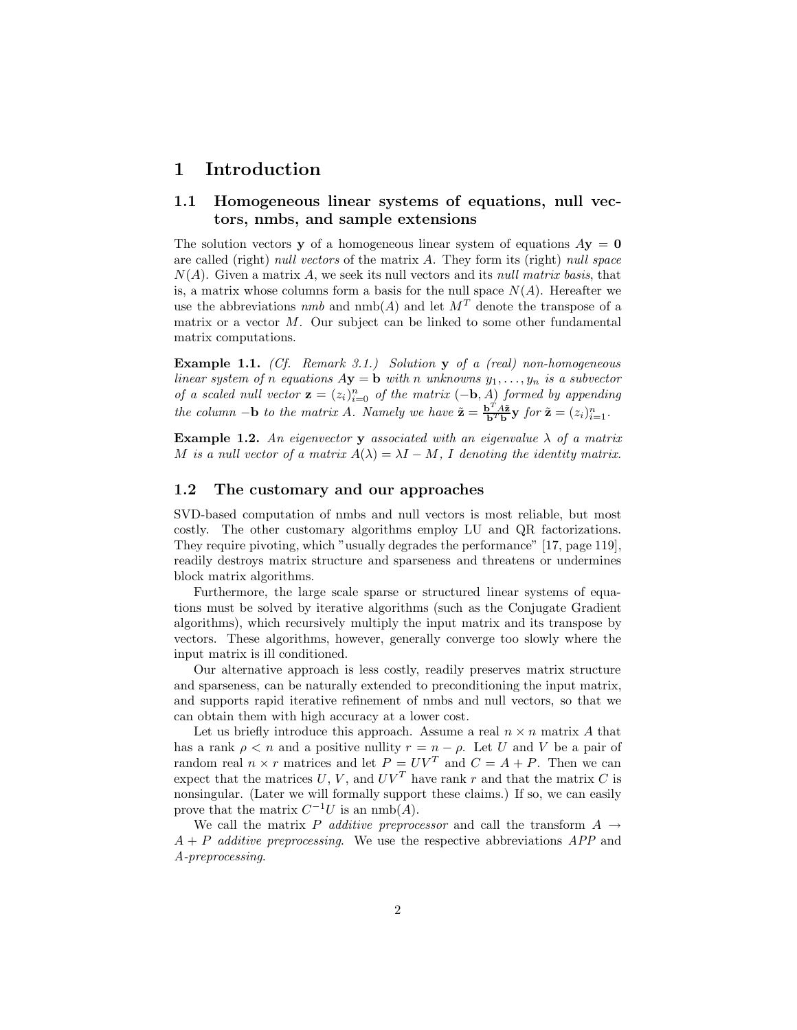# 1 Introduction

## 1.1 Homogeneous linear systems of equations, null vectors, nmbs, and sample extensions

The solution vectors $\mathbf{y}$ of a homogeneous linear system of equations $A\mathbf{y} = \mathbf{0}$ are called (right) *null vectors* of the matrix $A$. They form its (right) *null space* $N(A)$. Given a matrix $A$, we seek its null vectors and its *null matrix basis*, that is, a matrix whose columns form a basis for the null space $N(A)$. Hereafter we use the abbreviations *nmb* and nmb$(A)$ and let $M^T$ denote the transpose of a matrix or a vector $M$. Our subject can be linked to some other fundamental matrix computations.

**Example 1.1.** *(Cf. Remark 3.1.) Solution $\mathbf{y}$ of a (real) non-homogeneous linear system of $n$ equations $A\mathbf{y} = \mathbf{b}$ with $n$ unknowns $y_1, \ldots, y_n$ is a subvector of a scaled null vector $\mathbf{z} = (z_i)_{i=0}^n$ of the matrix $(-\mathbf{b}, A)$ formed by appending the column $-\mathbf{b}$ to the matrix $A$. Namely we have $\tilde{\mathbf{z}} = \frac{\mathbf{b}^T A \tilde{\mathbf{z}}}{\mathbf{b}^T \mathbf{b}} \mathbf{y}$ for $\tilde{\mathbf{z}} = (z_i)_{i=1}^n$.*

**Example 1.2.** *An eigenvector $\mathbf{y}$ associated with an eigenvalue $\lambda$ of a matrix $M$ is a null vector of a matrix $A(\lambda) = \lambda I - M$, $I$ denoting the identity matrix.*

## 1.2 The customary and our approaches

SVD-based computation of nmbs and null vectors is most reliable, but most costly. The other customary algorithms employ LU and QR factorizations. They require pivoting, which "usually degrades the performance" [17, page 119], readily destroys matrix structure and sparseness and threatens or undermines block matrix algorithms.

Furthermore, the large scale sparse or structured linear systems of equations must be solved by iterative algorithms (such as the Conjugate Gradient algorithms), which recursively multiply the input matrix and its transpose by vectors. These algorithms, however, generally converge too slowly where the input matrix is ill conditioned.

Our alternative approach is less costly, readily preserves matrix structure and sparseness, can be naturally extended to preconditioning the input matrix, and supports rapid iterative refinement of nmbs and null vectors, so that we can obtain them with high accuracy at a lower cost.

Let us briefly introduce this approach. Assume a real $n \times n$ matrix $A$ that has a rank $\rho < n$ and a positive nullity $r = n - \rho$. Let $U$ and $V$ be a pair of random real $n \times r$ matrices and let $P = UV^T$ and $C = A + P$. Then we can expect that the matrices $U$, $V$, and $UV^T$ have rank $r$ and that the matrix $C$ is nonsingular. (Later we will formally support these claims.) If so, we can easily prove that the matrix $C^{-1}U$ is an nmb$(A)$.

We call the matrix $P$ *additive preprocessor* and call the transform $A \to A + P$ *additive preprocessing*. We use the respective abbreviations *APP* and *A-preprocessing*.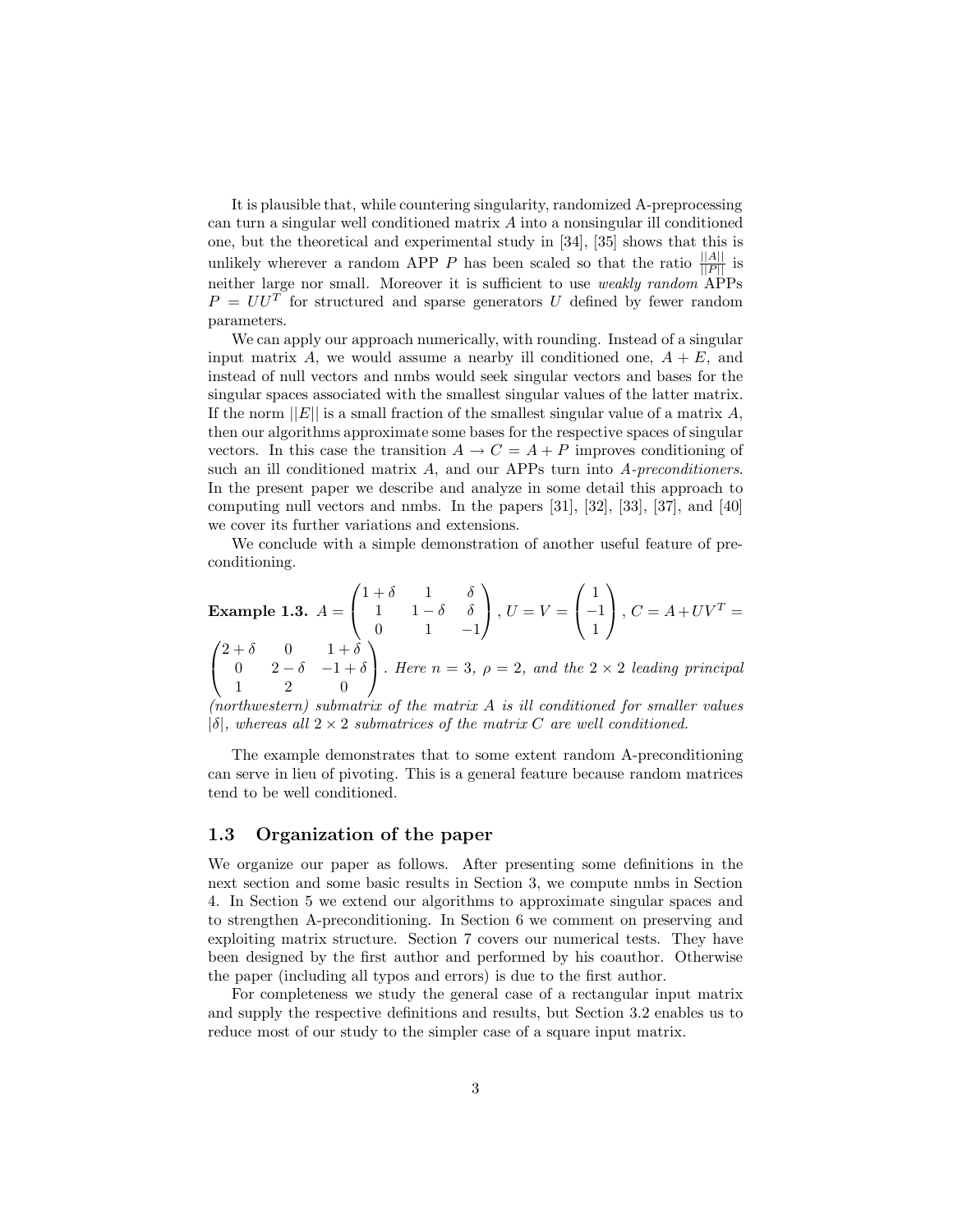It is plausible that, while countering singularity, randomized A-preprocessing can turn a singular well conditioned matrix $A$ into a nonsingular ill conditioned one, but the theoretical and experimental study in [34], [35] shows that this is unlikely wherever a random APP $P$ has been scaled so that the ratio $\frac{||A||}{||P||}$ is neither large nor small. Moreover it is sufficient to use *weakly random* APPs $P = UU^T$ for structured and sparse generators $U$ defined by fewer random parameters.

We can apply our approach numerically, with rounding. Instead of a singular input matrix $A$, we would assume a nearby ill conditioned one, $A + E$, and instead of null vectors and nmbs would seek singular vectors and bases for the singular spaces associated with the smallest singular values of the latter matrix. If the norm $||E||$ is a small fraction of the smallest singular value of a matrix $A$, then our algorithms approximate some bases for the respective spaces of singular vectors. In this case the transition $A \to C = A + P$ improves conditioning of such an ill conditioned matrix $A$, and our APPs turn into *A-preconditioners*. In the present paper we describe and analyze in some detail this approach to computing null vectors and nmbs. In the papers [31], [32], [33], [37], and [40] we cover its further variations and extensions.

We conclude with a simple demonstration of another useful feature of preconditioning.

**Example 1.3.** $A = \begin{pmatrix} 1+\delta & 1 & \delta \\ 1 & 1-\delta & \delta \\ 0 & 1 & -1 \end{pmatrix}$, $U = V = \begin{pmatrix} 1 \\ -1 \\ 1 \end{pmatrix}$, $C = A + UV^T = \begin{pmatrix} 2+\delta & 0 & 1+\delta \\ 0 & 2-\delta & -1+\delta \\ 1 & 2 & 0 \end{pmatrix}$. *Here* $n = 3$, $\rho = 2$, *and the* $2 \times 2$ *leading principal (northwestern) submatrix of the matrix* $A$ *is ill conditioned for smaller values* $|\delta|$, *whereas all* $2 \times 2$ *submatrices of the matrix* $C$ *are well conditioned.*

The example demonstrates that to some extent random A-preconditioning can serve in lieu of pivoting. This is a general feature because random matrices tend to be well conditioned.

## 1.3 Organization of the paper

We organize our paper as follows. After presenting some definitions in the next section and some basic results in Section 3, we compute nmbs in Section 4. In Section 5 we extend our algorithms to approximate singular spaces and to strengthen A-preconditioning. In Section 6 we comment on preserving and exploiting matrix structure. Section 7 covers our numerical tests. They have been designed by the first author and performed by his coauthor. Otherwise the paper (including all typos and errors) is due to the first author.

For completeness we study the general case of a rectangular input matrix and supply the respective definitions and results, but Section 3.2 enables us to reduce most of our study to the simpler case of a square input matrix.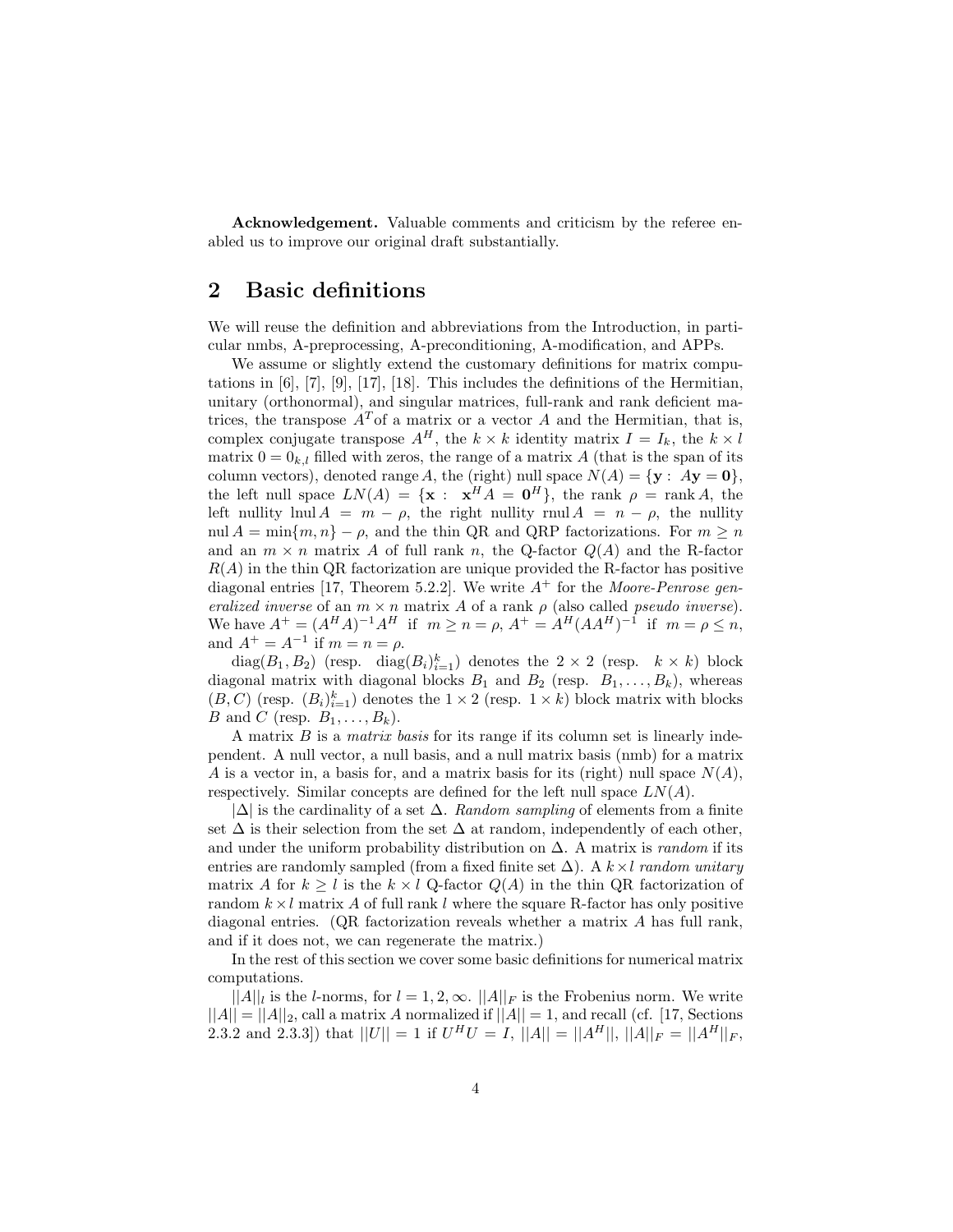**Acknowledgement.** Valuable comments and criticism by the referee enabled us to improve our original draft substantially.

## 2 Basic definitions

We will reuse the definition and abbreviations from the Introduction, in particular nmbs, A-preprocessing, A-preconditioning, A-modification, and APPs.

We assume or slightly extend the customary definitions for matrix computations in [6], [7], [9], [17], [18]. This includes the definitions of the Hermitian, unitary (orthonormal), and singular matrices, full-rank and rank deficient matrices, the transpose $A^T$ of a matrix or a vector $A$ and the Hermitian, that is, complex conjugate transpose $A^H$, the $k \times k$ identity matrix $I = I_k$, the $k \times l$ matrix $0 = 0_{k,l}$ filled with zeros, the range of a matrix $A$ (that is the span of its column vectors), denoted range $A$, the (right) null space $N(A) = \{\mathbf{y} : A\mathbf{y} = \mathbf{0}\}$, the left null space $LN(A) = \{\mathbf{x} : \mathbf{x}^H A = \mathbf{0}^H\}$, the rank $\rho = \operatorname{rank} A$, the left nullity $\operatorname{lnul} A = m - \rho$, the right nullity $\operatorname{rnul} A = n - \rho$, the nullity $\operatorname{nul} A = \min\{m, n\} - \rho$, and the thin QR and QRP factorizations. For $m \geq n$ and an $m \times n$ matrix $A$ of full rank $n$, the Q-factor $Q(A)$ and the R-factor $R(A)$ in the thin QR factorization are unique provided the R-factor has positive diagonal entries [17, Theorem 5.2.2]. We write $A^+$ for the *Moore-Penrose generalized inverse* of an $m \times n$ matrix $A$ of a rank $\rho$ (also called *pseudo inverse*). We have $A^+ = (A^H A)^{-1} A^H$ if $m \geq n = \rho$, $A^+ = A^H (AA^H)^{-1}$ if $m = \rho \leq n$, and $A^+ = A^{-1}$ if $m = n = \rho$.

$\operatorname{diag}(B_1, B_2)$ (resp. $\operatorname{diag}(B_i)_{i=1}^k$) denotes the $2 \times 2$ (resp. $k \times k$) block diagonal matrix with diagonal blocks $B_1$ and $B_2$ (resp. $B_1, \ldots, B_k$), whereas $(B, C)$ (resp. $(B_i)_{i=1}^k$) denotes the $1 \times 2$ (resp. $1 \times k$) block matrix with blocks $B$ and $C$ (resp. $B_1, \ldots, B_k$).

A matrix $B$ is a *matrix basis* for its range if its column set is linearly independent. A null vector, a null basis, and a null matrix basis (nmb) for a matrix $A$ is a vector in, a basis for, and a matrix basis for its (right) null space $N(A)$, respectively. Similar concepts are defined for the left null space $LN(A)$.

$|\Delta|$ is the cardinality of a set $\Delta$. *Random sampling* of elements from a finite set $\Delta$ is their selection from the set $\Delta$ at random, independently of each other, and under the uniform probability distribution on $\Delta$. A matrix is *random* if its entries are randomly sampled (from a fixed finite set $\Delta$). A $k \times l$ *random unitary* matrix $A$ for $k \geq l$ is the $k \times l$ Q-factor $Q(A)$ in the thin QR factorization of random $k \times l$ matrix $A$ of full rank $l$ where the square R-factor has only positive diagonal entries. (QR factorization reveals whether a matrix $A$ has full rank, and if it does not, we can regenerate the matrix.)

In the rest of this section we cover some basic definitions for numerical matrix computations.

$||A||_l$ is the $l$-norms, for $l = 1, 2, \infty$. $||A||_F$ is the Frobenius norm. We write $||A|| = ||A||_2$, call a matrix $A$ normalized if $||A|| = 1$, and recall (cf. [17, Sections 2.3.2 and 2.3.3]) that $||U|| = 1$ if $U^H U = I$, $||A|| = ||A^H||$, $||A||_F = ||A^H||_F$,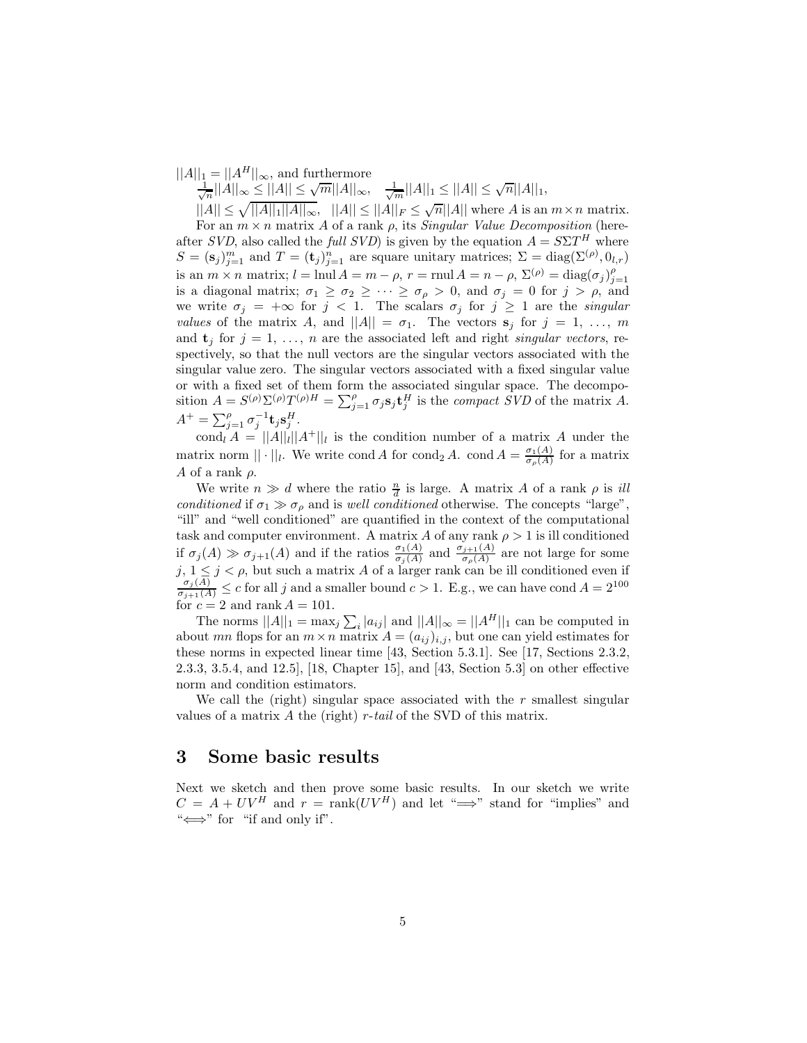$||A||_1 = ||A^H||_\infty$, and furthermore

$\frac{1}{\sqrt{n}}||A||_\infty \leq ||A|| \leq \sqrt{m}||A||_\infty$, $\frac{1}{\sqrt{m}}||A||_1 \leq ||A|| \leq \sqrt{n}||A||_1$,

$||A|| \leq \sqrt{||A||_1||A||_\infty}$, $||A|| \leq ||A||_F \leq \sqrt{n}||A||$ where $A$ is an $m \times n$ matrix.

For an $m \times n$ matrix $A$ of a rank $\rho$, its *Singular Value Decomposition* (hereafter *SVD*, also called the *full SVD*) is given by the equation $A = S\Sigma T^H$ where $S = (\mathbf{s}_j)_{j=1}^m$ and $T = (\mathbf{t}_j)_{j=1}^n$ are square unitary matrices; $\Sigma = \operatorname{diag}(\Sigma^{(\rho)}, 0_{l,r})$ is an $m \times n$ matrix; $l = \operatorname{lnul} A = m - \rho$, $r = \operatorname{rnul} A = n - \rho$, $\Sigma^{(\rho)} = \operatorname{diag}(\sigma_j)_{j=1}^\rho$ is a diagonal matrix; $\sigma_1 \geq \sigma_2 \geq \cdots \geq \sigma_\rho > 0$, and $\sigma_j = 0$ for $j > \rho$, and we write $\sigma_j = +\infty$ for $j < 1$. The scalars $\sigma_j$ for $j \geq 1$ are the *singular values* of the matrix $A$, and $||A|| = \sigma_1$. The vectors $\mathbf{s}_j$ for $j = 1, \ldots, m$ and $\mathbf{t}_j$ for $j = 1, \ldots, n$ are the associated left and right *singular vectors*, respectively, so that the null vectors are the singular vectors associated with the singular value zero. The singular vectors associated with a fixed singular value or with a fixed set of them form the associated singular space. The decomposition $A = S^{(\rho)}\Sigma^{(\rho)}T^{(\rho)H} = \sum_{j=1}^\rho \sigma_j \mathbf{s}_j \mathbf{t}_j^H$ is the *compact SVD* of the matrix $A$. $A^+ = \sum_{j=1}^\rho \sigma_j^{-1} \mathbf{t}_j \mathbf{s}_j^H$.

$\operatorname{cond}_l A = ||A||_l ||A^+||_l$ is the condition number of a matrix $A$ under the matrix norm $||\cdot||_l$. We write $\operatorname{cond} A$ for $\operatorname{cond}_2 A$. $\operatorname{cond} A = \frac{\sigma_1(A)}{\sigma_\rho(A)}$ for a matrix $A$ of a rank $\rho$.

We write $n \gg d$ where the ratio $\frac{n}{d}$ is large. A matrix $A$ of a rank $\rho$ is *ill conditioned* if $\sigma_1 \gg \sigma_\rho$ and is *well conditioned* otherwise. The concepts "large", "ill" and "well conditioned" are quantified in the context of the computational task and computer environment. A matrix $A$ of any rank $\rho > 1$ is ill conditioned if $\sigma_j(A) \gg \sigma_{j+1}(A)$ and if the ratios $\frac{\sigma_1(A)}{\sigma_j(A)}$ and $\frac{\sigma_{j+1}(A)}{\sigma_\rho(A)}$ are not large for some $j$, $1 \leq j < \rho$, but such a matrix $A$ of a larger rank can be ill conditioned even if $\frac{\sigma_j(A)}{\sigma_{j+1}(A)} \leq c$ for all $j$ and a smaller bound $c > 1$. E.g., we can have $\operatorname{cond} A = 2^{100}$ for $c = 2$ and $\operatorname{rank} A = 101$.

The norms $||A||_1 = \max_j \sum_i |a_{ij}|$ and $||A||_\infty = ||A^H||_1$ can be computed in about $mn$ flops for an $m \times n$ matrix $A = (a_{ij})_{i,j}$, but one can yield estimates for these norms in expected linear time [43, Section 5.3.1]. See [17, Sections 2.3.2, 2.3.3, 3.5.4, and 12.5], [18, Chapter 15], and [43, Section 5.3] on other effective norm and condition estimators.

We call the (right) singular space associated with the $r$ smallest singular values of a matrix $A$ the (right) *$r$-tail* of the SVD of this matrix.

## 3 Some basic results

Next we sketch and then prove some basic results. In our sketch we write $C = A + UV^H$ and $r = \operatorname{rank}(UV^H)$ and let "$\Longrightarrow$" stand for "implies" and "$\Longleftrightarrow$" for "if and only if".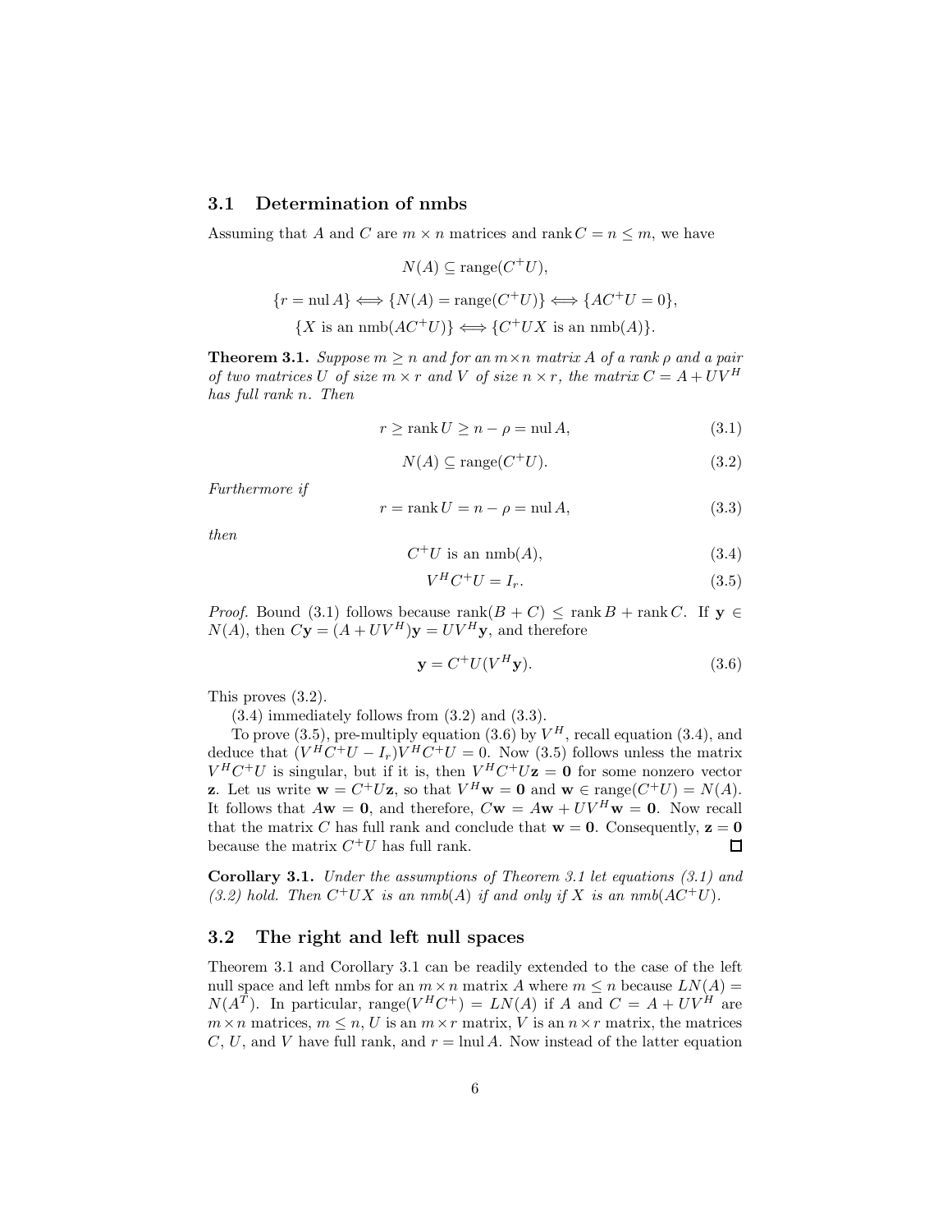### 3.1 Determination of nmbs

Assuming that $A$ and $C$ are $m \times n$ matrices and $\operatorname{rank} C = n \leq m$, we have

$$N(A) \subseteq \operatorname{range}(C^+U),$$

$$\{r = \operatorname{nul} A\} \Longleftrightarrow \{N(A) = \operatorname{range}(C^+U)\} \Longleftrightarrow \{AC^+U = 0\},$$

$$\{X \text{ is an nmb}(AC^+U)\} \Longleftrightarrow \{C^+UX \text{ is an nmb}(A)\}.$$

**Theorem 3.1.** *Suppose $m \geq n$ and for an $m \times n$ matrix $A$ of a rank $\rho$ and a pair of two matrices $U$ of size $m \times r$ and $V$ of size $n \times r$, the matrix $C = A + UV^H$ has full rank $n$. Then*

$$r \geq \operatorname{rank} U \geq n - \rho = \operatorname{nul} A, \tag{3.1}$$

$$N(A) \subseteq \operatorname{range}(C^+U). \tag{3.2}$$

*Furthermore if*

$$r = \operatorname{rank} U = n - \rho = \operatorname{nul} A, \tag{3.3}$$

*then*

$$C^+U \text{ is an nmb}(A), \tag{3.4}$$

$$V^H C^+ U = I_r. \tag{3.5}$$

*Proof.* Bound (3.1) follows because $\operatorname{rank}(B + C) \leq \operatorname{rank} B + \operatorname{rank} C$. If $\mathbf{y} \in N(A)$, then $C\mathbf{y} = (A + UV^H)\mathbf{y} = UV^H\mathbf{y}$, and therefore

$$\mathbf{y} = C^+U(V^H\mathbf{y}). \tag{3.6}$$

This proves (3.2).

(3.4) immediately follows from (3.2) and (3.3).

To prove (3.5), pre-multiply equation (3.6) by $V^H$, recall equation (3.4), and deduce that $(V^H C^+ U - I_r)V^H C^+ U = 0$. Now (3.5) follows unless the matrix $V^H C^+ U$ is singular, but if it is, then $V^H C^+ U\mathbf{z} = \mathbf{0}$ for some nonzero vector $\mathbf{z}$. Let us write $\mathbf{w} = C^+U\mathbf{z}$, so that $V^H\mathbf{w} = \mathbf{0}$ and $\mathbf{w} \in \operatorname{range}(C^+U) = N(A)$. It follows that $A\mathbf{w} = \mathbf{0}$, and therefore, $C\mathbf{w} = A\mathbf{w} + UV^H\mathbf{w} = \mathbf{0}$. Now recall that the matrix $C$ has full rank and conclude that $\mathbf{w} = \mathbf{0}$. Consequently, $\mathbf{z} = \mathbf{0}$ because the matrix $C^+U$ has full rank. ☐

**Corollary 3.1.** *Under the assumptions of Theorem 3.1 let equations (3.1) and (3.2) hold. Then $C^+UX$ is an nmb$(A)$ if and only if $X$ is an nmb$(AC^+U)$.*

### 3.2 The right and left null spaces

Theorem 3.1 and Corollary 3.1 can be readily extended to the case of the left null space and left nmbs for an $m \times n$ matrix $A$ where $m \leq n$ because $LN(A) = N(A^T)$. In particular, $\operatorname{range}(V^H C^+) = LN(A)$ if $A$ and $C = A + UV^H$ are $m \times n$ matrices, $m \leq n$, $U$ is an $m \times r$ matrix, $V$ is an $n \times r$ matrix, the matrices $C$, $U$, and $V$ have full rank, and $r = \operatorname{lnul} A$. Now instead of the latter equation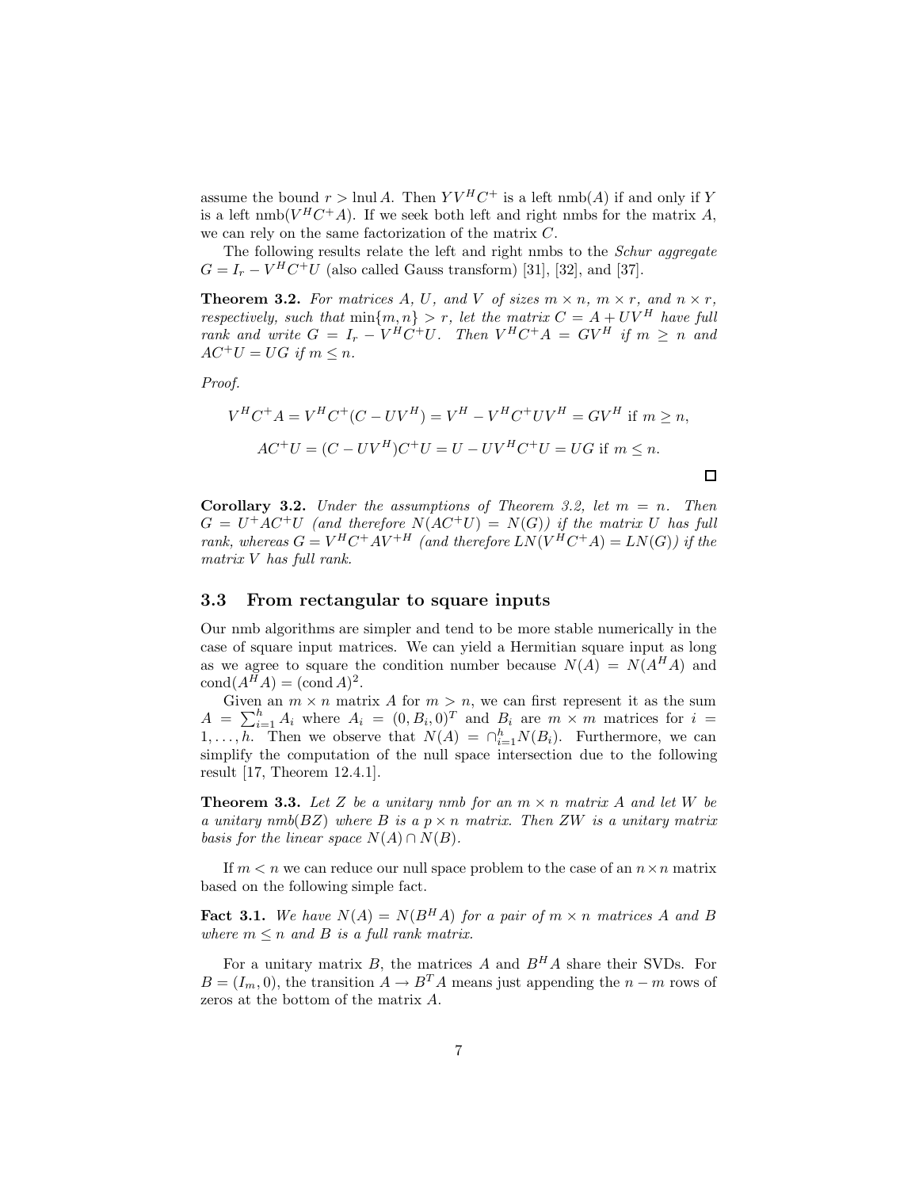assume the bound $r > \text{lnul}\, A$. Then $YV^HC^+$ is a left nmb$(A)$ if and only if $Y$ is a left nmb$(V^HC^+A)$. If we seek both left and right nmbs for the matrix $A$, we can rely on the same factorization of the matrix $C$.

The following results relate the left and right nmbs to the *Schur aggregate* $G = I_r - V^HC^+U$ (also called Gauss transform) [31], [32], and [37].

**Theorem 3.2.** *For matrices $A$, $U$, and $V$ of sizes $m \times n$, $m \times r$, and $n \times r$, respectively, such that $\min\{m, n\} > r$, let the matrix $C = A + UV^H$ have full rank and write $G = I_r - V^HC^+U$. Then $V^HC^+A = GV^H$ if $m \geq n$ and $AC^+U = UG$ if $m \leq n$.*

*Proof.*

$$V^HC^+A = V^HC^+(C - UV^H) = V^H - V^HC^+UV^H = GV^H \text{ if } m \geq n,$$

$$AC^+U = (C - UV^H)C^+U = U - UV^HC^+U = UG \text{ if } m \leq n.$$

□

**Corollary 3.2.** *Under the assumptions of Theorem 3.2, let $m = n$. Then $G = U^+AC^+U$ (and therefore $N(AC^+U) = N(G)$) if the matrix $U$ has full rank, whereas $G = V^HC^+AV^{+H}$ (and therefore $LN(V^HC^+A) = LN(G)$) if the matrix $V$ has full rank.*

## 3.3 From rectangular to square inputs

Our nmb algorithms are simpler and tend to be more stable numerically in the case of square input matrices. We can yield a Hermitian square input as long as we agree to square the condition number because $N(A) = N(A^HA)$ and $\text{cond}(A^HA) = (\text{cond}\, A)^2$.

Given an $m \times n$ matrix $A$ for $m > n$, we can first represent it as the sum $A = \sum_{i=1}^{h} A_i$ where $A_i = (0, B_i, 0)^T$ and $B_i$ are $m \times m$ matrices for $i = 1, \ldots, h$. Then we observe that $N(A) = \cap_{i=1}^{h} N(B_i)$. Furthermore, we can simplify the computation of the null space intersection due to the following result [17, Theorem 12.4.1].

**Theorem 3.3.** *Let $Z$ be a unitary nmb for an $m \times n$ matrix $A$ and let $W$ be a unitary nmb$(BZ)$ where $B$ is a $p \times n$ matrix. Then $ZW$ is a unitary matrix basis for the linear space $N(A) \cap N(B)$.*

If $m < n$ we can reduce our null space problem to the case of an $n \times n$ matrix based on the following simple fact.

**Fact 3.1.** *We have $N(A) = N(B^HA)$ for a pair of $m \times n$ matrices $A$ and $B$ where $m \leq n$ and $B$ is a full rank matrix.*

For a unitary matrix $B$, the matrices $A$ and $B^HA$ share their SVDs. For $B = (I_m, 0)$, the transition $A \to B^TA$ means just appending the $n - m$ rows of zeros at the bottom of the matrix $A$.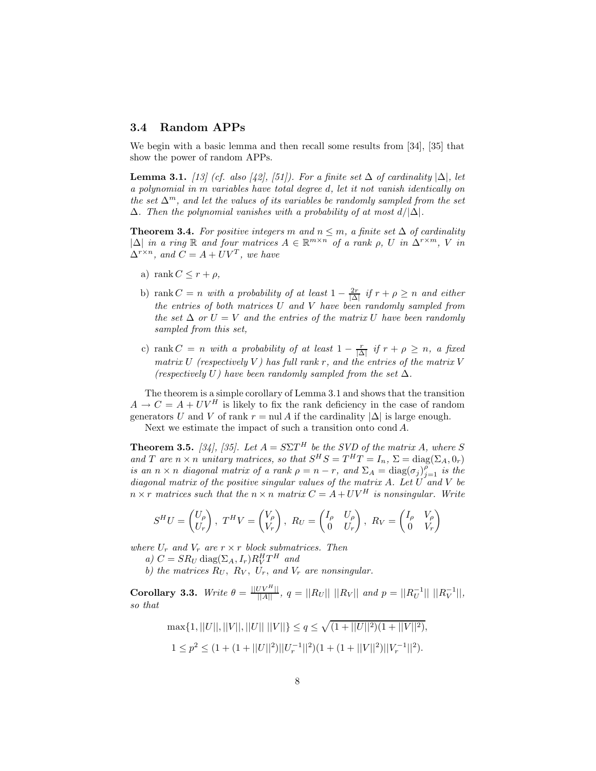### 3.4 Random APPs

We begin with a basic lemma and then recall some results from [34], [35] that show the power of random APPs.

**Lemma 3.1.** *[13] (cf. also [42], [51]). For a finite set $\Delta$ of cardinality $|\Delta|$, let a polynomial in $m$ variables have total degree $d$, let it not vanish identically on the set $\Delta^m$, and let the values of its variables be randomly sampled from the set $\Delta$. Then the polynomial vanishes with a probability of at most $d/|\Delta|$.*

**Theorem 3.4.** *For positive integers $m$ and $n \leq m$, a finite set $\Delta$ of cardinality $|\Delta|$ in a ring $\mathbb{R}$ and four matrices $A \in \mathbb{R}^{m\times n}$ of a rank $\rho$, $U$ in $\Delta^{r\times m}$, $V$ in $\Delta^{r\times n}$, and $C = A + UV^T$, we have*

a) $\operatorname{rank} C \leq r + \rho$,

b) $\operatorname{rank} C = n$ *with a probability of at least* $1 - \frac{2r}{|\Delta|}$ *if* $r + \rho \geq n$ *and either the entries of both matrices $U$ and $V$ have been randomly sampled from the set $\Delta$ or $U = V$ and the entries of the matrix $U$ have been randomly sampled from this set,*

c) $\operatorname{rank} C = n$ *with a probability of at least* $1 - \frac{r}{|\Delta|}$ *if* $r + \rho \geq n$, *a fixed matrix $U$ (respectively $V$) has full rank $r$, and the entries of the matrix $V$ (respectively $U$) have been randomly sampled from the set $\Delta$.*

The theorem is a simple corollary of Lemma 3.1 and shows that the transition $A \rightarrow C = A + UV^H$ is likely to fix the rank deficiency in the case of random generators $U$ and $V$ of rank $r = \operatorname{nul} A$ if the cardinality $|\Delta|$ is large enough.

Next we estimate the impact of such a transition onto $\operatorname{cond} A$.

**Theorem 3.5.** *[34], [35]. Let $A = S\Sigma T^H$ be the SVD of the matrix $A$, where $S$ and $T$ are $n \times n$ unitary matrices, so that $S^H S = T^H T = I_n$, $\Sigma = \operatorname{diag}(\Sigma_A, 0_r)$ is an $n \times n$ diagonal matrix of a rank $\rho = n - r$, and $\Sigma_A = \operatorname{diag}(\sigma_j)_{j=1}^{\rho}$ is the diagonal matrix of the positive singular values of the matrix $A$. Let $U$ and $V$ be $n \times r$ matrices such that the $n \times n$ matrix $C = A + UV^H$ is nonsingular. Write*

$$S^H U = \begin{pmatrix} U_\rho \\ U_r \end{pmatrix},\ T^H V = \begin{pmatrix} V_\rho \\ V_r \end{pmatrix},\ R_U = \begin{pmatrix} I_\rho & U_\rho \\ 0 & U_r \end{pmatrix},\ R_V = \begin{pmatrix} I_\rho & V_\rho \\ 0 & V_r \end{pmatrix}$$

*where $U_r$ and $V_r$ are $r \times r$ block submatrices. Then*

*a) $C = SR_U \operatorname{diag}(\Sigma_A, I_r) R_V^H T^H$ and*

*b) the matrices $R_U$, $R_V$, $U_r$, and $V_r$ are nonsingular.*

**Corollary 3.3.** *Write $\theta = \frac{||UV^H||}{||A||}$, $q = ||R_U||\ ||R_V||$ and $p = ||R_U^{-1}||\ ||R_V^{-1}||$, so that*

$$\max\{1, ||U||, ||V||, ||U||\ ||V||\} \leq q \leq \sqrt{(1 + ||U||^2)(1 + ||V||^2)},$$

$$1 \leq p^2 \leq (1 + (1 + ||U||^2)||U_r^{-1}||^2)(1 + (1 + ||V||^2)||V_r^{-1}||^2).$$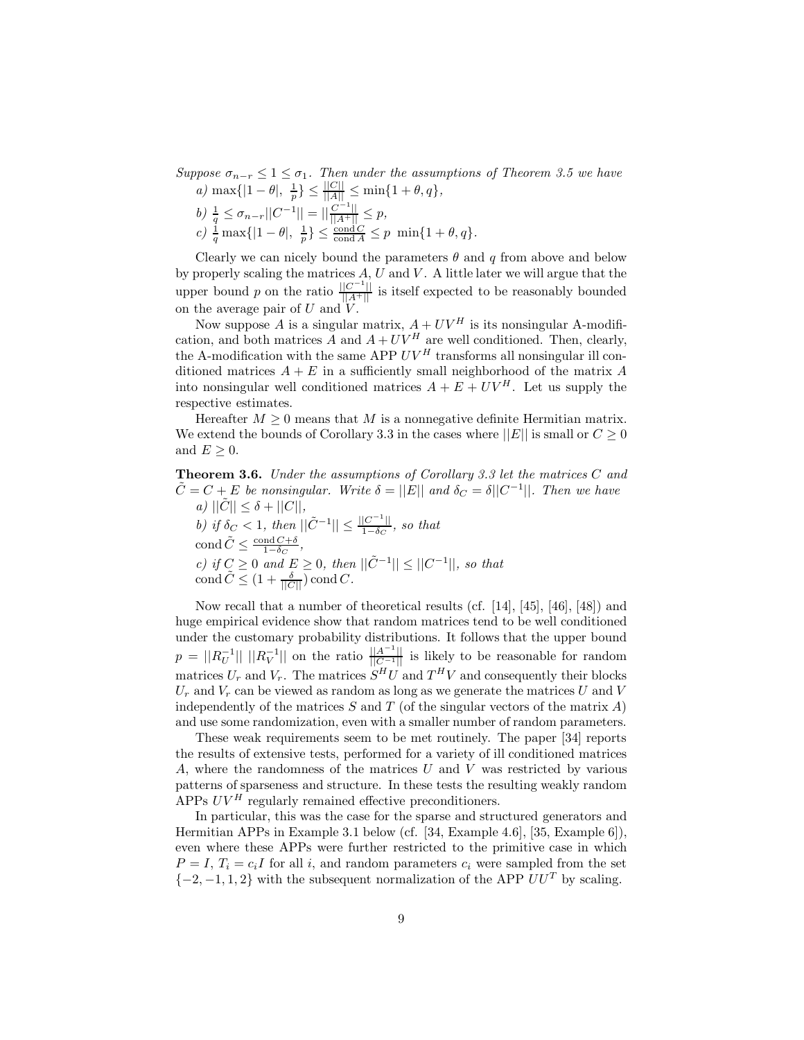*Suppose $\sigma_{n-r} \leq 1 \leq \sigma_1$. Then under the assumptions of Theorem 3.5 we have*

*a)* $\max\{|1-\theta|,\ \frac{1}{p}\} \leq \frac{||C||}{||A||} \leq \min\{1+\theta, q\}$,

*b)* $\frac{1}{q} \leq \sigma_{n-r}||C^{-1}|| = ||\frac{C^{-1}||}{||A^{+}||} \leq p$,

*c)* $\frac{1}{q}\max\{|1-\theta|,\ \frac{1}{p}\} \leq \frac{\operatorname{cond} C}{\operatorname{cond} A} \leq p\ \min\{1+\theta, q\}$.

Clearly we can nicely bound the parameters $\theta$ and $q$ from above and below by properly scaling the matrices $A$, $U$ and $V$. A little later we will argue that the upper bound $p$ on the ratio $\frac{||C^{-1}||}{||A^{+}||}$ is itself expected to be reasonably bounded on the average pair of $U$ and $V$.

Now suppose $A$ is a singular matrix, $A+UV^H$ is its nonsingular A-modification, and both matrices $A$ and $A+UV^H$ are well conditioned. Then, clearly, the A-modification with the same APP $UV^H$ transforms all nonsingular ill conditioned matrices $A+E$ in a sufficiently small neighborhood of the matrix $A$ into nonsingular well conditioned matrices $A+E+UV^H$. Let us supply the respective estimates.

Hereafter $M \geq 0$ means that $M$ is a nonnegative definite Hermitian matrix. We extend the bounds of Corollary 3.3 in the cases where $||E||$ is small or $C \geq 0$ and $E \geq 0$.

**Theorem 3.6.** *Under the assumptions of Corollary 3.3 let the matrices $C$ and $\tilde{C} = C + E$ be nonsingular. Write $\delta = ||E||$ and $\delta_C = \delta||C^{-1}||$. Then we have*

*a)* $||\tilde{C}|| \leq \delta + ||C||$,

*b) if $\delta_C < 1$, then $||\tilde{C}^{-1}|| \leq \frac{||C^{-1}||}{1-\delta_C}$, so that*
$\operatorname{cond}\tilde{C} \leq \frac{\operatorname{cond} C+\delta}{1-\delta_C}$,

*c) if $C \geq 0$ and $E \geq 0$, then $||\tilde{C}^{-1}|| \leq ||C^{-1}||$, so that*
$\operatorname{cond}\tilde{C} \leq (1+\frac{\delta}{||C||})\operatorname{cond} C$.

Now recall that a number of theoretical results (cf. [14], [45], [46], [48]) and huge empirical evidence show that random matrices tend to be well conditioned under the customary probability distributions. It follows that the upper bound $p = ||R_U^{-1}||\ ||R_V^{-1}||$ on the ratio $\frac{||A^{-1}||}{||C^{-1}||}$ is likely to be reasonable for random matrices $U_r$ and $V_r$. The matrices $S^HU$ and $T^HV$ and consequently their blocks $U_r$ and $V_r$ can be viewed as random as long as we generate the matrices $U$ and $V$ independently of the matrices $S$ and $T$ (of the singular vectors of the matrix $A$) and use some randomization, even with a smaller number of random parameters.

These weak requirements seem to be met routinely. The paper [34] reports the results of extensive tests, performed for a variety of ill conditioned matrices $A$, where the randomness of the matrices $U$ and $V$ was restricted by various patterns of sparseness and structure. In these tests the resulting weakly random APPs $UV^H$ regularly remained effective preconditioners.

In particular, this was the case for the sparse and structured generators and Hermitian APPs in Example 3.1 below (cf. [34, Example 4.6], [35, Example 6]), even where these APPs were further restricted to the primitive case in which $P = I$, $T_i = c_iI$ for all $i$, and random parameters $c_i$ were sampled from the set $\{-2,-1,1,2\}$ with the subsequent normalization of the APP $UU^T$ by scaling.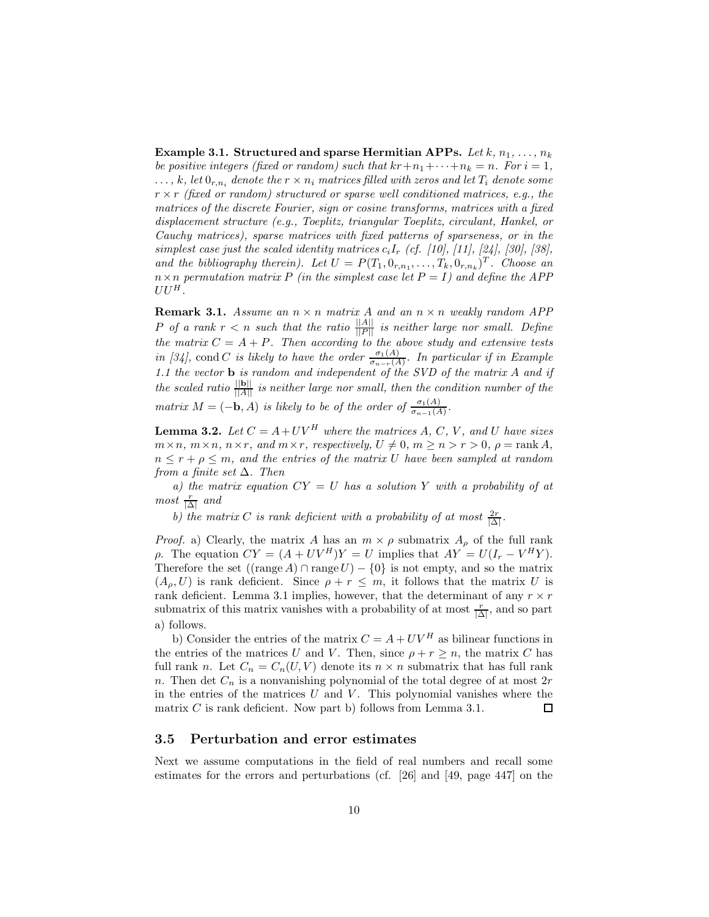**Example 3.1. Structured and sparse Hermitian APPs.** *Let $k$, $n_1, \ldots, n_k$ be positive integers (fixed or random) such that $kr+n_1+\cdots+n_k = n$. For $i = 1, \ldots, k$, let $0_{r,n_i}$ denote the $r \times n_i$ matrices filled with zeros and let $T_i$ denote some $r \times r$ (fixed or random) structured or sparse well conditioned matrices, e.g., the matrices of the discrete Fourier, sign or cosine transforms, matrices with a fixed displacement structure (e.g., Toeplitz, triangular Toeplitz, circulant, Hankel, or Cauchy matrices), sparse matrices with fixed patterns of sparseness, or in the simplest case just the scaled identity matrices $c_i I_r$ (cf. [10], [11], [24], [30], [38], and the bibliography therein). Let $U = P(T_1, 0_{r,n_1}, \ldots, T_k, 0_{r,n_k})^T$. Choose an $n \times n$ permutation matrix $P$ (in the simplest case let $P = I$) and define the APP $UU^H$.*

**Remark 3.1.** *Assume an $n \times n$ matrix $A$ and an $n \times n$ weakly random APP $P$ of a rank $r < n$ such that the ratio $\frac{||A||}{||P||}$ is neither large nor small. Define the matrix $C = A + P$. Then according to the above study and extensive tests in [34], $\operatorname{cond} C$ is likely to have the order $\frac{\sigma_1(A)}{\sigma_{n-r}(A)}$. In particular if in Example 1.1 the vector $\mathbf{b}$ is random and independent of the SVD of the matrix $A$ and if the scaled ratio $\frac{||\mathbf{b}||}{||A||}$ is neither large nor small, then the condition number of the matrix $M = (-\mathbf{b}, A)$ is likely to be of the order of $\frac{\sigma_1(A)}{\sigma_{n-1}(A)}$.*

**Lemma 3.2.** *Let $C = A+UV^H$ where the matrices $A$, $C$, $V$, and $U$ have sizes $m\times n$, $m\times n$, $n\times r$, and $m\times r$, respectively, $U \neq 0$, $m \geq n > r > 0$, $\rho = \operatorname{rank} A$, $n \leq r + \rho \leq m$, and the entries of the matrix $U$ have been sampled at random from a finite set $\Delta$. Then*

*a) the matrix equation $CY = U$ has a solution $Y$ with a probability of at most $\frac{r}{|\Delta|}$ and*

*b) the matrix $C$ is rank deficient with a probability of at most $\frac{2r}{|\Delta|}$.*

*Proof.* a) Clearly, the matrix $A$ has an $m \times \rho$ submatrix $A_\rho$ of the full rank $\rho$. The equation $CY = (A + UV^H)Y = U$ implies that $AY = U(I_r - V^H Y)$. Therefore the set $((\operatorname{range} A) \cap \operatorname{range} U) - \{0\}$ is not empty, and so the matrix $(A_\rho, U)$ is rank deficient. Since $\rho + r \leq m$, it follows that the matrix $U$ is rank deficient. Lemma 3.1 implies, however, that the determinant of any $r \times r$ submatrix of this matrix vanishes with a probability of at most $\frac{r}{|\Delta|}$, and so part a) follows.

b) Consider the entries of the matrix $C = A + UV^H$ as bilinear functions in the entries of the matrices $U$ and $V$. Then, since $\rho + r \geq n$, the matrix $C$ has full rank $n$. Let $C_n = C_n(U, V)$ denote its $n \times n$ submatrix that has full rank $n$. Then $\det C_n$ is a nonvanishing polynomial of the total degree of at most $2r$ in the entries of the matrices $U$ and $V$. This polynomial vanishes where the matrix $C$ is rank deficient. Now part b) follows from Lemma 3.1. ☐

### 3.5 Perturbation and error estimates

Next we assume computations in the field of real numbers and recall some estimates for the errors and perturbations (cf. [26] and [49, page 447] on the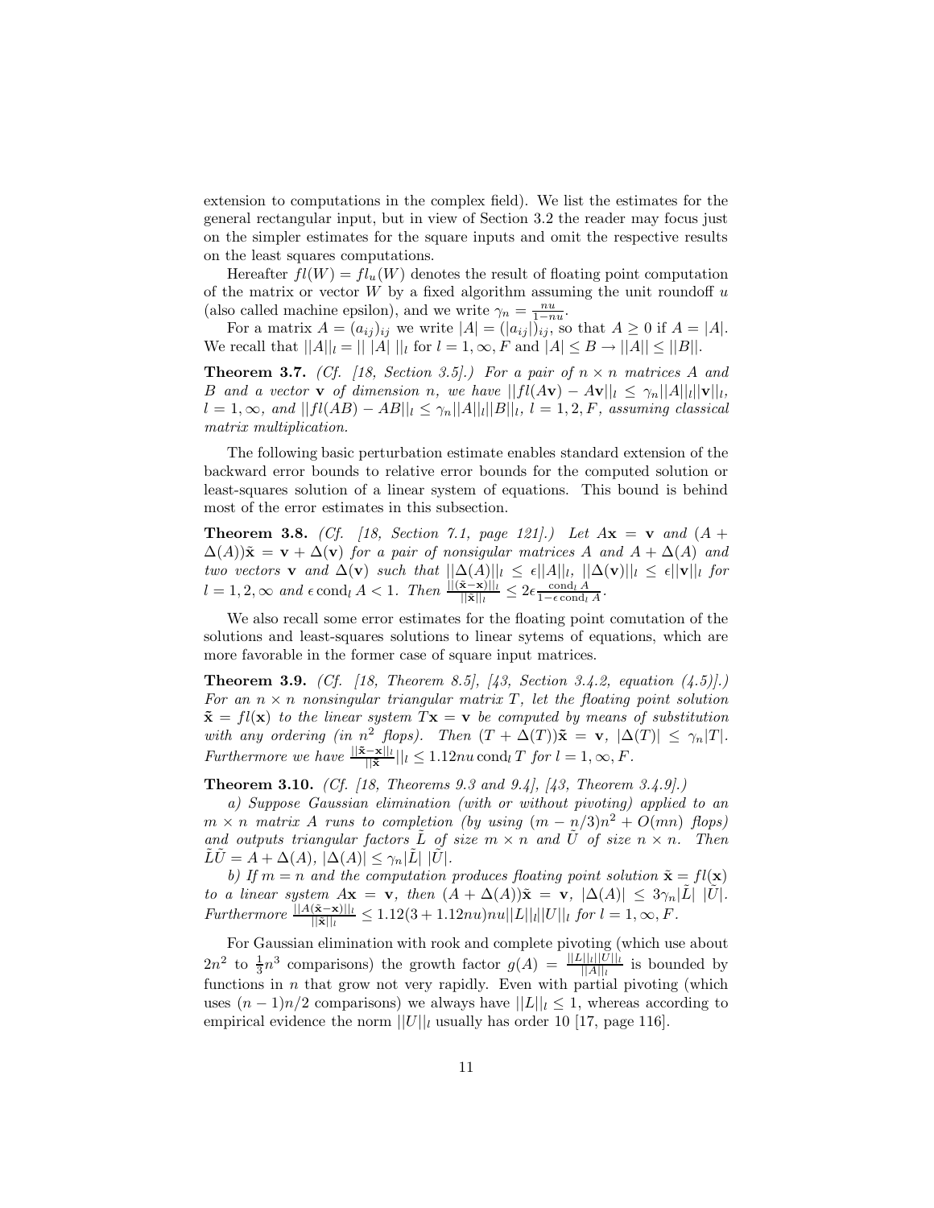extension to computations in the complex field). We list the estimates for the general rectangular input, but in view of Section 3.2 the reader may focus just on the simpler estimates for the square inputs and omit the respective results on the least squares computations.

Hereafter $fl(W) = fl_u(W)$ denotes the result of floating point computation of the matrix or vector $W$ by a fixed algorithm assuming the unit roundoff $u$ (also called machine epsilon), and we write $\gamma_n = \frac{nu}{1-nu}$.

For a matrix $A = (a_{ij})_{ij}$ we write $|A| = (|a_{ij}|)_{ij}$, so that $A \geq 0$ if $A = |A|$. We recall that $||A||_l = ||\ |A|\ ||_l$ for $l = 1, \infty, F$ and $|A| \leq B \rightarrow ||A|| \leq ||B||$.

**Theorem 3.7.** *(Cf. [18, Section 3.5].) For a pair of $n \times n$ matrices $A$ and $B$ and a vector $\mathbf{v}$ of dimension $n$, we have $||fl(A\mathbf{v}) - A\mathbf{v}||_l \leq \gamma_n ||A||_l ||\mathbf{v}||_l$, $l = 1, \infty$, and $||fl(AB) - AB||_l \leq \gamma_n ||A||_l ||B||_l$, $l = 1, 2, F$, assuming classical matrix multiplication.*

The following basic perturbation estimate enables standard extension of the backward error bounds to relative error bounds for the computed solution or least-squares solution of a linear system of equations. This bound is behind most of the error estimates in this subsection.

**Theorem 3.8.** *(Cf. [18, Section 7.1, page 121].) Let $A\mathbf{x} = \mathbf{v}$ and $(A + \Delta(A))\tilde{\mathbf{x}} = \mathbf{v} + \Delta(\mathbf{v})$ for a pair of nonsingular matrices $A$ and $A + \Delta(A)$ and two vectors $\mathbf{v}$ and $\Delta(\mathbf{v})$ such that $||\Delta(A)||_l \leq \epsilon ||A||_l$, $||\Delta(\mathbf{v})||_l \leq \epsilon ||\mathbf{v}||_l$ for $l = 1, 2, \infty$ and $\epsilon \operatorname{cond}_l A < 1$. Then $\frac{||(\tilde{\mathbf{x}} - \mathbf{x})||_l}{||\tilde{\mathbf{x}}||_l} \leq 2\epsilon \frac{\operatorname{cond}_l A}{1 - \epsilon \operatorname{cond}_l A}$.*

We also recall some error estimates for the floating point comutation of the solutions and least-squares solutions to linear sytems of equations, which are more favorable in the former case of square input matrices.

**Theorem 3.9.** *(Cf. [18, Theorem 8.5], [43, Section 3.4.2, equation (4.5)].) For an $n \times n$ nonsingular triangular matrix $T$, let the floating point solution $\tilde{\mathbf{x}} = fl(\mathbf{x})$ to the linear system $T\mathbf{x} = \mathbf{v}$ be computed by means of substitution with any ordering (in $n^2$ flops). Then $(T + \Delta(T))\tilde{\mathbf{x}} = \mathbf{v}$, $|\Delta(T)| \leq \gamma_n |T|$. Furthermore we have $\frac{||\tilde{\mathbf{x}} - \mathbf{x}||_l}{||\tilde{\mathbf{x}}}||_l \leq 1.12nu \operatorname{cond}_l T$ for $l = 1, \infty, F$.*

**Theorem 3.10.** *(Cf. [18, Theorems 9.3 and 9.4], [43, Theorem 3.4.9].)*

*a) Suppose Gaussian elimination (with or without pivoting) applied to an $m \times n$ matrix $A$ runs to completion (by using $(m - n/3)n^2 + O(mn)$ flops) and outputs triangular factors $\tilde{L}$ of size $m \times n$ and $\tilde{U}$ of size $n \times n$. Then $\tilde{L}\tilde{U} = A + \Delta(A)$, $|\Delta(A)| \leq \gamma_n |\tilde{L}|\ |\tilde{U}|$.*

*b) If $m = n$ and the computation produces floating point solution $\tilde{\mathbf{x}} = fl(\mathbf{x})$ to a linear system $A\mathbf{x} = \mathbf{v}$, then $(A + \Delta(A))\tilde{\mathbf{x}} = \mathbf{v}$, $|\Delta(A)| \leq 3\gamma_n |\tilde{L}|\ |\tilde{U}|$. Furthermore $\frac{||A(\tilde{\mathbf{x}} - \mathbf{x})||_l}{||\tilde{\mathbf{x}}||_l} \leq 1.12(3 + 1.12nu)nu||L||_l||U||_l$ for $l = 1, \infty, F$.*

For Gaussian elimination with rook and complete pivoting (which use about $2n^2$ to $\frac{1}{3}n^3$ comparisons) the growth factor $g(A) = \frac{||L||_l||U||_l}{||A||_l}$ is bounded by functions in $n$ that grow not very rapidly. Even with partial pivoting (which uses $(n-1)n/2$ comparisons) we always have $||L||_l \leq 1$, whereas according to empirical evidence the norm $||U||_l$ usually has order 10 [17, page 116].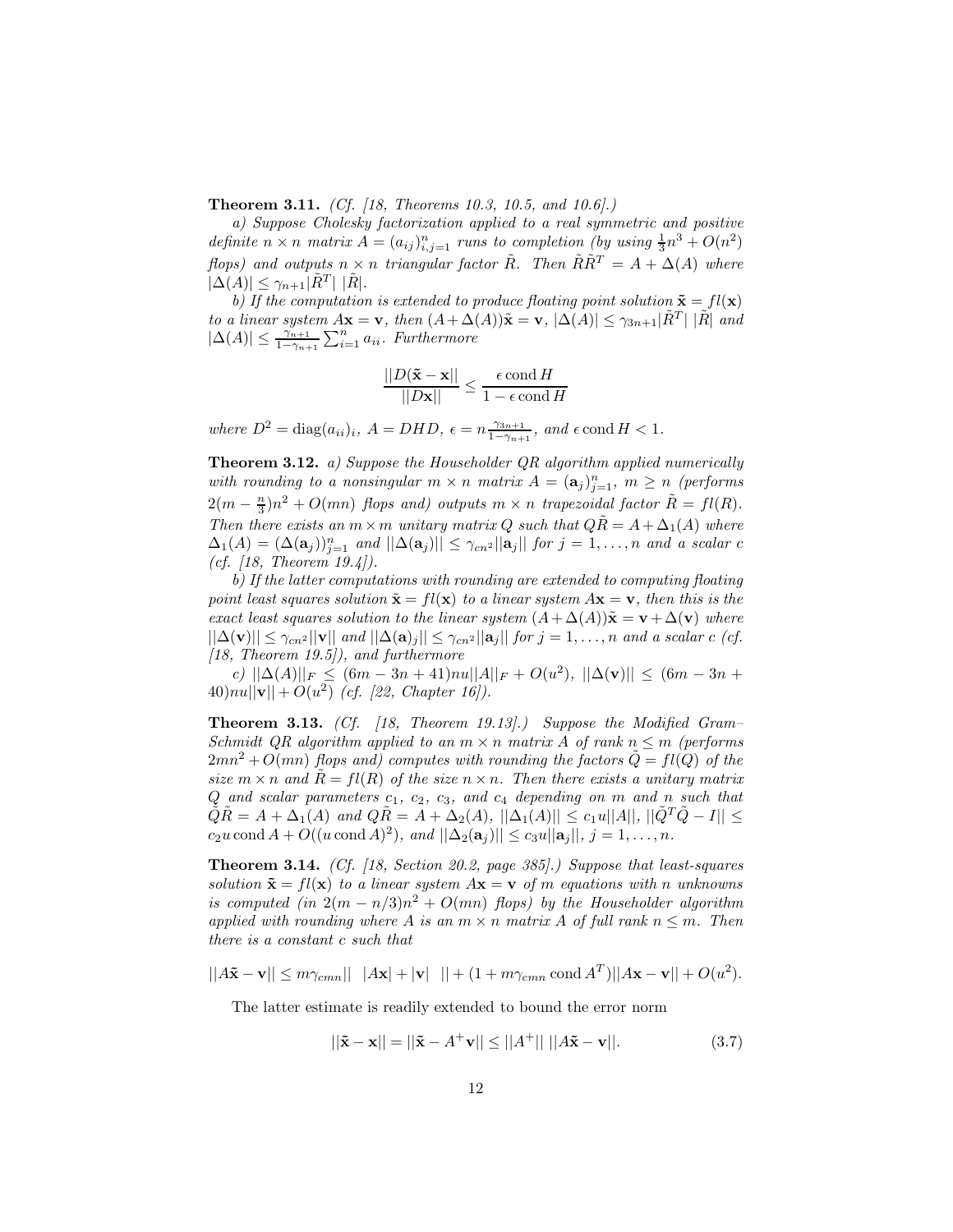**Theorem 3.11.** *(Cf. [18, Theorems 10.3, 10.5, and 10.6].)*

*a) Suppose Cholesky factorization applied to a real symmetric and positive definite $n \times n$ matrix $A = (a_{ij})_{i,j=1}^n$ runs to completion (by using $\frac{1}{3}n^3 + O(n^2)$ flops) and outputs $n \times n$ triangular factor $\tilde{R}$. Then $\tilde{R}\tilde{R}^T = A + \Delta(A)$ where $|\Delta(A)| \leq \gamma_{n+1}|\tilde{R}^T|\ |\tilde{R}|$.*

*b) If the computation is extended to produce floating point solution $\tilde{\mathbf{x}} = fl(\mathbf{x})$ to a linear system $A\mathbf{x} = \mathbf{v}$, then $(A + \Delta(A))\tilde{\mathbf{x}} = \mathbf{v}$, $|\Delta(A)| \leq \gamma_{3n+1}|\tilde{R}^T|\ |\tilde{R}|$ and $|\Delta(A)| \leq \frac{\gamma_{n+1}}{1-\gamma_{n+1}} \sum_{i=1}^n a_{ii}$. Furthermore*

$$\frac{||D(\tilde{\mathbf{x}} - \mathbf{x}||}{||D\mathbf{x}||} \leq \frac{\epsilon \operatorname{cond} H}{1 - \epsilon \operatorname{cond} H}$$

*where $D^2 = \operatorname{diag}(a_{ii})_i$, $A = DHD$, $\epsilon = n\frac{\gamma_{3n+1}}{1-\gamma_{n+1}}$, and $\epsilon \operatorname{cond} H < 1$.*

**Theorem 3.12.** *a) Suppose the Householder QR algorithm applied numerically with rounding to a nonsingular $m \times n$ matrix $A = (\mathbf{a}_j)_{j=1}^n$, $m \geq n$ (performs $2(m - \frac{n}{3})n^2 + O(mn)$ flops and) outputs $m \times n$ trapezoidal factor $\tilde{R} = fl(R)$. Then there exists an $m \times m$ unitary matrix $Q$ such that $Q\tilde{R} = A + \Delta_1(A)$ where $\Delta_1(A) = (\Delta(\mathbf{a}_j))_{j=1}^n$ and $||\Delta(\mathbf{a}_j)|| \leq \gamma_{cn^2}||\mathbf{a}_j||$ for $j = 1, \ldots, n$ and a scalar $c$ (cf. [18, Theorem 19.4]).*

*b) If the latter computations with rounding are extended to computing floating point least squares solution $\tilde{\mathbf{x}} = fl(\mathbf{x})$ to a linear system $A\mathbf{x} = \mathbf{v}$, then this is the exact least squares solution to the linear system $(A + \Delta(A))\tilde{\mathbf{x}} = \mathbf{v} + \Delta(\mathbf{v})$ where $||\Delta(\mathbf{v})|| \leq \gamma_{cn^2}||\mathbf{v}||$ and $||\Delta(\mathbf{a})_j|| \leq \gamma_{cn^2}||\mathbf{a}_j||$ for $j = 1, \ldots, n$ and a scalar $c$ (cf. [18, Theorem 19.5]), and furthermore*

*c) $||\Delta(A)||_F \leq (6m - 3n + 41)nu||A||_F + O(u^2)$, $||\Delta(\mathbf{v})|| \leq (6m - 3n + 40)nu||\mathbf{v}|| + O(u^2)$ (cf. [22, Chapter 16]).*

**Theorem 3.13.** *(Cf. [18, Theorem 19.13].) Suppose the Modified Gram–Schmidt QR algorithm applied to an $m \times n$ matrix $A$ of rank $n \leq m$ (performs $2mn^2 + O(mn)$ flops and) computes with rounding the factors $\tilde{Q} = fl(Q)$ of the size $m \times n$ and $\tilde{R} = fl(R)$ of the size $n \times n$. Then there exists a unitary matrix $Q$ and scalar parameters $c_1$, $c_2$, $c_3$, and $c_4$ depending on $m$ and $n$ such that $\tilde{Q}\tilde{R} = A + \Delta_1(A)$ and $Q\tilde{R} = A + \Delta_2(A)$, $||\Delta_1(A)|| \leq c_1 u||A||$, $||\tilde{Q}^T\tilde{Q} - I|| \leq c_2 u \operatorname{cond} A + O((u \operatorname{cond} A)^2)$, and $||\Delta_2(\mathbf{a}_j)|| \leq c_3 u||\mathbf{a}_j||$, $j = 1, \ldots, n$.*

**Theorem 3.14.** *(Cf. [18, Section 20.2, page 385].) Suppose that least-squares solution $\tilde{\mathbf{x}} = fl(\mathbf{x})$ to a linear system $A\mathbf{x} = \mathbf{v}$ of $m$ equations with $n$ unknowns is computed (in $2(m - n/3)n^2 + O(mn)$ flops) by the Householder algorithm applied with rounding where $A$ is an $m \times n$ matrix $A$ of full rank $n \leq m$. Then there is a constant $c$ such that*

$$||A\tilde{\mathbf{x}} - \mathbf{v}|| \leq m\gamma_{cmn}||\ \ |A\mathbf{x}| + |\mathbf{v}|\ \ || + (1 + m\gamma_{cmn} \operatorname{cond} A^T)||A\mathbf{x} - \mathbf{v}|| + O(u^2).$$

The latter estimate is readily extended to bound the error norm

$$||\tilde{\mathbf{x}} - \mathbf{x}|| = ||\tilde{\mathbf{x}} - A^+\mathbf{v}|| \leq ||A^+||\ ||A\tilde{\mathbf{x}} - \mathbf{v}||. \tag{3.7}$$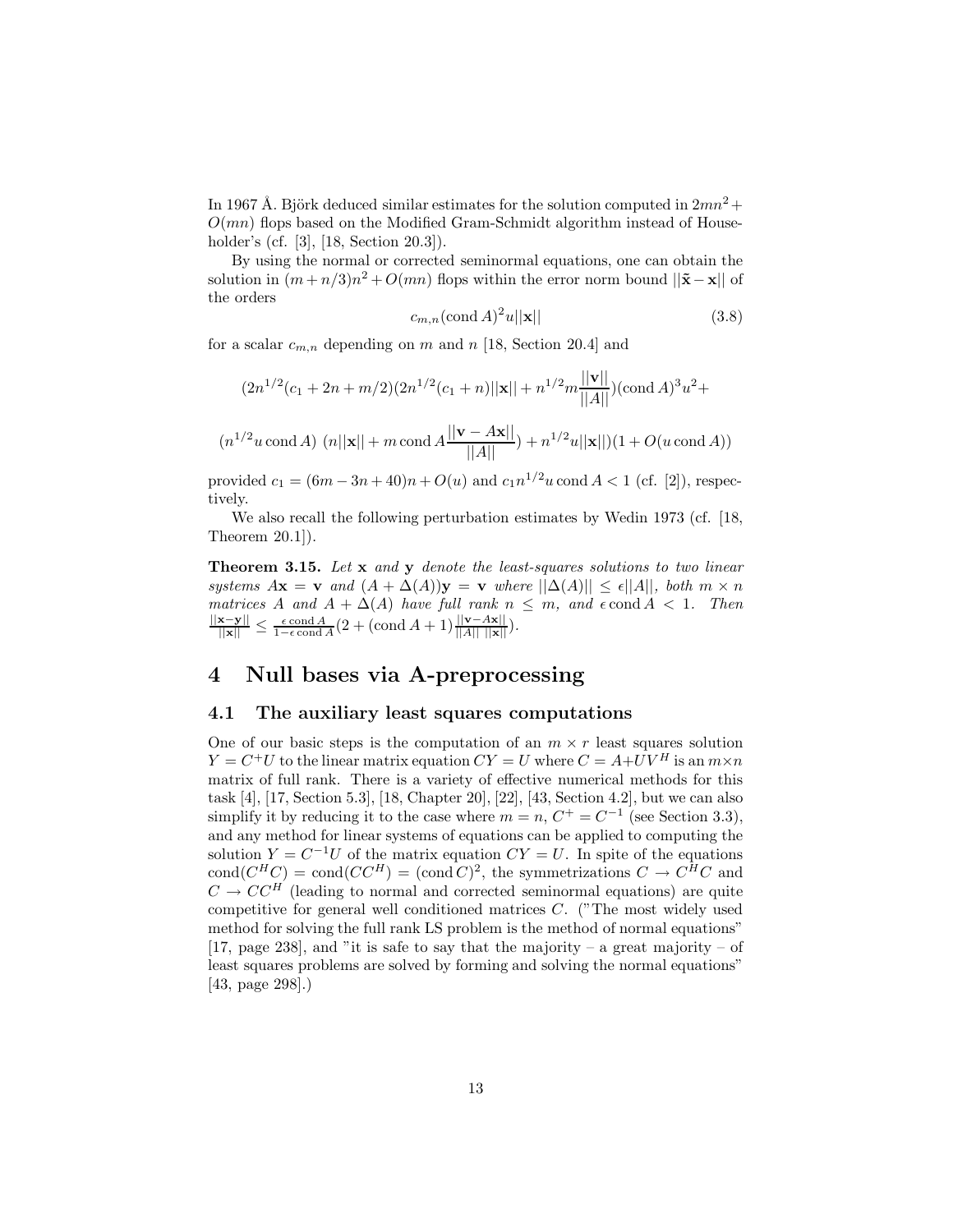In 1967 Å. Björk deduced similar estimates for the solution computed in $2mn^2 + O(mn)$ flops based on the Modified Gram-Schmidt algorithm instead of Householder's (cf. [3], [18, Section 20.3]).

By using the normal or corrected seminormal equations, one can obtain the solution in $(m + n/3)n^2 + O(mn)$ flops within the error norm bound $||\tilde{\mathbf{x}} - \mathbf{x}||$ of the orders

$$c_{m,n}(\operatorname{cond} A)^2 u||\mathbf{x}|| \tag{3.8}$$

for a scalar $c_{m,n}$ depending on $m$ and $n$ [18, Section 20.4] and

$$(2n^{1/2}(c_1 + 2n + m/2)(2n^{1/2}(c_1 + n)||\mathbf{x}|| + n^{1/2}m\frac{||\mathbf{v}||}{||A||})(\operatorname{cond} A)^3 u^2 +$$

$$(n^{1/2}u \operatorname{cond} A)\ (n||\mathbf{x}|| + m \operatorname{cond} A\frac{||\mathbf{v} - A\mathbf{x}||}{||A||}) + n^{1/2}u||\mathbf{x}||)(1 + O(u \operatorname{cond} A))$$

provided $c_1 = (6m - 3n + 40)n + O(u)$ and $c_1 n^{1/2} u \operatorname{cond} A < 1$ (cf. [2]), respectively.

We also recall the following perturbation estimates by Wedin 1973 (cf. [18, Theorem 20.1]).

**Theorem 3.15.** *Let* $\mathbf{x}$ *and* $\mathbf{y}$ *denote the least-squares solutions to two linear systems* $A\mathbf{x} = \mathbf{v}$ *and* $(A + \Delta(A))\mathbf{y} = \mathbf{v}$ *where* $||\Delta(A)|| \le \epsilon||A||$*, both* $m \times n$ *matrices* $A$ *and* $A + \Delta(A)$ *have full rank* $n \le m$*, and* $\epsilon \operatorname{cond} A < 1$*. Then* $\frac{||\mathbf{x}-\mathbf{y}||}{||\mathbf{x}||} \le \frac{\epsilon \operatorname{cond} A}{1-\epsilon \operatorname{cond} A}(2 + (\operatorname{cond} A + 1)\frac{||\mathbf{v}-A\mathbf{x}||}{||A||\ ||\mathbf{x}||})$.

# 4 Null bases via A-preprocessing

## 4.1 The auxiliary least squares computations

One of our basic steps is the computation of an $m \times r$ least squares solution $Y = C^+U$ to the linear matrix equation $CY = U$ where $C = A + UV^H$ is an $m \times n$ matrix of full rank. There is a variety of effective numerical methods for this task [4], [17, Section 5.3], [18, Chapter 20], [22], [43, Section 4.2], but we can also simplify it by reducing it to the case where $m = n$, $C^+ = C^{-1}$ (see Section 3.3), and any method for linear systems of equations can be applied to computing the solution $Y = C^{-1}U$ of the matrix equation $CY = U$. In spite of the equations $\operatorname{cond}(C^H C) = \operatorname{cond}(CC^H) = (\operatorname{cond} C)^2$, the symmetrizations $C \to C^H C$ and $C \to CC^H$ (leading to normal and corrected seminormal equations) are quite competitive for general well conditioned matrices $C$. ("The most widely used method for solving the full rank LS problem is the method of normal equations" [17, page 238], and "it is safe to say that the majority – a great majority – of least squares problems are solved by forming and solving the normal equations" [43, page 298].)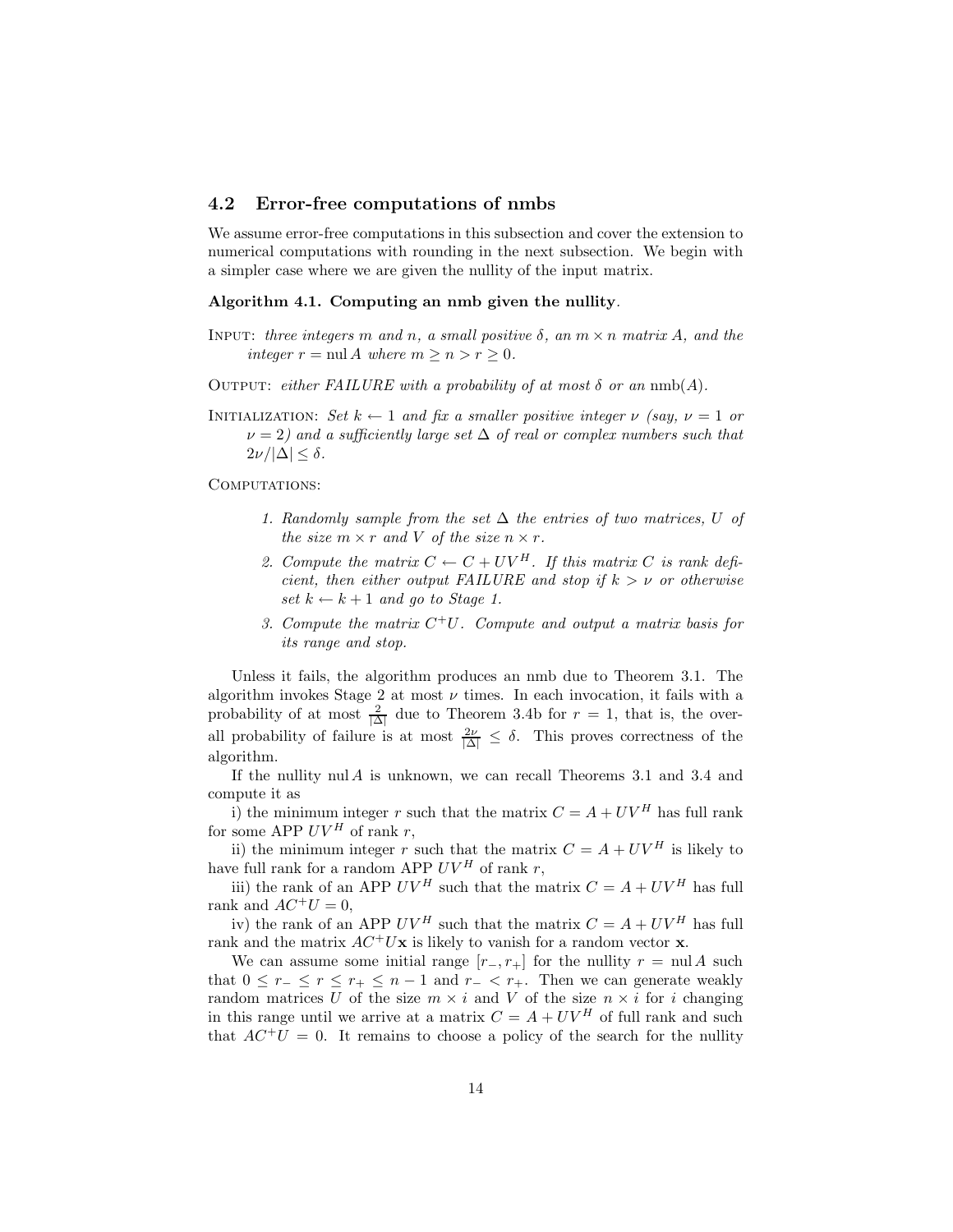### 4.2 Error-free computations of nmbs

We assume error-free computations in this subsection and cover the extension to numerical computations with rounding in the next subsection. We begin with a simpler case where we are given the nullity of the input matrix.

**Algorithm 4.1. Computing an nmb given the nullity**.

INPUT: *three integers $m$ and $n$, a small positive $\delta$, an $m \times n$ matrix $A$, and the integer $r = \operatorname{nul} A$ where $m \geq n > r \geq 0$.*

OUTPUT: *either FAILURE with a probability of at most $\delta$ or an $\operatorname{nmb}(A)$.*

INITIALIZATION: *Set $k \leftarrow 1$ and fix a smaller positive integer $\nu$ (say, $\nu = 1$ or $\nu = 2$) and a sufficiently large set $\Delta$ of real or complex numbers such that $2\nu/|\Delta| \leq \delta$.*

COMPUTATIONS:

1. *Randomly sample from the set $\Delta$ the entries of two matrices, $U$ of the size $m \times r$ and $V$ of the size $n \times r$.*
2. *Compute the matrix $C \leftarrow C + UV^H$. If this matrix $C$ is rank deficient, then either output FAILURE and stop if $k > \nu$ or otherwise set $k \leftarrow k + 1$ and go to Stage 1.*
3. *Compute the matrix $C^+U$. Compute and output a matrix basis for its range and stop.*

Unless it fails, the algorithm produces an nmb due to Theorem 3.1. The algorithm invokes Stage 2 at most $\nu$ times. In each invocation, it fails with a probability of at most $\frac{2}{|\Delta|}$ due to Theorem 3.4b for $r = 1$, that is, the overall probability of failure is at most $\frac{2\nu}{|\Delta|} \leq \delta$. This proves correctness of the algorithm.

If the nullity $\operatorname{nul} A$ is unknown, we can recall Theorems 3.1 and 3.4 and compute it as

i) the minimum integer $r$ such that the matrix $C = A + UV^H$ has full rank for some APP $UV^H$ of rank $r$,

ii) the minimum integer $r$ such that the matrix $C = A + UV^H$ is likely to have full rank for a random APP $UV^H$ of rank $r$,

iii) the rank of an APP $UV^H$ such that the matrix $C = A + UV^H$ has full rank and $AC^+U = 0$,

iv) the rank of an APP $UV^H$ such that the matrix $C = A + UV^H$ has full rank and the matrix $AC^+U\mathbf{x}$ is likely to vanish for a random vector $\mathbf{x}$.

We can assume some initial range $[r_-, r_+]$ for the nullity $r = \operatorname{nul} A$ such that $0 \leq r_- \leq r \leq r_+ \leq n - 1$ and $r_- < r_+$. Then we can generate weakly random matrices $U$ of the size $m \times i$ and $V$ of the size $n \times i$ for $i$ changing in this range until we arrive at a matrix $C = A + UV^H$ of full rank and such that $AC^+U = 0$. It remains to choose a policy of the search for the nullity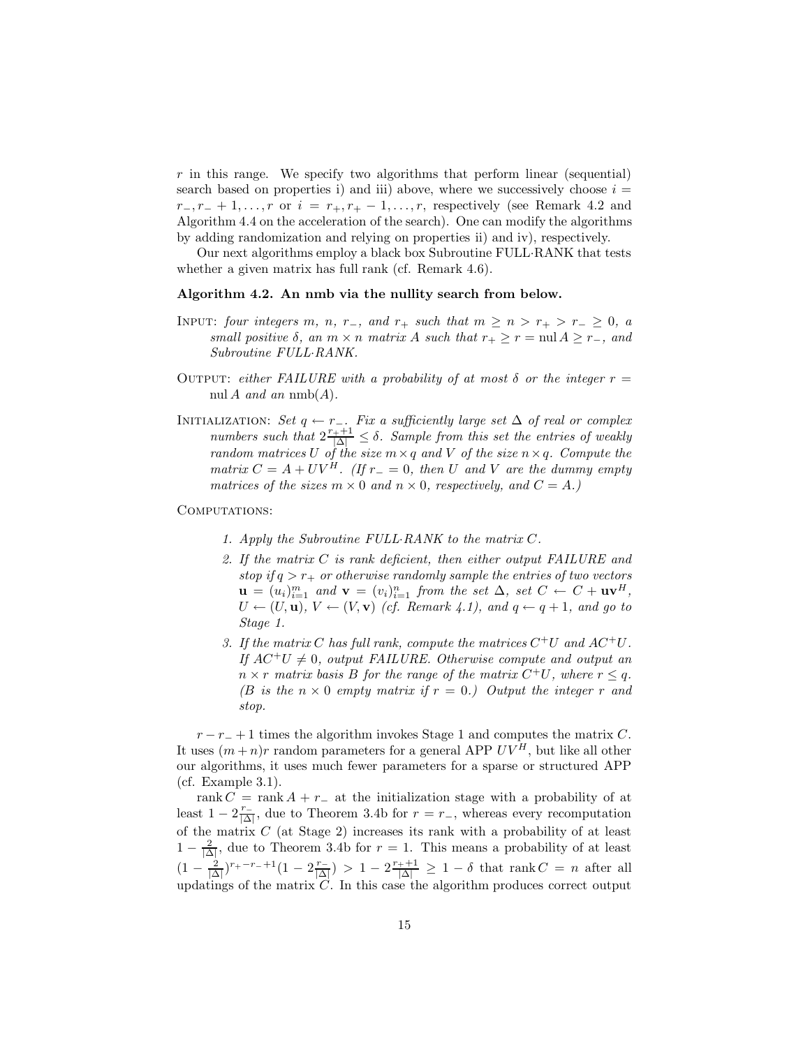$r$ in this range. We specify two algorithms that perform linear (sequential) search based on properties i) and iii) above, where we successively choose $i = r_-, r_- + 1, \ldots, r$ or $i = r_+, r_+ - 1, \ldots, r$, respectively (see Remark 4.2 and Algorithm 4.4 on the acceleration of the search). One can modify the algorithms by adding randomization and relying on properties ii) and iv), respectively.

Our next algorithms employ a black box Subroutine FULL·RANK that tests whether a given matrix has full rank (cf. Remark 4.6).

**Algorithm 4.2. An nmb via the nullity search from below.**

INPUT: *four integers $m$, $n$, $r_-$, and $r_+$ such that $m \geq n > r_+ > r_- \geq 0$, a small positive $\delta$, an $m \times n$ matrix $A$ such that $r_+ \geq r = \operatorname{nul} A \geq r_-$, and Subroutine FULL·RANK.*

OUTPUT: *either FAILURE with a probability of at most $\delta$ or the integer $r = \operatorname{nul} A$ and an $\operatorname{nmb}(A)$.*

INITIALIZATION: *Set $q \leftarrow r_-$. Fix a sufficiently large set $\Delta$ of real or complex numbers such that $2\frac{r_+ + 1}{|\Delta|} \leq \delta$. Sample from this set the entries of weakly random matrices $U$ of the size $m \times q$ and $V$ of the size $n \times q$. Compute the matrix $C = A + UV^H$. (If $r_- = 0$, then $U$ and $V$ are the dummy empty matrices of the sizes $m \times 0$ and $n \times 0$, respectively, and $C = A$.)*

COMPUTATIONS:

1. *Apply the Subroutine FULL·RANK to the matrix $C$.*
2. *If the matrix $C$ is rank deficient, then either output FAILURE and stop if $q > r_+$ or otherwise randomly sample the entries of two vectors $\mathbf{u} = (u_i)_{i=1}^m$ and $\mathbf{v} = (v_i)_{i=1}^n$ from the set $\Delta$, set $C \leftarrow C + \mathbf{u}\mathbf{v}^H$, $U \leftarrow (U, \mathbf{u})$, $V \leftarrow (V, \mathbf{v})$ (cf. Remark 4.1), and $q \leftarrow q + 1$, and go to Stage 1.*
3. *If the matrix $C$ has full rank, compute the matrices $C^+U$ and $AC^+U$. If $AC^+U \neq 0$, output FAILURE. Otherwise compute and output an $n \times r$ matrix basis $B$ for the range of the matrix $C^+U$, where $r \leq q$. ($B$ is the $n \times 0$ empty matrix if $r = 0$.) Output the integer $r$ and stop.*

$r - r_- + 1$ times the algorithm invokes Stage 1 and computes the matrix $C$. It uses $(m+n)r$ random parameters for a general APP $UV^H$, but like all other our algorithms, it uses much fewer parameters for a sparse or structured APP (cf. Example 3.1).

$\operatorname{rank} C = \operatorname{rank} A + r_-$ at the initialization stage with a probability of at least $1 - 2\frac{r_-}{|\Delta|}$, due to Theorem 3.4b for $r = r_-$, whereas every recomputation of the matrix $C$ (at Stage 2) increases its rank with a probability of at least $1 - \frac{2}{|\Delta|}$, due to Theorem 3.4b for $r = 1$. This means a probability of at least $(1 - \frac{2}{|\Delta|})^{r_+ - r_- + 1}(1 - 2\frac{r_-}{|\Delta|}) > 1 - 2\frac{r_+ + 1}{|\Delta|} \geq 1 - \delta$ that $\operatorname{rank} C = n$ after all updatings of the matrix $C$. In this case the algorithm produces correct output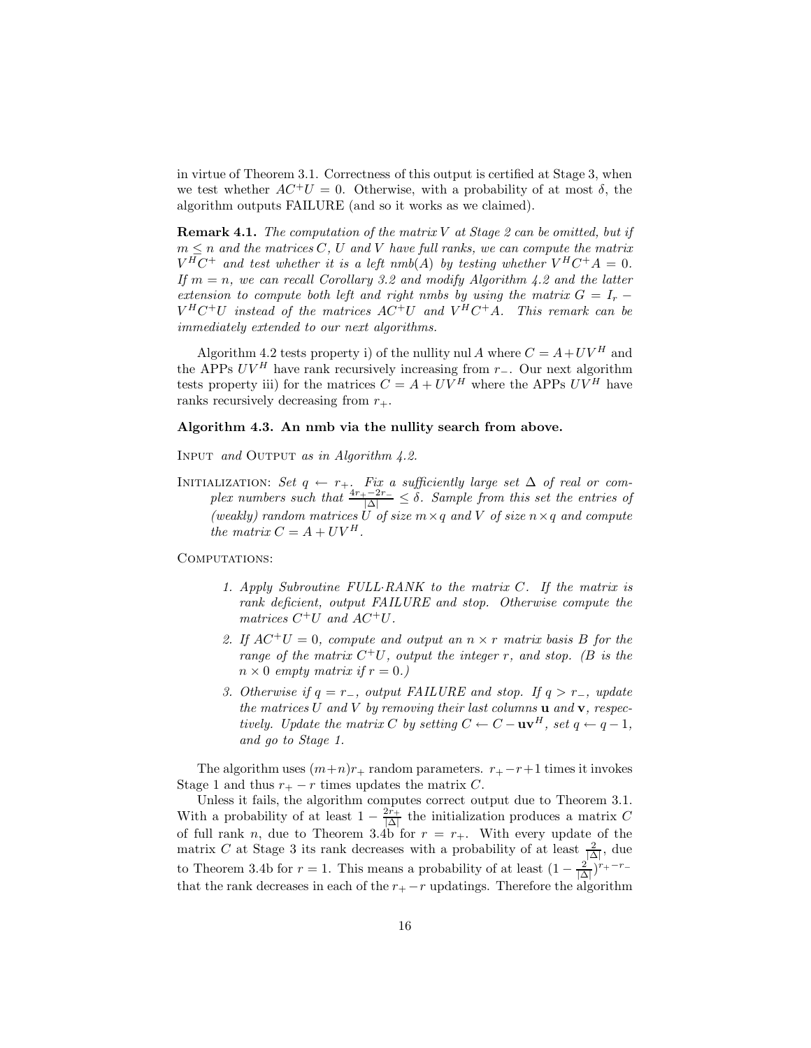in virtue of Theorem 3.1. Correctness of this output is certified at Stage 3, when we test whether $AC^+U = 0$. Otherwise, with a probability of at most $\delta$, the algorithm outputs FAILURE (and so it works as we claimed).

**Remark 4.1.** *The computation of the matrix $V$ at Stage 2 can be omitted, but if $m \leq n$ and the matrices $C$, $U$ and $V$ have full ranks, we can compute the matrix $V^H C^+$ and test whether it is a left nmb$(A)$ by testing whether $V^H C^+ A = 0$. If $m = n$, we can recall Corollary 3.2 and modify Algorithm 4.2 and the latter extension to compute both left and right nmbs by using the matrix $G = I_r - V^H C^+ U$ instead of the matrices $AC^+U$ and $V^H C^+ A$. This remark can be immediately extended to our next algorithms.*

Algorithm 4.2 tests property i) of the nullity nul $A$ where $C = A + UV^H$ and the APPs $UV^H$ have rank recursively increasing from $r_-$. Our next algorithm tests property iii) for the matrices $C = A + UV^H$ where the APPs $UV^H$ have ranks recursively decreasing from $r_+$.

**Algorithm 4.3. An nmb via the nullity search from above.**

Input *and* Output *as in Algorithm 4.2.*

Initialization: *Set $q \leftarrow r_+$. Fix a sufficiently large set $\Delta$ of real or complex numbers such that $\frac{4r_+ - 2r_-}{|\Delta|} \leq \delta$. Sample from this set the entries of (weakly) random matrices $U$ of size $m \times q$ and $V$ of size $n \times q$ and compute the matrix $C = A + UV^H$.*

Computations:

1. *Apply Subroutine FULL·RANK to the matrix $C$. If the matrix is rank deficient, output FAILURE and stop. Otherwise compute the matrices $C^+U$ and $AC^+U$.*
2. *If $AC^+U = 0$, compute and output an $n \times r$ matrix basis $B$ for the range of the matrix $C^+U$, output the integer $r$, and stop. ($B$ is the $n \times 0$ empty matrix if $r = 0$.)*
3. *Otherwise if $q = r_-$, output FAILURE and stop. If $q > r_-$, update the matrices $U$ and $V$ by removing their last columns $\mathbf{u}$ and $\mathbf{v}$, respectively. Update the matrix $C$ by setting $C \leftarrow C - \mathbf{u}\mathbf{v}^H$, set $q \leftarrow q - 1$, and go to Stage 1.*

The algorithm uses $(m+n)r_+$ random parameters. $r_+ - r + 1$ times it invokes Stage 1 and thus $r_+ - r$ times updates the matrix $C$.

Unless it fails, the algorithm computes correct output due to Theorem 3.1. With a probability of at least $1 - \frac{2r_+}{|\Delta|}$ the initialization produces a matrix $C$ of full rank $n$, due to Theorem 3.4b for $r = r_+$. With every update of the matrix $C$ at Stage 3 its rank decreases with a probability of at least $\frac{2}{|\Delta|}$, due to Theorem 3.4b for $r = 1$. This means a probability of at least $(1 - \frac{2}{|\Delta|})^{r_+ - r_-}$ that the rank decreases in each of the $r_+ - r$ updatings. Therefore the algorithm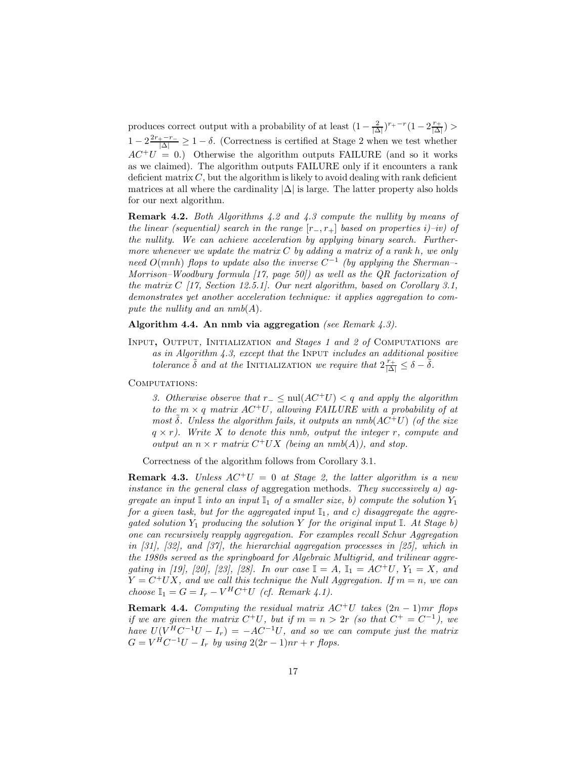produces correct output with a probability of at least $(1-\frac{2}{|\Delta|})^{r_+-r}(1-2\frac{r_+}{|\Delta|}) > 1-2\frac{2r_+-r_-}{|\Delta|} \geq 1-\delta$. (Correctness is certified at Stage 2 when we test whether $AC^+U = 0$.) Otherwise the algorithm outputs FAILURE (and so it works as we claimed). The algorithm outputs FAILURE only if it encounters a rank deficient matrix $C$, but the algorithm is likely to avoid dealing with rank deficient matrices at all where the cardinality $|\Delta|$ is large. The latter property also holds for our next algorithm.

**Remark 4.2.** *Both Algorithms 4.2 and 4.3 compute the nullity by means of the linear (sequential) search in the range $[r_-, r_+]$ based on properties i)–iv) of the nullity. We can achieve acceleration by applying binary search. Furthermore whenever we update the matrix $C$ by adding a matrix of a rank $h$, we only need $O(mnh)$ flops to update also the inverse $C^{-1}$ (by applying the Sherman–-Morrison–Woodbury formula [17, page 50]) as well as the QR factorization of the matrix $C$ [17, Section 12.5.1]. Our next algorithm, based on Corollary 3.1, demonstrates yet another acceleration technique: it applies aggregation to compute the nullity and an nmb$(A)$.*

**Algorithm 4.4. An nmb via aggregation** *(see Remark 4.3).*

INPUT, OUTPUT, INITIALIZATION *and Stages 1 and 2 of* COMPUTATIONS *are as in Algorithm 4.3, except that the* INPUT *includes an additional positive tolerance $\tilde{\delta}$ and at the* INITIALIZATION *we require that $2\frac{r_+}{|\Delta|} \leq \delta - \tilde{\delta}$.*

COMPUTATIONS:

*3. Otherwise observe that $r_- \leq \text{nul}(AC^+U) < q$ and apply the algorithm to the $m \times q$ matrix $AC^+U$, allowing FAILURE with a probability of at most $\tilde{\delta}$. Unless the algorithm fails, it outputs an nmb$(AC^+U)$ (of the size $q \times r$). Write $X$ to denote this nmb, output the integer $r$, compute and output an $n \times r$ matrix $C^+UX$ (being an nmb$(A)$), and stop.*

Correctness of the algorithm follows from Corollary 3.1.

**Remark 4.3.** *Unless $AC^+U = 0$ at Stage 2, the latter algorithm is a new instance in the general class of* aggregation methods. *They successively a) aggregate an input $\mathbb{I}$ into an input $\mathbb{I}_1$ of a smaller size, b) compute the solution $Y_1$ for a given task, but for the aggregated input $\mathbb{I}_1$, and c) disaggregate the aggregated solution $Y_1$ producing the solution $Y$ for the original input $\mathbb{I}$. At Stage b) one can recursively reapply aggregation. For examples recall Schur Aggregation in [31], [32], and [37], the hierarchial aggregation processes in [25], which in the 1980s served as the springboard for Algebraic Multigrid, and trilinear aggregating in [19], [20], [23], [28]. In our case $\mathbb{I} = A$, $\mathbb{I}_1 = AC^+U$, $Y_1 = X$, and $Y = C^+UX$, and we call this technique the Null Aggregation. If $m = n$, we can choose $\mathbb{I}_1 = G = I_r - V^HC^+U$ (cf. Remark 4.1).*

**Remark 4.4.** *Computing the residual matrix $AC^+U$ takes $(2n-1)mr$ flops if we are given the matrix $C^+U$, but if $m = n > 2r$ (so that $C^+ = C^{-1}$), we have $U(V^HC^{-1}U - I_r) = -AC^{-1}U$, and so we can compute just the matrix $G = V^HC^{-1}U - I_r$ by using $2(2r-1)nr + r$ flops.*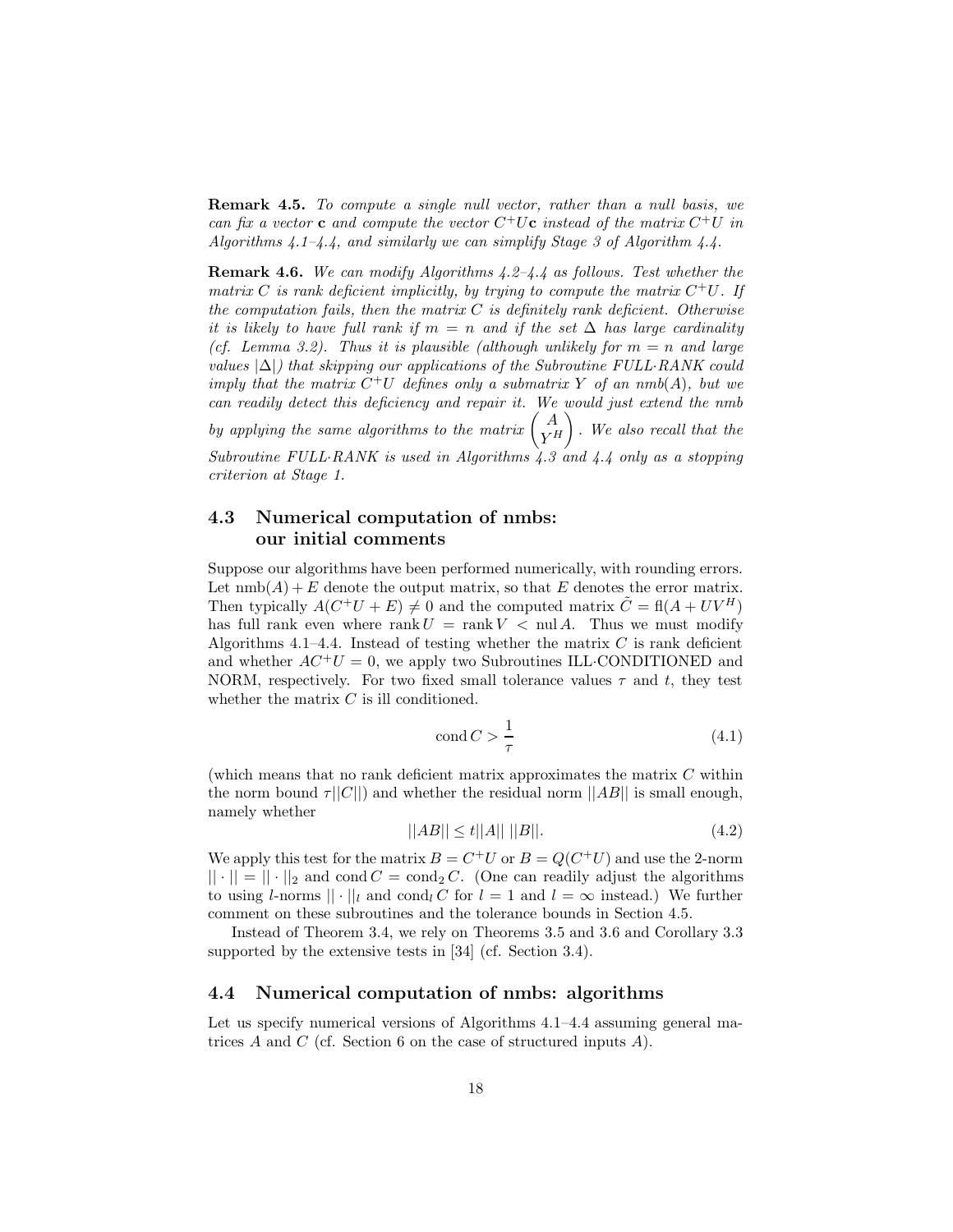**Remark 4.5.** *To compute a single null vector, rather than a null basis, we can fix a vector* $\mathbf{c}$ *and compute the vector* $C^+U\mathbf{c}$ *instead of the matrix* $C^+U$ *in Algorithms 4.1–4.4, and similarly we can simplify Stage 3 of Algorithm 4.4.*

**Remark 4.6.** *We can modify Algorithms 4.2–4.4 as follows. Test whether the matrix* $C$ *is rank deficient implicitly, by trying to compute the matrix* $C^+U$*. If the computation fails, then the matrix* $C$ *is definitely rank deficient. Otherwise it is likely to have full rank if* $m = n$ *and if the set* $\Delta$ *has large cardinality (cf. Lemma 3.2). Thus it is plausible (although unlikely for* $m = n$ *and large values* $|\Delta|$*) that skipping our applications of the Subroutine FULL·RANK could imply that the matrix* $C^+U$ *defines only a submatrix* $Y$ *of an nmb(A), but we can readily detect this deficiency and repair it. We would just extend the nmb by applying the same algorithms to the matrix* $\begin{pmatrix} A \\ Y^H \end{pmatrix}$*. We also recall that the Subroutine FULL·RANK is used in Algorithms 4.3 and 4.4 only as a stopping criterion at Stage 1.*

## 4.3 Numerical computation of nmbs: our initial comments

Suppose our algorithms have been performed numerically, with rounding errors. Let $\text{nmb}(A) + E$ denote the output matrix, so that $E$ denotes the error matrix. Then typically $A(C^+U + E) \neq 0$ and the computed matrix $\tilde{C} = \text{fl}(A + UV^H)$ has full rank even where $\text{rank}\, U = \text{rank}\, V < \text{nul}\, A$. Thus we must modify Algorithms 4.1–4.4. Instead of testing whether the matrix $C$ is rank deficient and whether $AC^+U = 0$, we apply two Subroutines ILL·CONDITIONED and NORM, respectively. For two fixed small tolerance values $\tau$ and $t$, they test whether the matrix $C$ is ill conditioned.

$$\text{cond}\, C > \frac{1}{\tau} \tag{4.1}$$

(which means that no rank deficient matrix approximates the matrix $C$ within the norm bound $\tau ||C||$) and whether the residual norm $||AB||$ is small enough, namely whether

$$||AB|| \leq t||A||\, ||B||. \tag{4.2}$$

We apply this test for the matrix $B = C^+U$ or $B = Q(C^+U)$ and use the 2-norm $||\cdot|| = ||\cdot||_2$ and $\text{cond}\, C = \text{cond}_2\, C$. (One can readily adjust the algorithms to using $l$-norms $||\cdot||_l$ and $\text{cond}_l\, C$ for $l = 1$ and $l = \infty$ instead.) We further comment on these subroutines and the tolerance bounds in Section 4.5.

Instead of Theorem 3.4, we rely on Theorems 3.5 and 3.6 and Corollary 3.3 supported by the extensive tests in [34] (cf. Section 3.4).

## 4.4 Numerical computation of nmbs: algorithms

Let us specify numerical versions of Algorithms 4.1–4.4 assuming general matrices $A$ and $C$ (cf. Section 6 on the case of structured inputs $A$).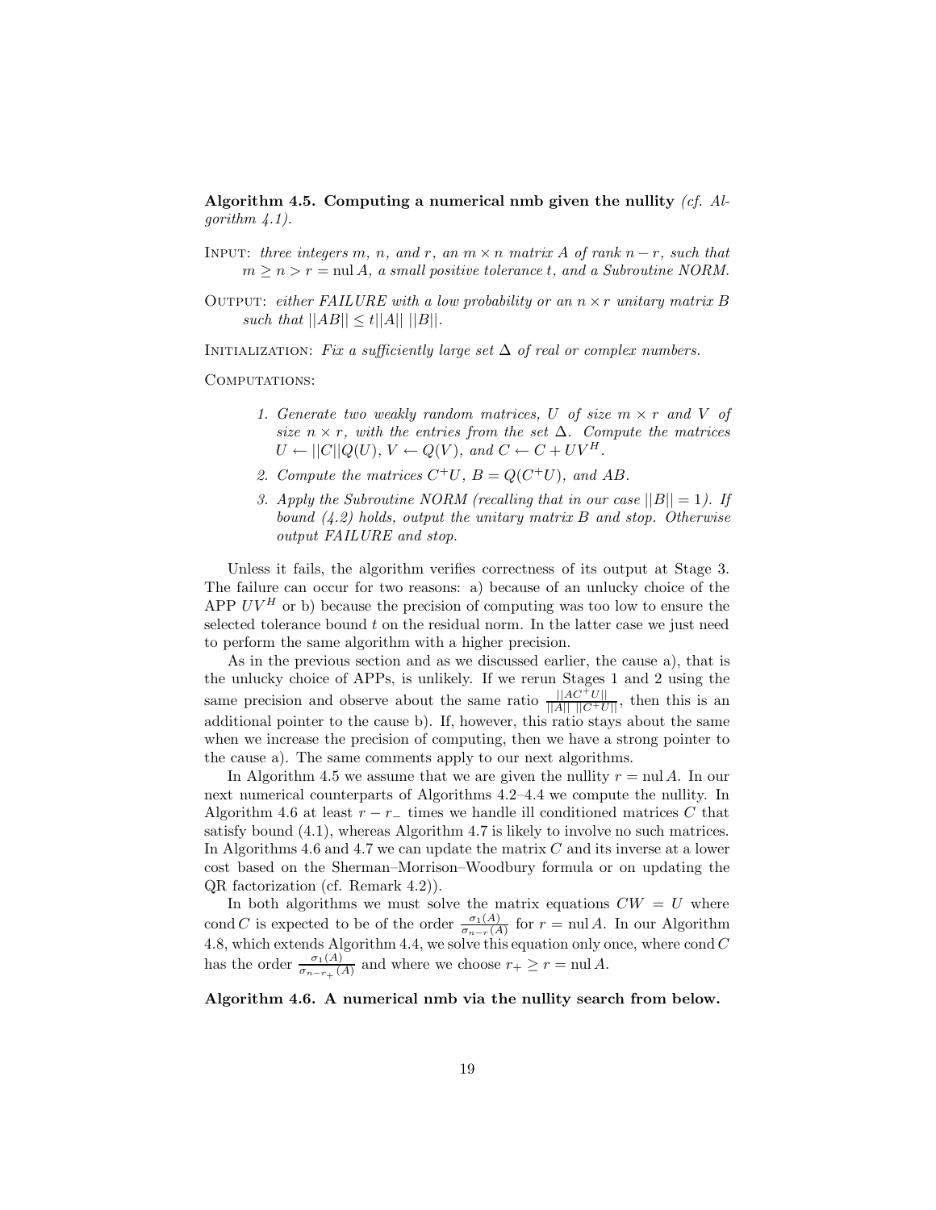**Algorithm 4.5. Computing a numerical nmb given the nullity** *(cf. Algorithm 4.1).*

INPUT: *three integers $m$, $n$, and $r$, an $m \times n$ matrix $A$ of rank $n - r$, such that $m \geq n > r = \text{nul}\, A$, a small positive tolerance $t$, and a Subroutine NORM.*

OUTPUT: *either FAILURE with a low probability or an $n \times r$ unitary matrix $B$ such that $||AB|| \leq t||A||\ ||B||$.*

INITIALIZATION: *Fix a sufficiently large set $\Delta$ of real or complex numbers.*

COMPUTATIONS:

1. *Generate two weakly random matrices, $U$ of size $m \times r$ and $V$ of size $n \times r$, with the entries from the set $\Delta$. Compute the matrices $U \leftarrow ||C||Q(U)$, $V \leftarrow Q(V)$, and $C \leftarrow C + UV^H$.*
2. *Compute the matrices $C^+U$, $B = Q(C^+U)$, and $AB$.*
3. *Apply the Subroutine NORM (recalling that in our case $||B|| = 1$). If bound (4.2) holds, output the unitary matrix $B$ and stop. Otherwise output FAILURE and stop.*

Unless it fails, the algorithm verifies correctness of its output at Stage 3. The failure can occur for two reasons: a) because of an unlucky choice of the APP $UV^H$ or b) because the precision of computing was too low to ensure the selected tolerance bound $t$ on the residual norm. In the latter case we just need to perform the same algorithm with a higher precision.

As in the previous section and as we discussed earlier, the cause a), that is the unlucky choice of APPs, is unlikely. If we rerun Stages 1 and 2 using the same precision and observe about the same ratio $\frac{||AC^+U||}{||A||\ ||C^+U||}$, then this is an additional pointer to the cause b). If, however, this ratio stays about the same when we increase the precision of computing, then we have a strong pointer to the cause a). The same comments apply to our next algorithms.

In Algorithm 4.5 we assume that we are given the nullity $r = \text{nul}\, A$. In our next numerical counterparts of Algorithms 4.2–4.4 we compute the nullity. In Algorithm 4.6 at least $r - r_-$ times we handle ill conditioned matrices $C$ that satisfy bound (4.1), whereas Algorithm 4.7 is likely to involve no such matrices. In Algorithms 4.6 and 4.7 we can update the matrix $C$ and its inverse at a lower cost based on the Sherman–Morrison–Woodbury formula or on updating the QR factorization (cf. Remark 4.2)).

In both algorithms we must solve the matrix equations $CW = U$ where $\text{cond}\, C$ is expected to be of the order $\frac{\sigma_1(A)}{\sigma_{n-r}(A)}$ for $r = \text{nul}\, A$. In our Algorithm 4.8, which extends Algorithm 4.4, we solve this equation only once, where $\text{cond}\, C$ has the order $\frac{\sigma_1(A)}{\sigma_{n-r_+}(A)}$ and where we choose $r_+ \geq r = \text{nul}\, A$.

**Algorithm 4.6. A numerical nmb via the nullity search from below.**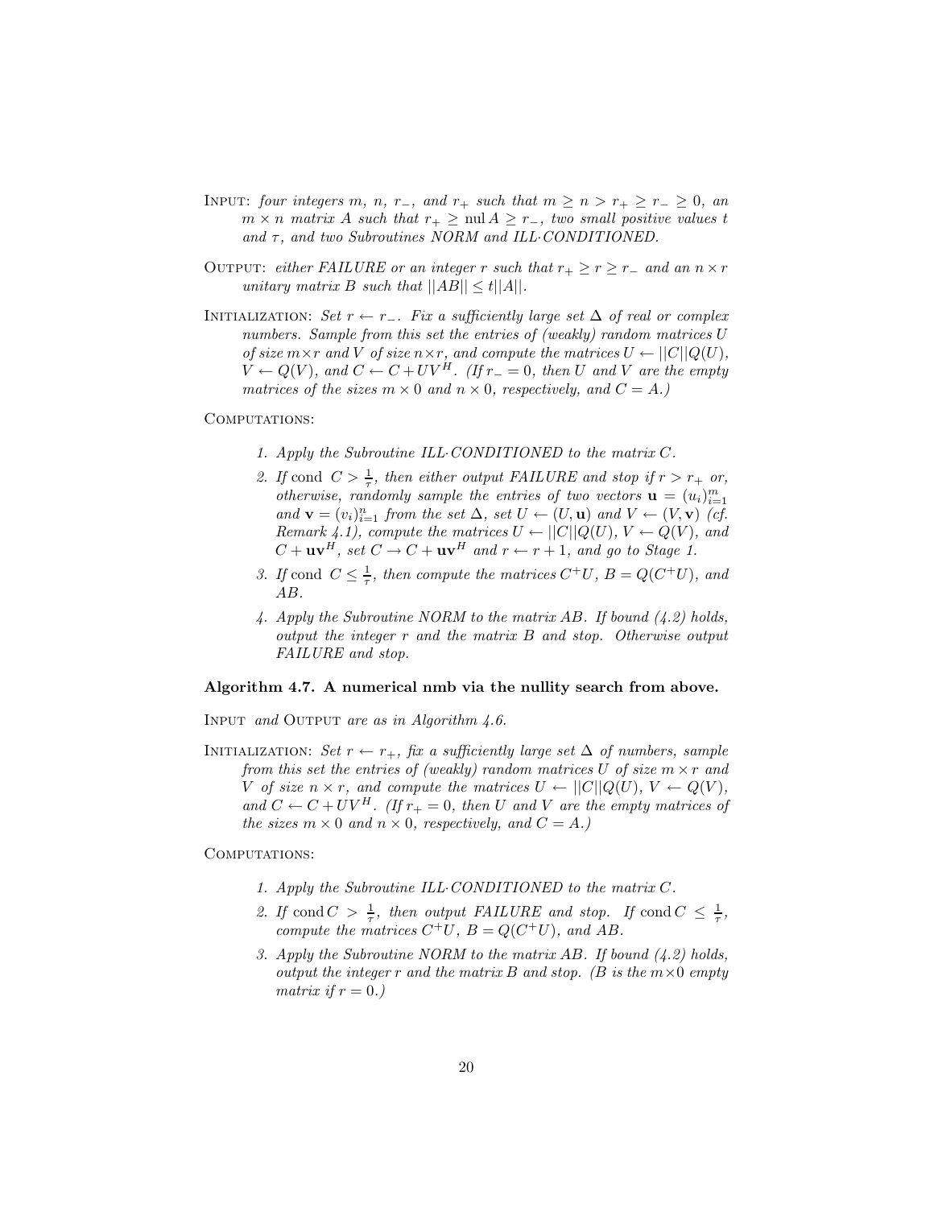INPUT: *four integers $m$, $n$, $r_-$, and $r_+$ such that $m \geq n > r_+ \geq r_- \geq 0$, an $m \times n$ matrix $A$ such that $r_+ \geq \operatorname{nul} A \geq r_-$, two small positive values $t$ and $\tau$, and two Subroutines NORM and ILL·CONDITIONED.*

OUTPUT: *either FAILURE or an integer $r$ such that $r_+ \geq r \geq r_-$ and an $n \times r$ unitary matrix $B$ such that $||AB|| \leq t||A||$.*

INITIALIZATION: *Set $r \leftarrow r_-$. Fix a sufficiently large set $\Delta$ of real or complex numbers. Sample from this set the entries of (weakly) random matrices $U$ of size $m \times r$ and $V$ of size $n \times r$, and compute the matrices $U \leftarrow ||C||Q(U)$, $V \leftarrow Q(V)$, and $C \leftarrow C + UV^H$. (If $r_- = 0$, then $U$ and $V$ are the empty matrices of the sizes $m \times 0$ and $n \times 0$, respectively, and $C = A$.)*

COMPUTATIONS:

1. *Apply the Subroutine ILL·CONDITIONED to the matrix $C$.*
2. *If $\operatorname{cond} C > \frac{1}{\tau}$, then either output FAILURE and stop if $r > r_+$ or, otherwise, randomly sample the entries of two vectors $\mathbf{u} = (u_i)_{i=1}^m$ and $\mathbf{v} = (v_i)_{i=1}^n$ from the set $\Delta$, set $U \leftarrow (U, \mathbf{u})$ and $V \leftarrow (V, \mathbf{v})$ (cf. Remark 4.1), compute the matrices $U \leftarrow ||C||Q(U)$, $V \leftarrow Q(V)$, and $C + \mathbf{u}\mathbf{v}^H$, set $C \rightarrow C + \mathbf{u}\mathbf{v}^H$ and $r \leftarrow r + 1$, and go to Stage 1.*
3. *If $\operatorname{cond} C \leq \frac{1}{\tau}$, then compute the matrices $C^+U$, $B = Q(C^+U)$, and $AB$.*
4. *Apply the Subroutine NORM to the matrix $AB$. If bound (4.2) holds, output the integer $r$ and the matrix $B$ and stop. Otherwise output FAILURE and stop.*

**Algorithm 4.7. A numerical nmb via the nullity search from above.**

INPUT *and* OUTPUT *are as in Algorithm 4.6.*

INITIALIZATION: *Set $r \leftarrow r_+$, fix a sufficiently large set $\Delta$ of numbers, sample from this set the entries of (weakly) random matrices $U$ of size $m \times r$ and $V$ of size $n \times r$, and compute the matrices $U \leftarrow ||C||Q(U)$, $V \leftarrow Q(V)$, and $C \leftarrow C + UV^H$. (If $r_+ = 0$, then $U$ and $V$ are the empty matrices of the sizes $m \times 0$ and $n \times 0$, respectively, and $C = A$.)*

COMPUTATIONS:

1. *Apply the Subroutine ILL·CONDITIONED to the matrix $C$.*
2. *If $\operatorname{cond} C > \frac{1}{\tau}$, then output FAILURE and stop. If $\operatorname{cond} C \leq \frac{1}{\tau}$, compute the matrices $C^+U$, $B = Q(C^+U)$, and $AB$.*
3. *Apply the Subroutine NORM to the matrix $AB$. If bound (4.2) holds, output the integer $r$ and the matrix $B$ and stop. ($B$ is the $m \times 0$ empty matrix if $r = 0$.)*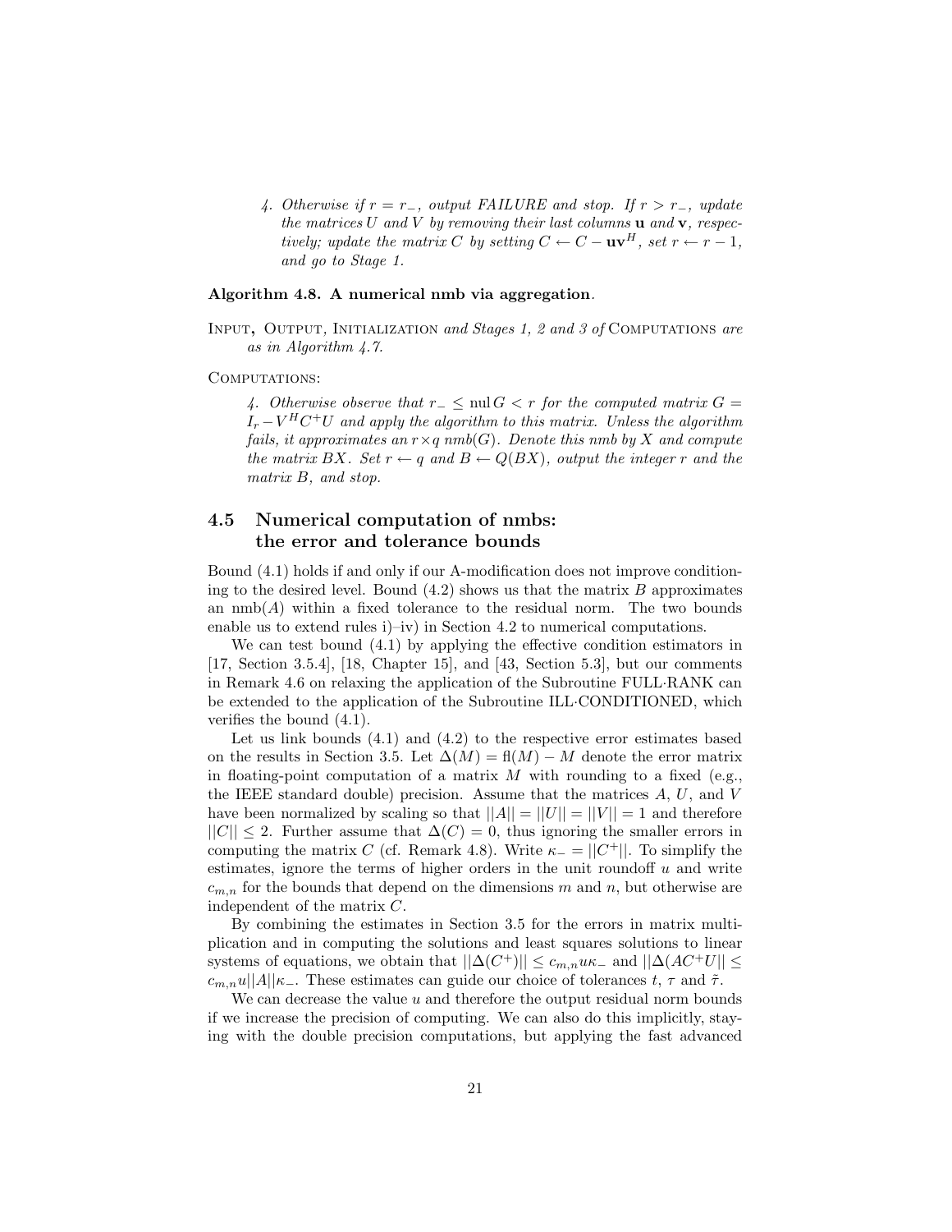*4. Otherwise if $r = r_-$, output FAILURE and stop. If $r > r_-$, update the matrices $U$ and $V$ by removing their last columns $\mathbf{u}$ and $\mathbf{v}$, respectively; update the matrix $C$ by setting $C \leftarrow C - \mathbf{u}\mathbf{v}^H$, set $r \leftarrow r - 1$, and go to Stage 1.*

**Algorithm 4.8. A numerical nmb via aggregation**.

INPUT, OUTPUT, INITIALIZATION *and Stages 1, 2 and 3 of* COMPUTATIONS *are as in Algorithm 4.7.*

COMPUTATIONS:

*4. Otherwise observe that $r_- \leq \text{nul}\, G < r$ for the computed matrix $G = I_r - V^H C^+ U$ and apply the algorithm to this matrix. Unless the algorithm fails, it approximates an $r \times q$ nmb$(G)$. Denote this nmb by $X$ and compute the matrix $BX$. Set $r \leftarrow q$ and $B \leftarrow Q(BX)$, output the integer $r$ and the matrix $B$, and stop.*

## 4.5 Numerical computation of nmbs: the error and tolerance bounds

Bound (4.1) holds if and only if our A-modification does not improve conditioning to the desired level. Bound (4.2) shows us that the matrix $B$ approximates an nmb$(A)$ within a fixed tolerance to the residual norm. The two bounds enable us to extend rules i)–iv) in Section 4.2 to numerical computations.

We can test bound (4.1) by applying the effective condition estimators in [17, Section 3.5.4], [18, Chapter 15], and [43, Section 5.3], but our comments in Remark 4.6 on relaxing the application of the Subroutine FULL·RANK can be extended to the application of the Subroutine ILL·CONDITIONED, which verifies the bound (4.1).

Let us link bounds (4.1) and (4.2) to the respective error estimates based on the results in Section 3.5. Let $\Delta(M) = \text{fl}(M) - M$ denote the error matrix in floating-point computation of a matrix $M$ with rounding to a fixed (e.g., the IEEE standard double) precision. Assume that the matrices $A$, $U$, and $V$ have been normalized by scaling so that $||A|| = ||U|| = ||V|| = 1$ and therefore $||C|| \leq 2$. Further assume that $\Delta(C) = 0$, thus ignoring the smaller errors in computing the matrix $C$ (cf. Remark 4.8). Write $\kappa_- = ||C^+||$. To simplify the estimates, ignore the terms of higher orders in the unit roundoff $u$ and write $c_{m,n}$ for the bounds that depend on the dimensions $m$ and $n$, but otherwise are independent of the matrix $C$.

By combining the estimates in Section 3.5 for the errors in matrix multiplication and in computing the solutions and least squares solutions to linear systems of equations, we obtain that $||\Delta(C^+)|| \leq c_{m,n} u \kappa_-$ and $||\Delta(AC^+U|| \leq c_{m,n} u ||A|| \kappa_-$. These estimates can guide our choice of tolerances $t$, $\tau$ and $\tilde{\tau}$.

We can decrease the value $u$ and therefore the output residual norm bounds if we increase the precision of computing. We can also do this implicitly, staying with the double precision computations, but applying the fast advanced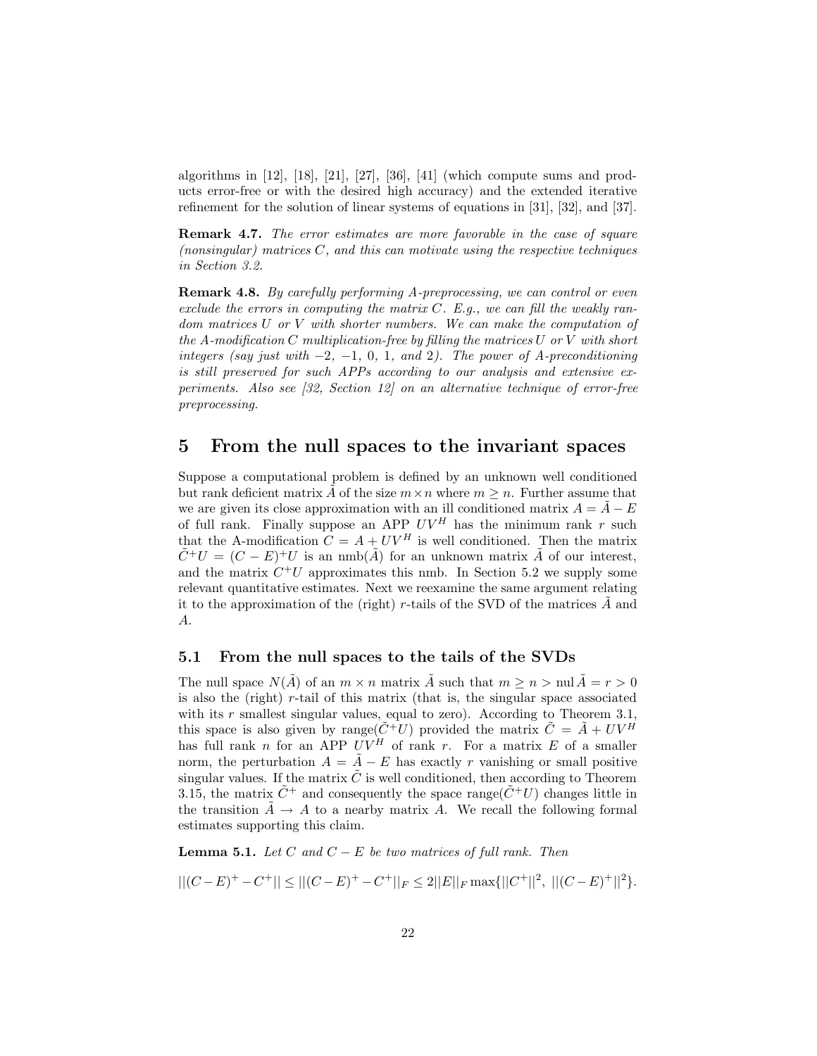algorithms in [12], [18], [21], [27], [36], [41] (which compute sums and products error-free or with the desired high accuracy) and the extended iterative refinement for the solution of linear systems of equations in [31], [32], and [37].

**Remark 4.7.** *The error estimates are more favorable in the case of square (nonsingular) matrices $C$, and this can motivate using the respective techniques in Section 3.2.*

**Remark 4.8.** *By carefully performing A-preprocessing, we can control or even exclude the errors in computing the matrix $C$. E.g., we can fill the weakly random matrices $U$ or $V$ with shorter numbers. We can make the computation of the A-modification $C$ multiplication-free by filling the matrices $U$ or $V$ with short integers (say just with $-2$, $-1$, $0$, $1$, and $2$). The power of A-preconditioning is still preserved for such APPs according to our analysis and extensive experiments. Also see [32, Section 12] on an alternative technique of error-free preprocessing.*

# 5 From the null spaces to the invariant spaces

Suppose a computational problem is defined by an unknown well conditioned but rank deficient matrix $\tilde{A}$ of the size $m \times n$ where $m \geq n$. Further assume that we are given its close approximation with an ill conditioned matrix $A = \tilde{A} - E$ of full rank. Finally suppose an APP $UV^H$ has the minimum rank $r$ such that the A-modification $C = A + UV^H$ is well conditioned. Then the matrix $\tilde{C}^+U = (C - E)^+U$ is an nmb($\tilde{A}$) for an unknown matrix $\tilde{A}$ of our interest, and the matrix $C^+U$ approximates this nmb. In Section 5.2 we supply some relevant quantitative estimates. Next we reexamine the same argument relating it to the approximation of the (right) $r$-tails of the SVD of the matrices $\tilde{A}$ and $A$.

## 5.1 From the null spaces to the tails of the SVDs

The null space $N(\tilde{A})$ of an $m \times n$ matrix $\tilde{A}$ such that $m \geq n > \text{nul}\,\tilde{A} = r > 0$ is also the (right) $r$-tail of this matrix (that is, the singular space associated with its $r$ smallest singular values, equal to zero). According to Theorem 3.1, this space is also given by range($\tilde{C}^+U$) provided the matrix $\tilde{C} = \tilde{A} + UV^H$ has full rank $n$ for an APP $UV^H$ of rank $r$. For a matrix $E$ of a smaller norm, the perturbation $A = \tilde{A} - E$ has exactly $r$ vanishing or small positive singular values. If the matrix $\tilde{C}$ is well conditioned, then according to Theorem 3.15, the matrix $\tilde{C}^+$ and consequently the space range($\tilde{C}^+U$) changes little in the transition $\tilde{A} \rightarrow A$ to a nearby matrix $A$. We recall the following formal estimates supporting this claim.

**Lemma 5.1.** *Let $C$ and $C - E$ be two matrices of full rank. Then*

$$||(C-E)^+ - C^+|| \leq ||(C-E)^+ - C^+||_F \leq 2||E||_F \max\{||C^+||^2,\ ||(C-E)^+||^2\}.$$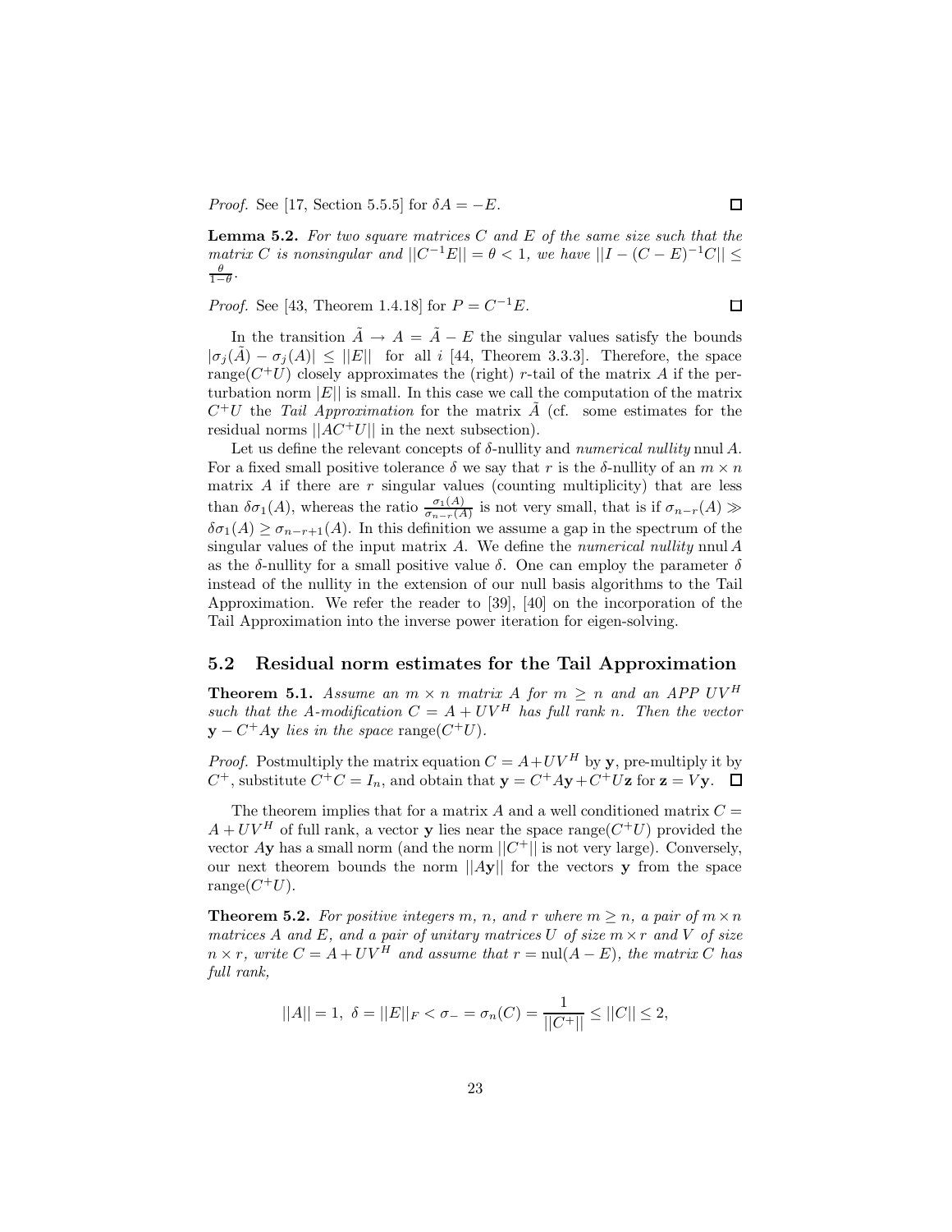*Proof.* See [17, Section 5.5.5] for $\delta A = -E$. $\square$

**Lemma 5.2.** *For two square matrices $C$ and $E$ of the same size such that the matrix $C$ is nonsingular and $||C^{-1}E|| = \theta < 1$, we have $||I - (C-E)^{-1}C|| \leq \frac{\theta}{1-\theta}$.*

*Proof.* See [43, Theorem 1.4.18] for $P = C^{-1}E$. $\square$

In the transition $\tilde{A} \rightarrow A = \tilde{A} - E$ the singular values satisfy the bounds $|\sigma_j(\tilde{A}) - \sigma_j(A)| \leq ||E||$ for all $i$ [44, Theorem 3.3.3]. Therefore, the space $\text{range}(C^+U)$ closely approximates the (right) $r$-tail of the matrix $A$ if the perturbation norm $|E||$ is small. In this case we call the computation of the matrix $C^+U$ the *Tail Approximation* for the matrix $\tilde{A}$ (cf. some estimates for the residual norms $||AC^+U||$ in the next subsection).

Let us define the relevant concepts of $\delta$-nullity and *numerical nullity* $\text{nnul}\, A$. For a fixed small positive tolerance $\delta$ we say that $r$ is the $\delta$-nullity of an $m \times n$ matrix $A$ if there are $r$ singular values (counting multiplicity) that are less than $\delta\sigma_1(A)$, whereas the ratio $\frac{\sigma_1(A)}{\sigma_{n-r}(A)}$ is not very small, that is if $\sigma_{n-r}(A) \gg \delta\sigma_1(A) \geq \sigma_{n-r+1}(A)$. In this definition we assume a gap in the spectrum of the singular values of the input matrix $A$. We define the *numerical nullity* $\text{nnul}\, A$ as the $\delta$-nullity for a small positive value $\delta$. One can employ the parameter $\delta$ instead of the nullity in the extension of our null basis algorithms to the Tail Approximation. We refer the reader to [39], [40] on the incorporation of the Tail Approximation into the inverse power iteration for eigen-solving.

## 5.2 Residual norm estimates for the Tail Approximation

**Theorem 5.1.** *Assume an $m \times n$ matrix $A$ for $m \geq n$ and an APP $UV^H$ such that the $A$-modification $C = A + UV^H$ has full rank $n$. Then the vector $\mathbf{y} - C^+A\mathbf{y}$ lies in the space $\text{range}(C^+U)$.*

*Proof.* Postmultiply the matrix equation $C = A + UV^H$ by $\mathbf{y}$, pre-multiply it by $C^+$, substitute $C^+C = I_n$, and obtain that $\mathbf{y} = C^+A\mathbf{y} + C^+U\mathbf{z}$ for $\mathbf{z} = V\mathbf{y}$. $\square$

The theorem implies that for a matrix $A$ and a well conditioned matrix $C = A + UV^H$ of full rank, a vector $\mathbf{y}$ lies near the space $\text{range}(C^+U)$ provided the vector $A\mathbf{y}$ has a small norm (and the norm $||C^+||$ is not very large). Conversely, our next theorem bounds the norm $||A\mathbf{y}||$ for the vectors $\mathbf{y}$ from the space $\text{range}(C^+U)$.

**Theorem 5.2.** *For positive integers $m$, $n$, and $r$ where $m \geq n$, a pair of $m \times n$ matrices $A$ and $E$, and a pair of unitary matrices $U$ of size $m \times r$ and $V$ of size $n \times r$, write $C = A + UV^H$ and assume that $r = \text{nul}(A - E)$, the matrix $C$ has full rank,*

$$||A|| = 1, \ \delta = ||E||_F < \sigma_- = \sigma_n(C) = \frac{1}{||C^+||} \leq ||C|| \leq 2,$$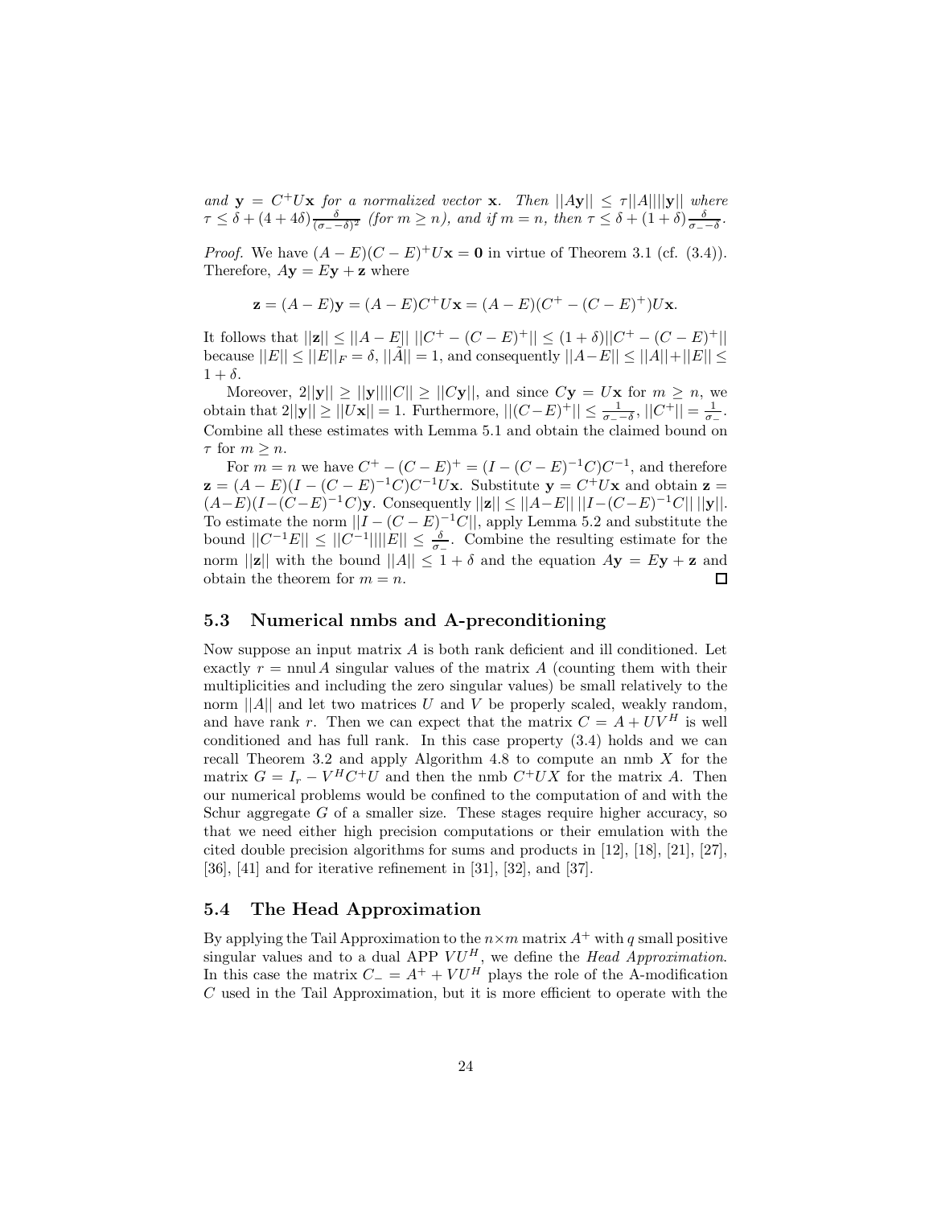*and* $\mathbf{y} = C^+U\mathbf{x}$ *for a normalized vector* $\mathbf{x}$*. Then* $||A\mathbf{y}|| \leq \tau||A||||\mathbf{y}||$ *where* $\tau \leq \delta + (4+4\delta)\frac{\delta}{(\sigma_- - \delta)^2}$ *(for* $m \geq n$*), and if* $m = n$*, then* $\tau \leq \delta + (1+\delta)\frac{\delta}{\sigma_- - \delta}$*.*

*Proof.* We have $(A - E)(C - E)^+U\mathbf{x} = \mathbf{0}$ in virtue of Theorem 3.1 (cf. (3.4)). Therefore, $A\mathbf{y} = E\mathbf{y} + \mathbf{z}$ where

$$\mathbf{z} = (A - E)\mathbf{y} = (A - E)C^+U\mathbf{x} = (A - E)(C^+ - (C - E)^+)U\mathbf{x}.$$

It follows that $||\mathbf{z}|| \leq ||A - E||\ ||C^+ - (C - E)^+|| \leq (1+\delta)||C^+ - (C - E)^+||$ because $||E|| \leq ||E||_F = \delta$, $||\tilde{A}|| = 1$, and consequently $||A - E|| \leq ||A|| + ||E|| \leq 1 + \delta$.

Moreover, $2||\mathbf{y}|| \geq ||\mathbf{y}||||C|| \geq ||C\mathbf{y}||$, and since $C\mathbf{y} = U\mathbf{x}$ for $m \geq n$, we obtain that $2||\mathbf{y}|| \geq ||U\mathbf{x}|| = 1$. Furthermore, $||(C - E)^+|| \leq \frac{1}{\sigma_- - \delta}$, $||C^+|| = \frac{1}{\sigma_-}$. Combine all these estimates with Lemma 5.1 and obtain the claimed bound on $\tau$ for $m \geq n$.

For $m = n$ we have $C^+ - (C - E)^+ = (I - (C - E)^{-1}C)C^{-1}$, and therefore $\mathbf{z} = (A - E)(I - (C - E)^{-1}C)C^{-1}U\mathbf{x}$. Substitute $\mathbf{y} = C^+U\mathbf{x}$ and obtain $\mathbf{z} = (A - E)(I - (C - E)^{-1}C)\mathbf{y}$. Consequently $||\mathbf{z}|| \leq ||A - E||\ ||I - (C - E)^{-1}C||\ ||\mathbf{y}||$. To estimate the norm $||I - (C - E)^{-1}C||$, apply Lemma 5.2 and substitute the bound $||C^{-1}E|| \leq ||C^{-1}||||E|| \leq \frac{\delta}{\sigma_-}$. Combine the resulting estimate for the norm $||\mathbf{z}||$ with the bound $||A|| \leq 1 + \delta$ and the equation $A\mathbf{y} = E\mathbf{y} + \mathbf{z}$ and obtain the theorem for $m = n$. □

## 5.3 Numerical nmbs and A-preconditioning

Now suppose an input matrix $A$ is both rank deficient and ill conditioned. Let exactly $r = \text{nnul}\, A$ singular values of the matrix $A$ (counting them with their multiplicities and including the zero singular values) be small relatively to the norm $||A||$ and let two matrices $U$ and $V$ be properly scaled, weakly random, and have rank $r$. Then we can expect that the matrix $C = A + UV^H$ is well conditioned and has full rank. In this case property (3.4) holds and we can recall Theorem 3.2 and apply Algorithm 4.8 to compute an nmb $X$ for the matrix $G = I_r - V^HC^+U$ and then the nmb $C^+UX$ for the matrix $A$. Then our numerical problems would be confined to the computation of and with the Schur aggregate $G$ of a smaller size. These stages require higher accuracy, so that we need either high precision computations or their emulation with the cited double precision algorithms for sums and products in [12], [18], [21], [27], [36], [41] and for iterative refinement in [31], [32], and [37].

## 5.4 The Head Approximation

By applying the Tail Approximation to the $n \times m$ matrix $A^+$ with $q$ small positive singular values and to a dual APP $VU^H$, we define the *Head Approximation*. In this case the matrix $C_- = A^+ + VU^H$ plays the role of the A-modification $C$ used in the Tail Approximation, but it is more efficient to operate with the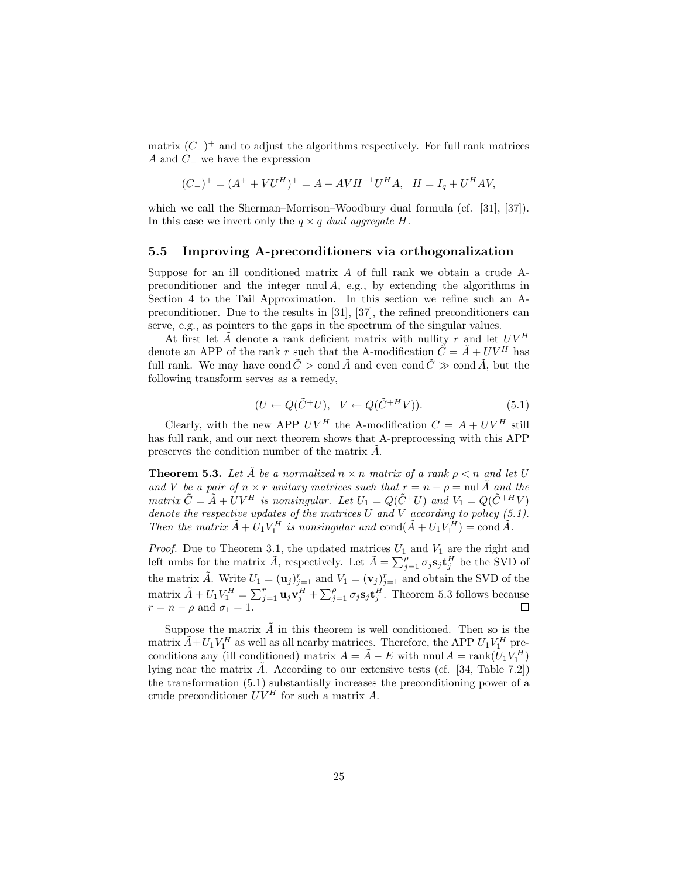matrix $(C_-)^+$ and to adjust the algorithms respectively. For full rank matrices $A$ and $C_-$ we have the expression

$$(C_-)^+ = (A^+ + VU^H)^+ = A - AVH^{-1}U^HA, \quad H = I_q + U^HAV,$$

which we call the Sherman–Morrison–Woodbury dual formula (cf. [31], [37]). In this case we invert only the $q \times q$ *dual aggregate* $H$.

### 5.5 Improving A-preconditioners via orthogonalization

Suppose for an ill conditioned matrix $A$ of full rank we obtain a crude A-preconditioner and the integer $\operatorname{nnul} A$, e.g., by extending the algorithms in Section 4 to the Tail Approximation. In this section we refine such an A-preconditioner. Due to the results in [31], [37], the refined preconditioners can serve, e.g., as pointers to the gaps in the spectrum of the singular values.

At first let $\tilde{A}$ denote a rank deficient matrix with nullity $r$ and let $UV^H$ denote an APP of the rank $r$ such that the A-modification $\tilde{C} = \tilde{A} + UV^H$ has full rank. We may have $\operatorname{cond} \tilde{C} > \operatorname{cond} \tilde{A}$ and even $\operatorname{cond} \tilde{C} \gg \operatorname{cond} \tilde{A}$, but the following transform serves as a remedy,

$$(U \leftarrow Q(\tilde{C}^+U), \quad V \leftarrow Q(\tilde{C}^{+H}V)). \tag{5.1}$$

Clearly, with the new APP $UV^H$ the A-modification $C = A + UV^H$ still has full rank, and our next theorem shows that A-preprocessing with this APP preserves the condition number of the matrix $\tilde{A}$.

**Theorem 5.3.** *Let $\tilde{A}$ be a normalized $n \times n$ matrix of a rank $\rho < n$ and let $U$ and $V$ be a pair of $n \times r$ unitary matrices such that $r = n - \rho = \operatorname{nul} \tilde{A}$ and the matrix $\tilde{C} = \tilde{A} + UV^H$ is nonsingular. Let $U_1 = Q(\tilde{C}^+U)$ and $V_1 = Q(\tilde{C}^{+H}V)$ denote the respective updates of the matrices $U$ and $V$ according to policy (5.1). Then the matrix $\tilde{A} + U_1V_1^H$ is nonsingular and $\operatorname{cond}(\tilde{A} + U_1V_1^H) = \operatorname{cond} \tilde{A}$.*

*Proof.* Due to Theorem 3.1, the updated matrices $U_1$ and $V_1$ are the right and left nmbs for the matrix $\tilde{A}$, respectively. Let $\tilde{A} = \sum_{j=1}^{\rho} \sigma_j \mathbf{s}_j \mathbf{t}_j^H$ be the SVD of the matrix $\tilde{A}$. Write $U_1 = (\mathbf{u}_j)_{j=1}^r$ and $V_1 = (\mathbf{v}_j)_{j=1}^r$ and obtain the SVD of the matrix $\tilde{A} + U_1V_1^H = \sum_{j=1}^{r} \mathbf{u}_j \mathbf{v}_j^H + \sum_{j=1}^{\rho} \sigma_j \mathbf{s}_j \mathbf{t}_j^H$. Theorem 5.3 follows because $r = n - \rho$ and $\sigma_1 = 1$. $\square$

Suppose the matrix $\tilde{A}$ in this theorem is well conditioned. Then so is the matrix $\tilde{A} + U_1V_1^H$ as well as all nearby matrices. Therefore, the APP $U_1V_1^H$ preconditions any (ill conditioned) matrix $A = \tilde{A} - E$ with $\operatorname{nnul} A = \operatorname{rank}(U_1V_1^H)$ lying near the matrix $\tilde{A}$. According to our extensive tests (cf. [34, Table 7.2]) the transformation (5.1) substantially increases the preconditioning power of a crude preconditioner $UV^H$ for such a matrix $A$.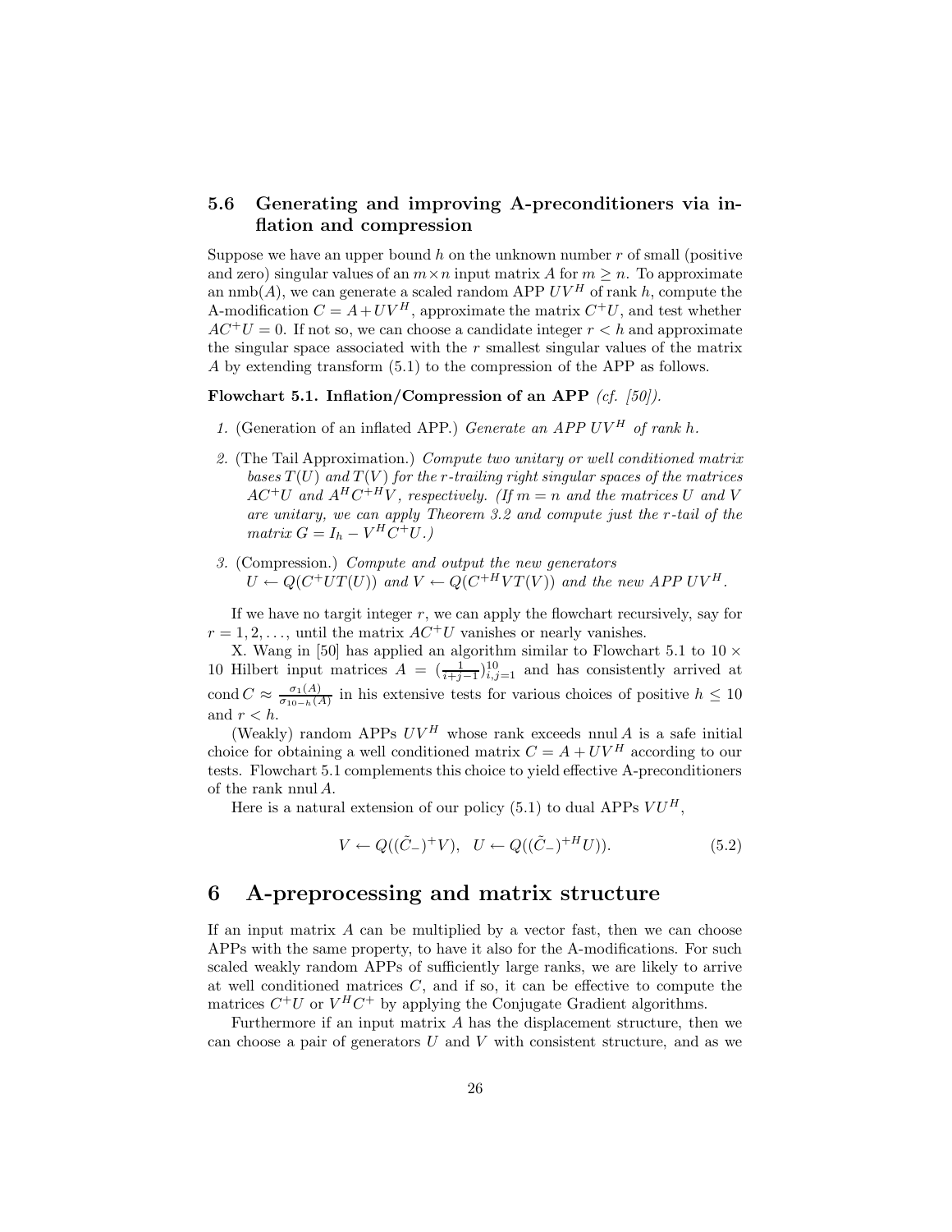### 5.6 Generating and improving A-preconditioners via inflation and compression

Suppose we have an upper bound $h$ on the unknown number $r$ of small (positive and zero) singular values of an $m \times n$ input matrix $A$ for $m \geq n$. To approximate an nmb$(A)$, we can generate a scaled random APP $UV^H$ of rank $h$, compute the A-modification $C = A + UV^H$, approximate the matrix $C^+U$, and test whether $AC^+U = 0$. If not so, we can choose a candidate integer $r < h$ and approximate the singular space associated with the $r$ smallest singular values of the matrix $A$ by extending transform (5.1) to the compression of the APP as follows.

**Flowchart 5.1. Inflation/Compression of an APP** *(cf. [50]).*

1. (Generation of an inflated APP.) *Generate an APP $UV^H$ of rank $h$.*
2. (The Tail Approximation.) *Compute two unitary or well conditioned matrix bases $T(U)$ and $T(V)$ for the $r$-trailing right singular spaces of the matrices $AC^+U$ and $A^HC^{+H}V$, respectively. (If $m = n$ and the matrices $U$ and $V$ are unitary, we can apply Theorem 3.2 and compute just the $r$-tail of the matrix $G = I_h - V^HC^+U$.)*
3. (Compression.) *Compute and output the new generators*
   $U \leftarrow Q(C^+UT(U))$ *and* $V \leftarrow Q(C^{+H}VT(V))$ *and the new APP* $UV^H$.

If we have no targit integer $r$, we can apply the flowchart recursively, say for $r = 1, 2, \ldots,$ until the matrix $AC^+U$ vanishes or nearly vanishes.

X. Wang in [50] has applied an algorithm similar to Flowchart 5.1 to $10 \times 10$ Hilbert input matrices $A = (\frac{1}{i+j-1})_{i,j=1}^{10}$ and has consistently arrived at $\text{cond}\, C \approx \frac{\sigma_1(A)}{\sigma_{10-h}(A)}$ in his extensive tests for various choices of positive $h \leq 10$ and $r < h$.

(Weakly) random APPs $UV^H$ whose rank exceeds nnul $A$ is a safe initial choice for obtaining a well conditioned matrix $C = A + UV^H$ according to our tests. Flowchart 5.1 complements this choice to yield effective A-preconditioners of the rank nnul $A$.

Here is a natural extension of our policy (5.1) to dual APPs $VU^H$,

$$V \leftarrow Q((\tilde{C}_-)^+V), \quad U \leftarrow Q((\tilde{C}_-)^{+H}U)). \tag{5.2}$$

# 6 A-preprocessing and matrix structure

If an input matrix $A$ can be multiplied by a vector fast, then we can choose APPs with the same property, to have it also for the A-modifications. For such scaled weakly random APPs of sufficiently large ranks, we are likely to arrive at well conditioned matrices $C$, and if so, it can be effective to compute the matrices $C^+U$ or $V^HC^+$ by applying the Conjugate Gradient algorithms.

Furthermore if an input matrix $A$ has the displacement structure, then we can choose a pair of generators $U$ and $V$ with consistent structure, and as we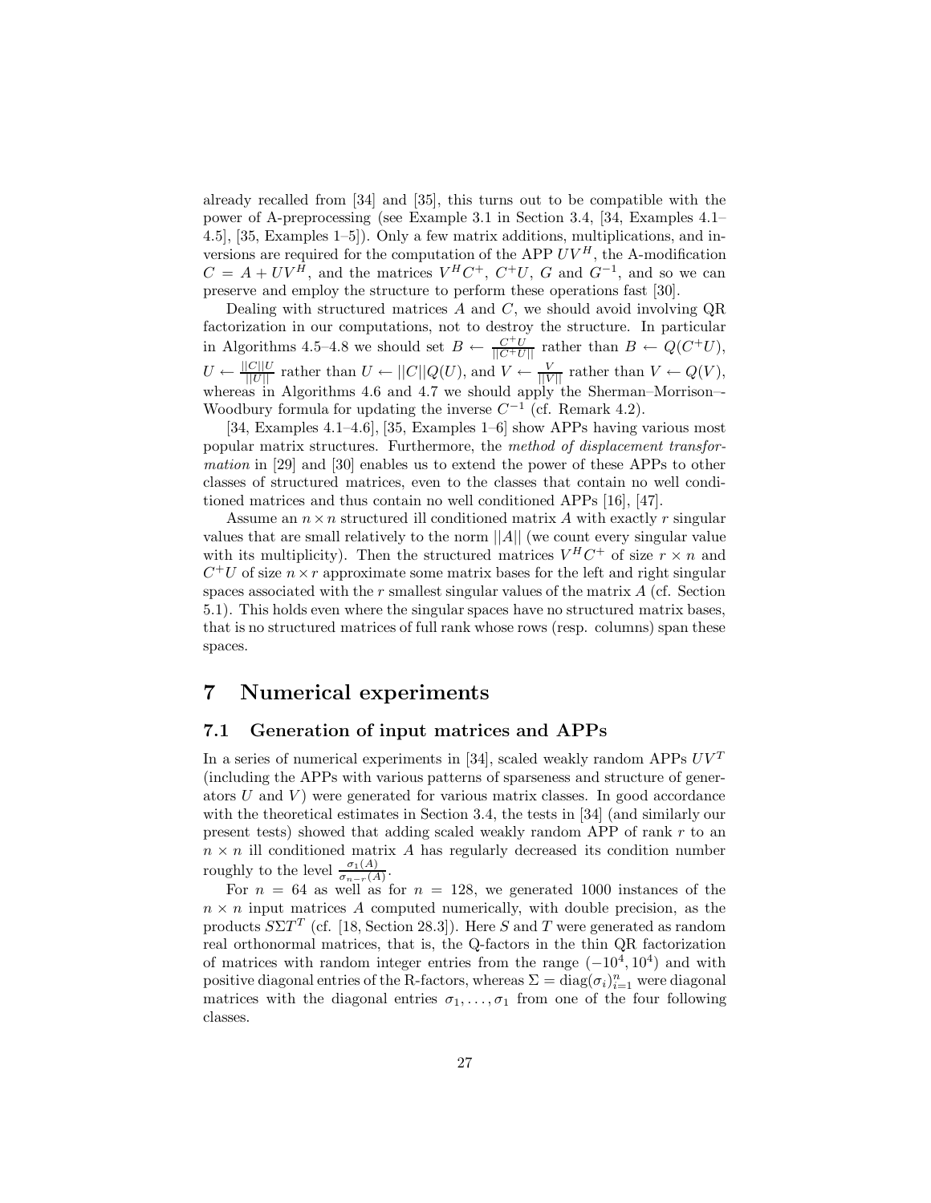already recalled from [34] and [35], this turns out to be compatible with the power of A-preprocessing (see Example 3.1 in Section 3.4, [34, Examples 4.1–4.5], [35, Examples 1–5]). Only a few matrix additions, multiplications, and inversions are required for the computation of the APP $UV^H$, the A-modification $C = A + UV^H$, and the matrices $V^H C^+$, $C^+U$, $G$ and $G^{-1}$, and so we can preserve and employ the structure to perform these operations fast [30].

Dealing with structured matrices $A$ and $C$, we should avoid involving QR factorization in our computations, not to destroy the structure. In particular in Algorithms 4.5–4.8 we should set $B \leftarrow \frac{C^+U}{||C^+U||}$ rather than $B \leftarrow Q(C^+U)$, $U \leftarrow \frac{||C||U}{||U||}$ rather than $U \leftarrow ||C||Q(U)$, and $V \leftarrow \frac{V}{||V||}$ rather than $V \leftarrow Q(V)$, whereas in Algorithms 4.6 and 4.7 we should apply the Sherman–Morrison–-Woodbury formula for updating the inverse $C^{-1}$ (cf. Remark 4.2).

[34, Examples 4.1–4.6], [35, Examples 1–6] show APPs having various most popular matrix structures. Furthermore, the *method of displacement transformation* in [29] and [30] enables us to extend the power of these APPs to other classes of structured matrices, even to the classes that contain no well conditioned matrices and thus contain no well conditioned APPs [16], [47].

Assume an $n \times n$ structured ill conditioned matrix $A$ with exactly $r$ singular values that are small relatively to the norm $||A||$ (we count every singular value with its multiplicity). Then the structured matrices $V^H C^+$ of size $r \times n$ and $C^+U$ of size $n \times r$ approximate some matrix bases for the left and right singular spaces associated with the $r$ smallest singular values of the matrix $A$ (cf. Section 5.1). This holds even where the singular spaces have no structured matrix bases, that is no structured matrices of full rank whose rows (resp. columns) span these spaces.

# 7 Numerical experiments

## 7.1 Generation of input matrices and APPs

In a series of numerical experiments in [34], scaled weakly random APPs $UV^T$ (including the APPs with various patterns of sparseness and structure of generators $U$ and $V$) were generated for various matrix classes. In good accordance with the theoretical estimates in Section 3.4, the tests in [34] (and similarly our present tests) showed that adding scaled weakly random APP of rank $r$ to an $n \times n$ ill conditioned matrix $A$ has regularly decreased its condition number roughly to the level $\frac{\sigma_1(A)}{\sigma_{n-r}(A)}$.

For $n = 64$ as well as for $n = 128$, we generated 1000 instances of the $n \times n$ input matrices $A$ computed numerically, with double precision, as the products $S\Sigma T^T$ (cf. [18, Section 28.3]). Here $S$ and $T$ were generated as random real orthonormal matrices, that is, the Q-factors in the thin QR factorization of matrices with random integer entries from the range $(-10^4, 10^4)$ and with positive diagonal entries of the R-factors, whereas $\Sigma = \text{diag}(\sigma_i)_{i=1}^n$ were diagonal matrices with the diagonal entries $\sigma_1, \ldots, \sigma_1$ from one of the four following classes.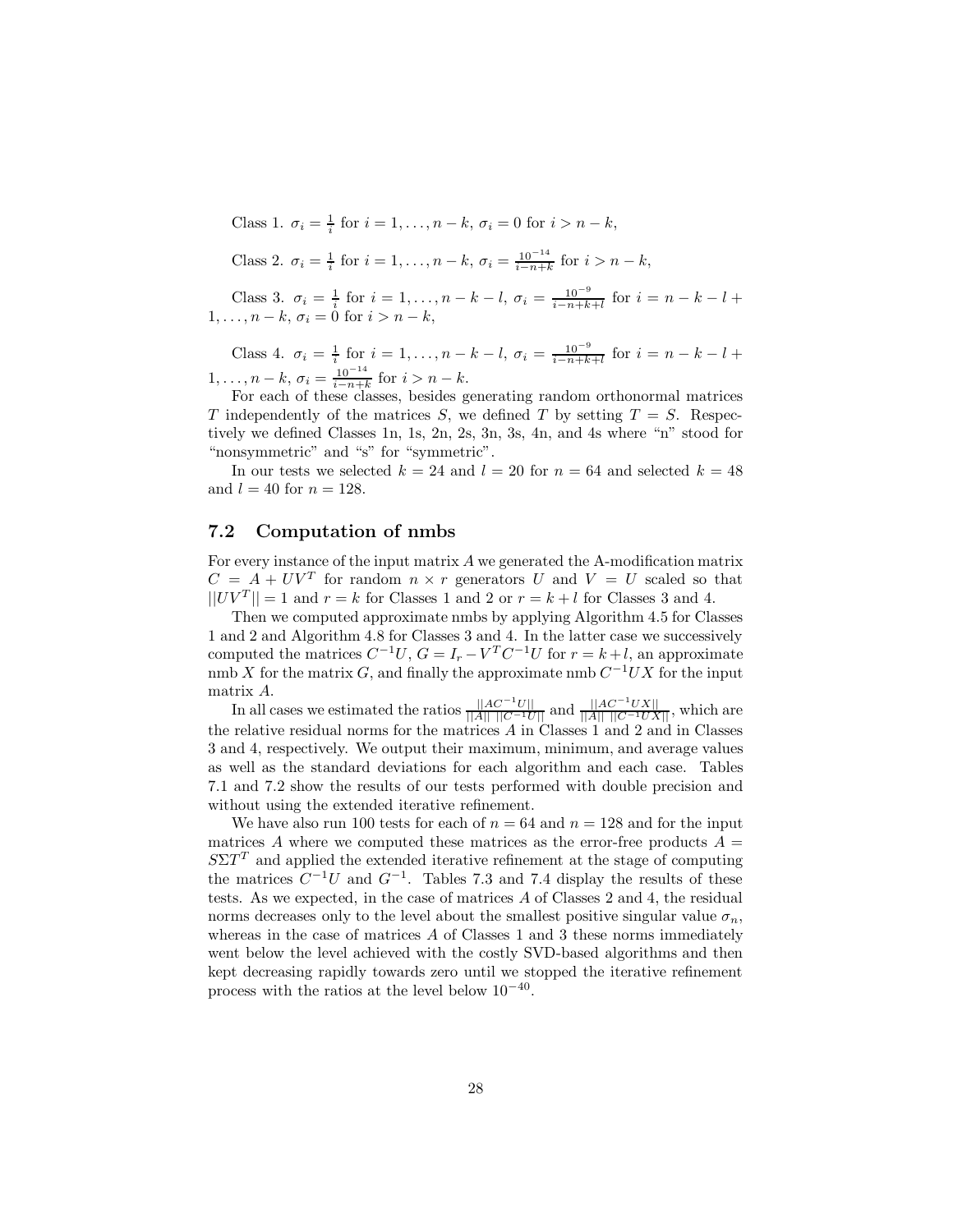Class 1. $\sigma_i = \frac{1}{i}$ for $i = 1, \ldots, n-k$, $\sigma_i = 0$ for $i > n-k$,

Class 2. $\sigma_i = \frac{1}{i}$ for $i = 1, \ldots, n-k$, $\sigma_i = \frac{10^{-14}}{i-n+k}$ for $i > n-k$,

Class 3. $\sigma_i = \frac{1}{i}$ for $i = 1, \ldots, n-k-l$, $\sigma_i = \frac{10^{-9}}{i-n+k+l}$ for $i = n-k-l+1, \ldots, n-k$, $\sigma_i = 0$ for $i > n-k$,

Class 4. $\sigma_i = \frac{1}{i}$ for $i = 1, \ldots, n-k-l$, $\sigma_i = \frac{10^{-9}}{i-n+k+l}$ for $i = n-k-l+1, \ldots, n-k$, $\sigma_i = \frac{10^{-14}}{i-n+k}$ for $i > n-k$.

For each of these classes, besides generating random orthonormal matrices $T$ independently of the matrices $S$, we defined $T$ by setting $T = S$. Respectively we defined Classes 1n, 1s, 2n, 2s, 3n, 3s, 4n, and 4s where "n" stood for "nonsymmetric" and "s" for "symmetric".

In our tests we selected $k = 24$ and $l = 20$ for $n = 64$ and selected $k = 48$ and $l = 40$ for $n = 128$.

## 7.2 Computation of nmbs

For every instance of the input matrix $A$ we generated the A-modification matrix $C = A + UV^T$ for random $n \times r$ generators $U$ and $V = U$ scaled so that $||UV^T|| = 1$ and $r = k$ for Classes 1 and 2 or $r = k + l$ for Classes 3 and 4.

Then we computed approximate nmbs by applying Algorithm 4.5 for Classes 1 and 2 and Algorithm 4.8 for Classes 3 and 4. In the latter case we successively computed the matrices $C^{-1}U$, $G = I_r - V^TC^{-1}U$ for $r = k+l$, an approximate nmb $X$ for the matrix $G$, and finally the approximate nmb $C^{-1}UX$ for the input matrix $A$.

In all cases we estimated the ratios $\frac{||AC^{-1}U||}{||A|| \ ||C^{-1}U||}$ and $\frac{||AC^{-1}UX||}{||A|| \ ||C^{-1}UX||}$, which are the relative residual norms for the matrices $A$ in Classes 1 and 2 and in Classes 3 and 4, respectively. We output their maximum, minimum, and average values as well as the standard deviations for each algorithm and each case. Tables 7.1 and 7.2 show the results of our tests performed with double precision and without using the extended iterative refinement.

We have also run 100 tests for each of $n = 64$ and $n = 128$ and for the input matrices $A$ where we computed these matrices as the error-free products $A = S\Sigma T^T$ and applied the extended iterative refinement at the stage of computing the matrices $C^{-1}U$ and $G^{-1}$. Tables 7.3 and 7.4 display the results of these tests. As we expected, in the case of matrices $A$ of Classes 2 and 4, the residual norms decreases only to the level about the smallest positive singular value $\sigma_n$, whereas in the case of matrices $A$ of Classes 1 and 3 these norms immediately went below the level achieved with the costly SVD-based algorithms and then kept decreasing rapidly towards zero until we stopped the iterative refinement process with the ratios at the level below $10^{-40}$.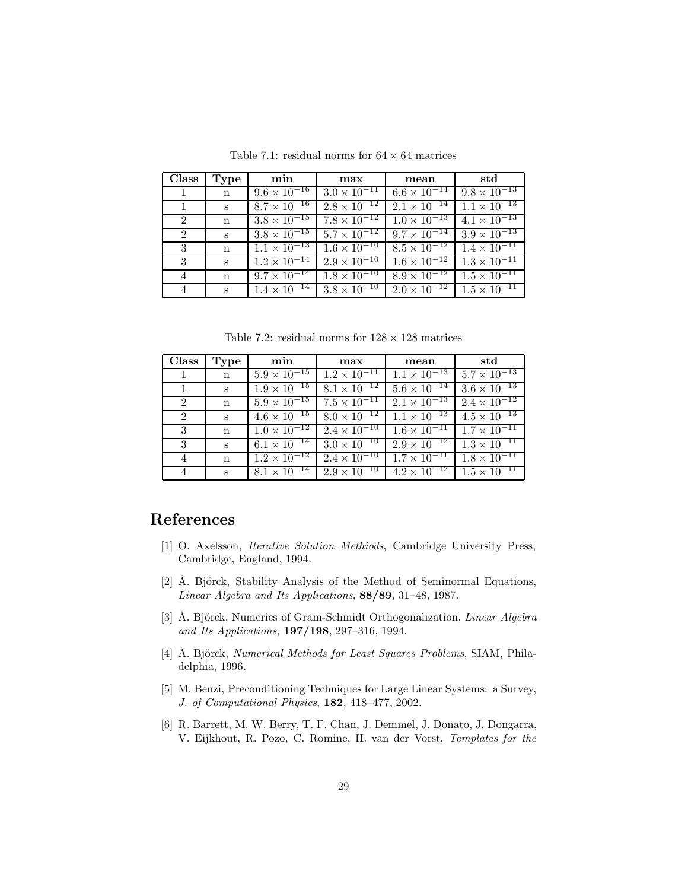Table 7.1: residual norms for $64 \times 64$ matrices

| **Class** | **Type** | **min** | **max** | **mean** | **std** |
|---|---|---|---|---|---|
| 1 | n | $9.6 \times 10^{-16}$ | $3.0 \times 10^{-11}$ | $6.6 \times 10^{-14}$ | $9.8 \times 10^{-13}$ |
| 1 | s | $8.7 \times 10^{-16}$ | $2.8 \times 10^{-12}$ | $2.1 \times 10^{-14}$ | $1.1 \times 10^{-13}$ |
| 2 | n | $3.8 \times 10^{-15}$ | $7.8 \times 10^{-12}$ | $1.0 \times 10^{-13}$ | $4.1 \times 10^{-13}$ |
| 2 | s | $3.8 \times 10^{-15}$ | $5.7 \times 10^{-12}$ | $9.7 \times 10^{-14}$ | $3.9 \times 10^{-13}$ |
| 3 | n | $1.1 \times 10^{-13}$ | $1.6 \times 10^{-10}$ | $8.5 \times 10^{-12}$ | $1.4 \times 10^{-11}$ |
| 3 | s | $1.2 \times 10^{-14}$ | $2.9 \times 10^{-10}$ | $1.6 \times 10^{-12}$ | $1.3 \times 10^{-11}$ |
| 4 | n | $9.7 \times 10^{-14}$ | $1.8 \times 10^{-10}$ | $8.9 \times 10^{-12}$ | $1.5 \times 10^{-11}$ |
| 4 | s | $1.4 \times 10^{-14}$ | $3.8 \times 10^{-10}$ | $2.0 \times 10^{-12}$ | $1.5 \times 10^{-11}$ |

Table 7.2: residual norms for $128 \times 128$ matrices

| **Class** | **Type** | **min** | **max** | **mean** | **std** |
|---|---|---|---|---|---|
| 1 | n | $5.9 \times 10^{-15}$ | $1.2 \times 10^{-11}$ | $1.1 \times 10^{-13}$ | $5.7 \times 10^{-13}$ |
| 1 | s | $1.9 \times 10^{-15}$ | $8.1 \times 10^{-12}$ | $5.6 \times 10^{-14}$ | $3.6 \times 10^{-13}$ |
| 2 | n | $5.9 \times 10^{-15}$ | $7.5 \times 10^{-11}$ | $2.1 \times 10^{-13}$ | $2.4 \times 10^{-12}$ |
| 2 | s | $4.6 \times 10^{-15}$ | $8.0 \times 10^{-12}$ | $1.1 \times 10^{-13}$ | $4.5 \times 10^{-13}$ |
| 3 | n | $1.0 \times 10^{-12}$ | $2.4 \times 10^{-10}$ | $1.6 \times 10^{-11}$ | $1.7 \times 10^{-11}$ |
| 3 | s | $6.1 \times 10^{-14}$ | $3.0 \times 10^{-10}$ | $2.9 \times 10^{-12}$ | $1.3 \times 10^{-11}$ |
| 4 | n | $1.2 \times 10^{-12}$ | $2.4 \times 10^{-10}$ | $1.7 \times 10^{-11}$ | $1.8 \times 10^{-11}$ |
| 4 | s | $8.1 \times 10^{-14}$ | $2.9 \times 10^{-10}$ | $4.2 \times 10^{-12}$ | $1.5 \times 10^{-11}$ |

# References

[1] O. Axelsson, *Iterative Solution Methiods*, Cambridge University Press, Cambridge, England, 1994.

[2] Å. Björck, Stability Analysis of the Method of Seminormal Equations, *Linear Algebra and Its Applications*, **88/89**, 31–48, 1987.

[3] Å. Björck, Numerics of Gram-Schmidt Orthogonalization, *Linear Algebra and Its Applications*, **197/198**, 297–316, 1994.

[4] Å. Björck, *Numerical Methods for Least Squares Problems*, SIAM, Philadelphia, 1996.

[5] M. Benzi, Preconditioning Techniques for Large Linear Systems: a Survey, *J. of Computational Physics*, **182**, 418–477, 2002.

[6] R. Barrett, M. W. Berry, T. F. Chan, J. Demmel, J. Donato, J. Dongarra, V. Eijkhout, R. Pozo, C. Romine, H. van der Vorst, *Templates for the*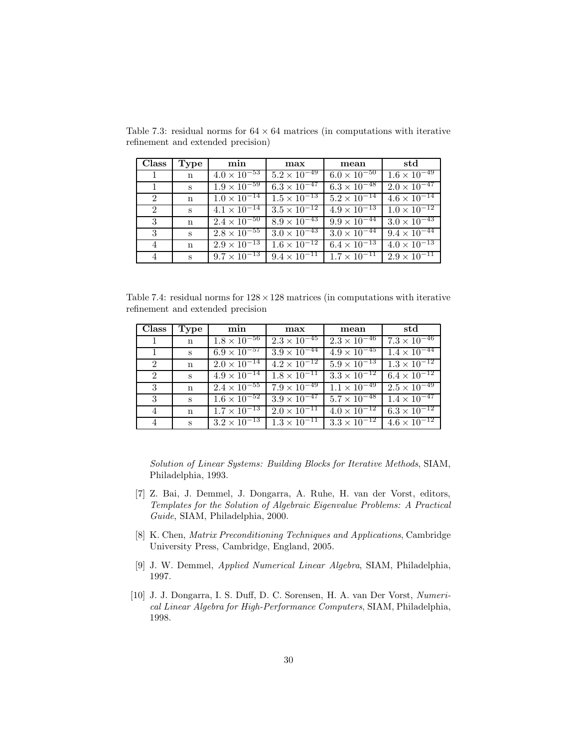Table 7.3: residual norms for $64 \times 64$ matrices (in computations with iterative refinement and extended precision)

| Class | Type | min | max | mean | std |
|---|---|---|---|---|---|
| 1 | n | $4.0 \times 10^{-53}$ | $5.2 \times 10^{-49}$ | $6.0 \times 10^{-50}$ | $1.6 \times 10^{-49}$ |
| 1 | s | $1.9 \times 10^{-59}$ | $6.3 \times 10^{-47}$ | $6.3 \times 10^{-48}$ | $2.0 \times 10^{-47}$ |
| 2 | n | $1.0 \times 10^{-14}$ | $1.5 \times 10^{-13}$ | $5.2 \times 10^{-14}$ | $4.6 \times 10^{-14}$ |
| 2 | s | $4.1 \times 10^{-14}$ | $3.5 \times 10^{-12}$ | $4.9 \times 10^{-13}$ | $1.0 \times 10^{-12}$ |
| 3 | n | $2.4 \times 10^{-50}$ | $8.9 \times 10^{-43}$ | $9.9 \times 10^{-44}$ | $3.0 \times 10^{-43}$ |
| 3 | s | $2.8 \times 10^{-55}$ | $3.0 \times 10^{-43}$ | $3.0 \times 10^{-44}$ | $9.4 \times 10^{-44}$ |
| 4 | n | $2.9 \times 10^{-13}$ | $1.6 \times 10^{-12}$ | $6.4 \times 10^{-13}$ | $4.0 \times 10^{-13}$ |
| 4 | s | $9.7 \times 10^{-13}$ | $9.4 \times 10^{-11}$ | $1.7 \times 10^{-11}$ | $2.9 \times 10^{-11}$ |

Table 7.4: residual norms for $128 \times 128$ matrices (in computations with iterative refinement and extended precision

| Class | Type | min | max | mean | std |
|---|---|---|---|---|---|
| 1 | n | $1.8 \times 10^{-56}$ | $2.3 \times 10^{-45}$ | $2.3 \times 10^{-46}$ | $7.3 \times 10^{-46}$ |
| 1 | s | $6.9 \times 10^{-57}$ | $3.9 \times 10^{-44}$ | $4.9 \times 10^{-45}$ | $1.4 \times 10^{-44}$ |
| 2 | n | $2.0 \times 10^{-14}$ | $4.2 \times 10^{-12}$ | $5.9 \times 10^{-13}$ | $1.3 \times 10^{-12}$ |
| 2 | s | $4.9 \times 10^{-14}$ | $1.8 \times 10^{-11}$ | $3.3 \times 10^{-12}$ | $6.4 \times 10^{-12}$ |
| 3 | n | $2.4 \times 10^{-55}$ | $7.9 \times 10^{-49}$ | $1.1 \times 10^{-49}$ | $2.5 \times 10^{-49}$ |
| 3 | s | $1.6 \times 10^{-52}$ | $3.9 \times 10^{-47}$ | $5.7 \times 10^{-48}$ | $1.4 \times 10^{-47}$ |
| 4 | n | $1.7 \times 10^{-13}$ | $2.0 \times 10^{-11}$ | $4.0 \times 10^{-12}$ | $6.3 \times 10^{-12}$ |
| 4 | s | $3.2 \times 10^{-13}$ | $1.3 \times 10^{-11}$ | $3.3 \times 10^{-12}$ | $4.6 \times 10^{-12}$ |

*Solution of Linear Systems: Building Blocks for Iterative Methods*, SIAM, Philadelphia, 1993.

[7] Z. Bai, J. Demmel, J. Dongarra, A. Ruhe, H. van der Vorst, editors, *Templates for the Solution of Algebraic Eigenvalue Problems: A Practical Guide*, SIAM, Philadelphia, 2000.

[8] K. Chen, *Matrix Preconditioning Techniques and Applications*, Cambridge University Press, Cambridge, England, 2005.

[9] J. W. Demmel, *Applied Numerical Linear Algebra*, SIAM, Philadelphia, 1997.

[10] J. J. Dongarra, I. S. Duff, D. C. Sorensen, H. A. van Der Vorst, *Numerical Linear Algebra for High-Performance Computers*, SIAM, Philadelphia, 1998.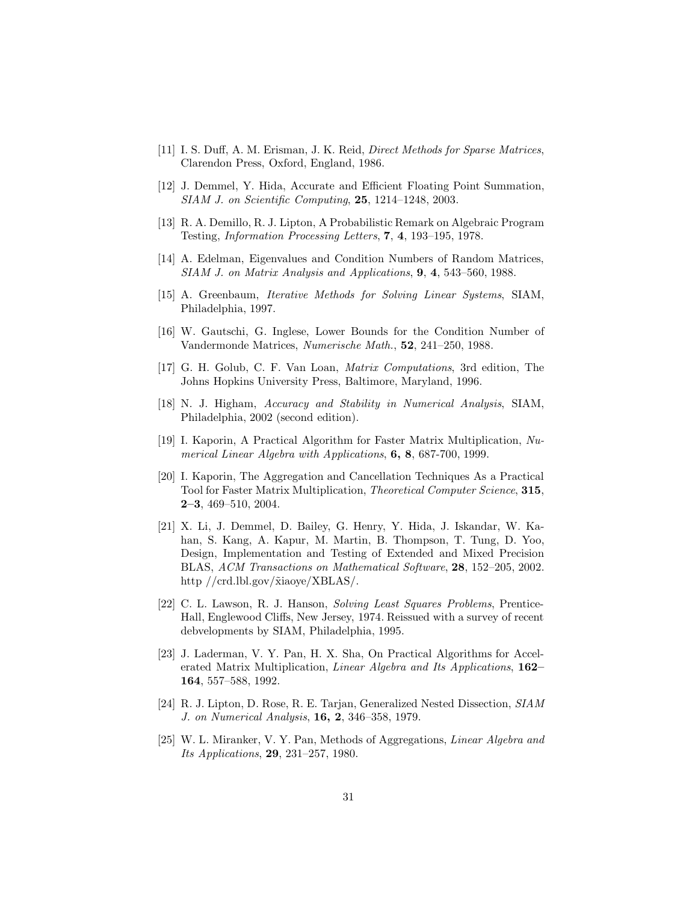[11] I. S. Duff, A. M. Erisman, J. K. Reid, *Direct Methods for Sparse Matrices*, Clarendon Press, Oxford, England, 1986.

[12] J. Demmel, Y. Hida, Accurate and Efficient Floating Point Summation, *SIAM J. on Scientific Computing*, **25**, 1214–1248, 2003.

[13] R. A. Demillo, R. J. Lipton, A Probabilistic Remark on Algebraic Program Testing, *Information Processing Letters*, **7**, **4**, 193–195, 1978.

[14] A. Edelman, Eigenvalues and Condition Numbers of Random Matrices, *SIAM J. on Matrix Analysis and Applications*, **9**, **4**, 543–560, 1988.

[15] A. Greenbaum, *Iterative Methods for Solving Linear Systems*, SIAM, Philadelphia, 1997.

[16] W. Gautschi, G. Inglese, Lower Bounds for the Condition Number of Vandermonde Matrices, *Numerische Math.*, **52**, 241–250, 1988.

[17] G. H. Golub, C. F. Van Loan, *Matrix Computations*, 3rd edition, The Johns Hopkins University Press, Baltimore, Maryland, 1996.

[18] N. J. Higham, *Accuracy and Stability in Numerical Analysis*, SIAM, Philadelphia, 2002 (second edition).

[19] I. Kaporin, A Practical Algorithm for Faster Matrix Multiplication, *Numerical Linear Algebra with Applications*, **6, 8**, 687-700, 1999.

[20] I. Kaporin, The Aggregation and Cancellation Techniques As a Practical Tool for Faster Matrix Multiplication, *Theoretical Computer Science*, **315**, **2–3**, 469–510, 2004.

[21] X. Li, J. Demmel, D. Bailey, G. Henry, Y. Hida, J. Iskandar, W. Kahan, S. Kang, A. Kapur, M. Martin, B. Thompson, T. Tung, D. Yoo, Design, Implementation and Testing of Extended and Mixed Precision BLAS, *ACM Transactions on Mathematical Software*, **28**, 152–205, 2002. http //crd.lbl.gov/x̃iaoye/XBLAS/.

[22] C. L. Lawson, R. J. Hanson, *Solving Least Squares Problems*, Prentice-Hall, Englewood Cliffs, New Jersey, 1974. Reissued with a survey of recent debvelopments by SIAM, Philadelphia, 1995.

[23] J. Laderman, V. Y. Pan, H. X. Sha, On Practical Algorithms for Accelerated Matrix Multiplication, *Linear Algebra and Its Applications*, **162–164**, 557–588, 1992.

[24] R. J. Lipton, D. Rose, R. E. Tarjan, Generalized Nested Dissection, *SIAM J. on Numerical Analysis*, **16, 2**, 346–358, 1979.

[25] W. L. Miranker, V. Y. Pan, Methods of Aggregations, *Linear Algebra and Its Applications*, **29**, 231–257, 1980.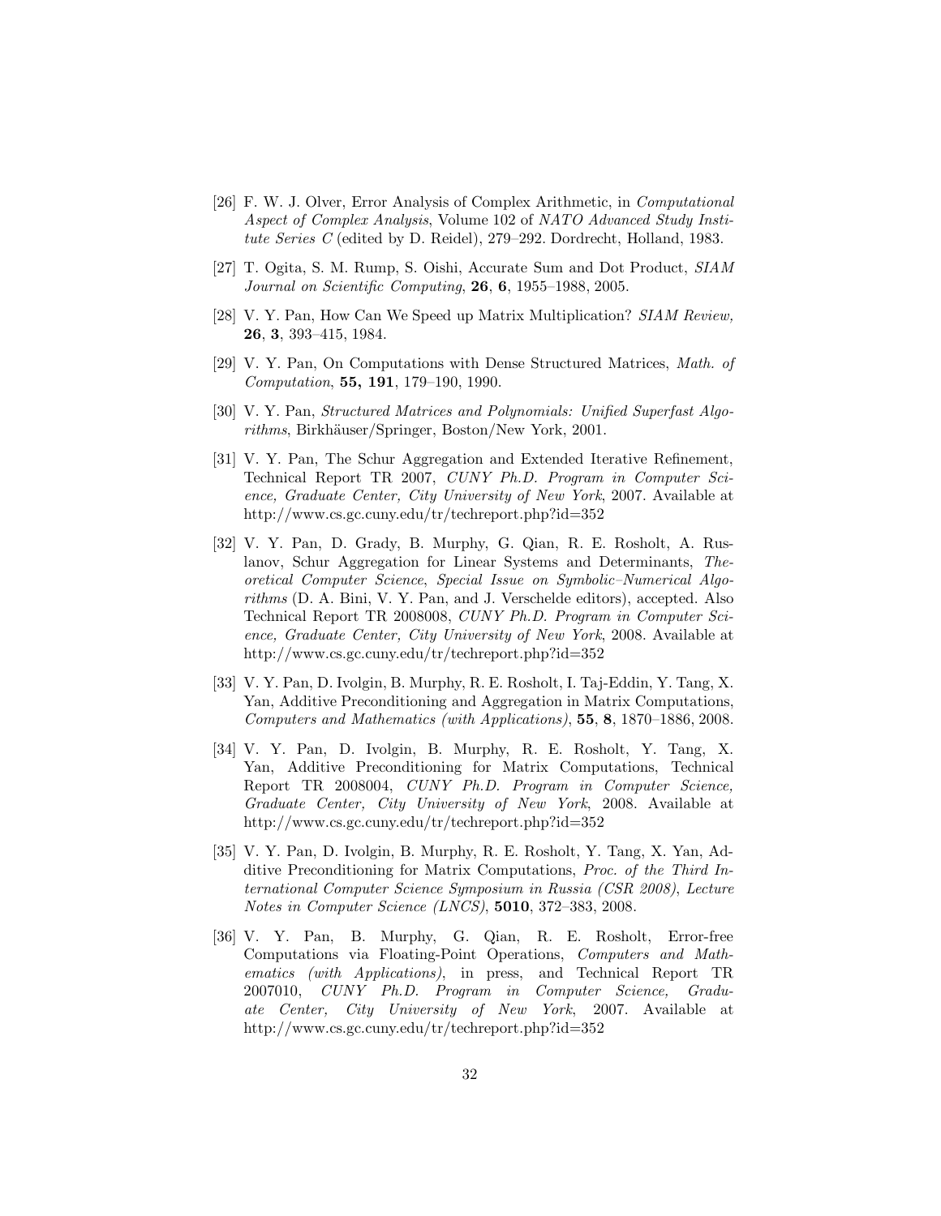[26] F. W. J. Olver, Error Analysis of Complex Arithmetic, in *Computational Aspect of Complex Analysis*, Volume 102 of *NATO Advanced Study Institute Series C* (edited by D. Reidel), 279–292. Dordrecht, Holland, 1983.

[27] T. Ogita, S. M. Rump, S. Oishi, Accurate Sum and Dot Product, *SIAM Journal on Scientific Computing*, **26**, **6**, 1955–1988, 2005.

[28] V. Y. Pan, How Can We Speed up Matrix Multiplication? *SIAM Review,* **26**, **3**, 393–415, 1984.

[29] V. Y. Pan, On Computations with Dense Structured Matrices, *Math. of Computation*, **55, 191**, 179–190, 1990.

[30] V. Y. Pan, *Structured Matrices and Polynomials: Unified Superfast Algorithms*, Birkhäuser/Springer, Boston/New York, 2001.

[31] V. Y. Pan, The Schur Aggregation and Extended Iterative Refinement, Technical Report TR 2007, *CUNY Ph.D. Program in Computer Science, Graduate Center, City University of New York*, 2007. Available at http://www.cs.gc.cuny.edu/tr/techreport.php?id=352

[32] V. Y. Pan, D. Grady, B. Murphy, G. Qian, R. E. Rosholt, A. Ruslanov, Schur Aggregation for Linear Systems and Determinants, *Theoretical Computer Science*, *Special Issue on Symbolic–Numerical Algorithms* (D. A. Bini, V. Y. Pan, and J. Verschelde editors), accepted. Also Technical Report TR 2008008, *CUNY Ph.D. Program in Computer Science, Graduate Center, City University of New York*, 2008. Available at http://www.cs.gc.cuny.edu/tr/techreport.php?id=352

[33] V. Y. Pan, D. Ivolgin, B. Murphy, R. E. Rosholt, I. Taj-Eddin, Y. Tang, X. Yan, Additive Preconditioning and Aggregation in Matrix Computations, *Computers and Mathematics (with Applications)*, **55**, **8**, 1870–1886, 2008.

[34] V. Y. Pan, D. Ivolgin, B. Murphy, R. E. Rosholt, Y. Tang, X. Yan, Additive Preconditioning for Matrix Computations, Technical Report TR 2008004, *CUNY Ph.D. Program in Computer Science, Graduate Center, City University of New York*, 2008. Available at http://www.cs.gc.cuny.edu/tr/techreport.php?id=352

[35] V. Y. Pan, D. Ivolgin, B. Murphy, R. E. Rosholt, Y. Tang, X. Yan, Additive Preconditioning for Matrix Computations, *Proc. of the Third International Computer Science Symposium in Russia (CSR 2008)*, *Lecture Notes in Computer Science (LNCS)*, **5010**, 372–383, 2008.

[36] V. Y. Pan, B. Murphy, G. Qian, R. E. Rosholt, Error-free Computations via Floating-Point Operations, *Computers and Mathematics (with Applications)*, in press, and Technical Report TR 2007010, *CUNY Ph.D. Program in Computer Science, Graduate Center, City University of New York*, 2007. Available at http://www.cs.gc.cuny.edu/tr/techreport.php?id=352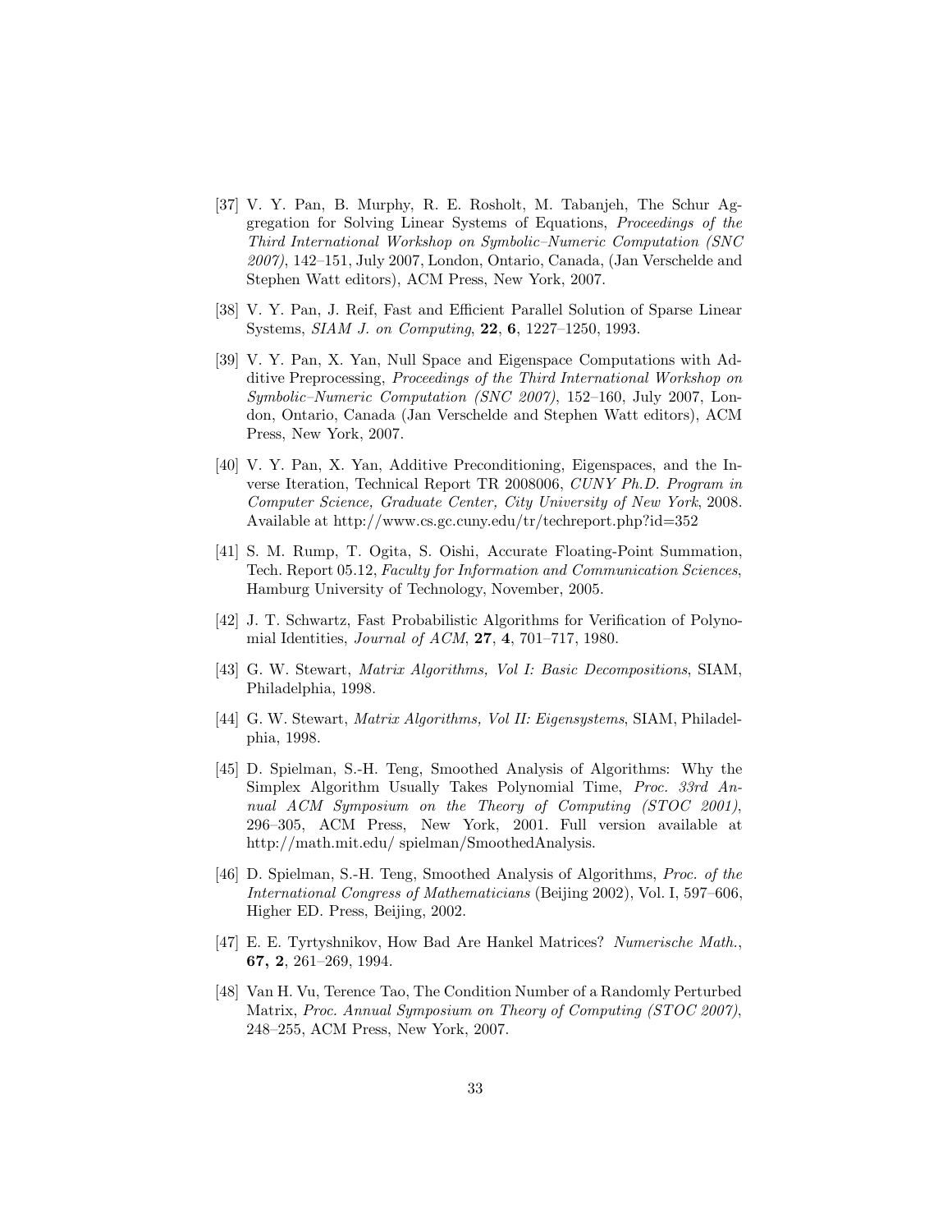[37] V. Y. Pan, B. Murphy, R. E. Rosholt, M. Tabanjeh, The Schur Aggregation for Solving Linear Systems of Equations, *Proceedings of the Third International Workshop on Symbolic–Numeric Computation (SNC 2007)*, 142–151, July 2007, London, Ontario, Canada, (Jan Verschelde and Stephen Watt editors), ACM Press, New York, 2007.

[38] V. Y. Pan, J. Reif, Fast and Efficient Parallel Solution of Sparse Linear Systems, *SIAM J. on Computing*, **22**, **6**, 1227–1250, 1993.

[39] V. Y. Pan, X. Yan, Null Space and Eigenspace Computations with Additive Preprocessing, *Proceedings of the Third International Workshop on Symbolic–Numeric Computation (SNC 2007)*, 152–160, July 2007, London, Ontario, Canada (Jan Verschelde and Stephen Watt editors), ACM Press, New York, 2007.

[40] V. Y. Pan, X. Yan, Additive Preconditioning, Eigenspaces, and the Inverse Iteration, Technical Report TR 2008006, *CUNY Ph.D. Program in Computer Science, Graduate Center, City University of New York*, 2008. Available at http://www.cs.gc.cuny.edu/tr/techreport.php?id=352

[41] S. M. Rump, T. Ogita, S. Oishi, Accurate Floating-Point Summation, Tech. Report 05.12, *Faculty for Information and Communication Sciences*, Hamburg University of Technology, November, 2005.

[42] J. T. Schwartz, Fast Probabilistic Algorithms for Verification of Polynomial Identities, *Journal of ACM*, **27**, **4**, 701–717, 1980.

[43] G. W. Stewart, *Matrix Algorithms, Vol I: Basic Decompositions*, SIAM, Philadelphia, 1998.

[44] G. W. Stewart, *Matrix Algorithms, Vol II: Eigensystems*, SIAM, Philadelphia, 1998.

[45] D. Spielman, S.-H. Teng, Smoothed Analysis of Algorithms: Why the Simplex Algorithm Usually Takes Polynomial Time, *Proc. 33rd Annual ACM Symposium on the Theory of Computing (STOC 2001)*, 296–305, ACM Press, New York, 2001. Full version available at http://math.mit.edu/ spielman/SmoothedAnalysis.

[46] D. Spielman, S.-H. Teng, Smoothed Analysis of Algorithms, *Proc. of the International Congress of Mathematicians* (Beijing 2002), Vol. I, 597–606, Higher ED. Press, Beijing, 2002.

[47] E. E. Tyrtyshnikov, How Bad Are Hankel Matrices? *Numerische Math.*, **67, 2**, 261–269, 1994.

[48] Van H. Vu, Terence Tao, The Condition Number of a Randomly Perturbed Matrix, *Proc. Annual Symposium on Theory of Computing (STOC 2007)*, 248–255, ACM Press, New York, 2007.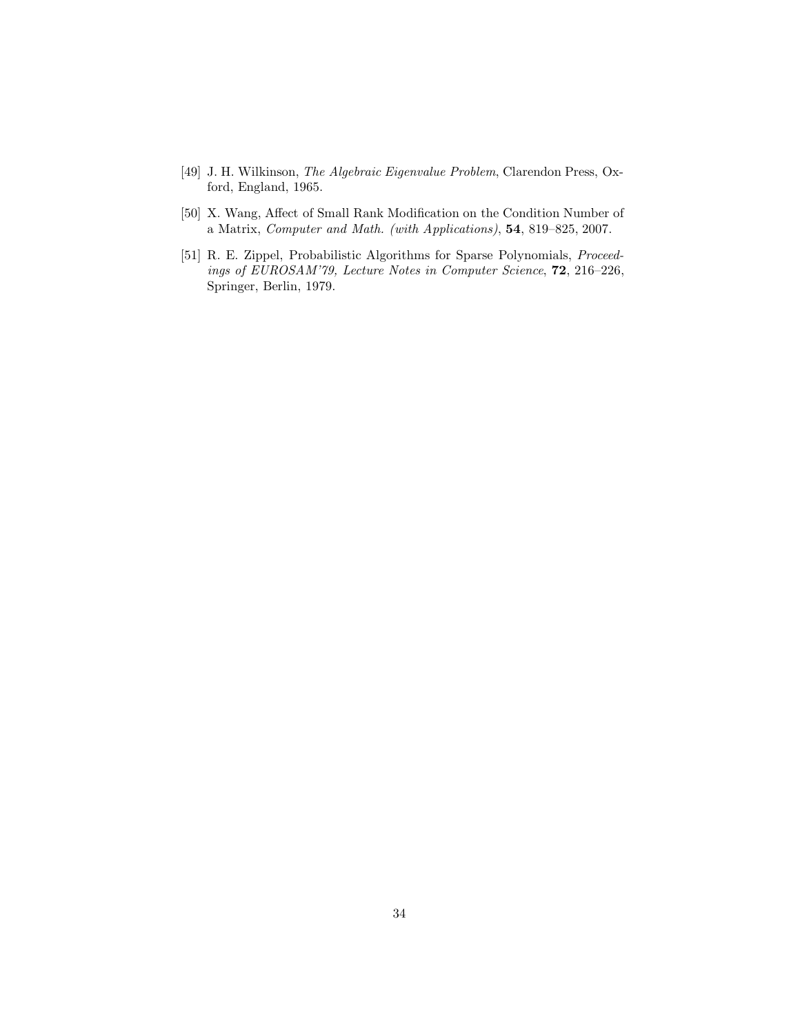[49] J. H. Wilkinson, *The Algebraic Eigenvalue Problem*, Clarendon Press, Oxford, England, 1965.

[50] X. Wang, Affect of Small Rank Modification on the Condition Number of a Matrix, *Computer and Math. (with Applications)*, **54**, 819–825, 2007.

[51] R. E. Zippel, Probabilistic Algorithms for Sparse Polynomials, *Proceedings of EUROSAM'79, Lecture Notes in Computer Science*, **72**, 216–226, Springer, Berlin, 1979.